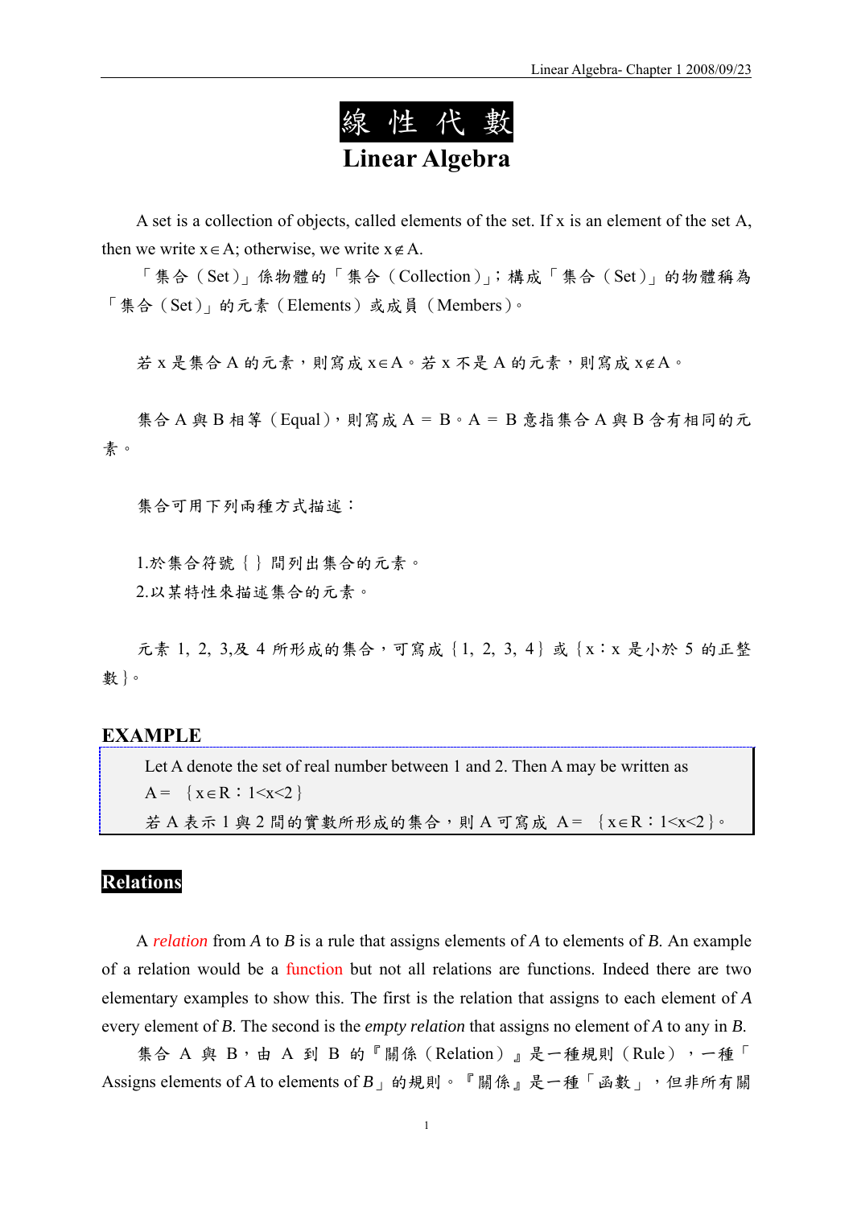# 線 性 代 數

# Linear Algebra

A set is a collection of objects, called elements of the set. If x is an element of the set A, then we write $x \in A$; otherwise, we write $x \notin A$.

「集合（Set）」係物體的「集合（Collection）」；構成「集合（Set）」的物體稱為「集合（Set）」的元素（Elements）或成員（Members）。

若 x 是集合 A 的元素，則寫成 $x \in A$。若 x 不是 A 的元素，則寫成 $x \notin A$。

集合 A 與 B 相等（Equal），則寫成 A ＝ B。A ＝ B 意指集合 A 與 B 含有相同的元素。

集合可用下列兩種方式描述：

1.於集合符號｛｝間列出集合的元素。
2.以某特性來描述集合的元素。

元素 1, 2, 3,及 4 所形成的集合，可寫成｛1, 2, 3, 4｝或｛x：x 是小於 5 的正整數｝。

## EXAMPLE

Let A denote the set of real number between 1 and 2. Then A may be written as
$A = \{x \in R : 1 < x < 2\}$
若 A 表示 1 與 2 間的實數所形成的集合，則 A 可寫成 $A = \{x \in R : 1 < x < 2\}$。

## Relations

A *relation* from *A* to *B* is a rule that assigns elements of *A* to elements of *B*. An example of a relation would be a function but not all relations are functions. Indeed there are two elementary examples to show this. The first is the relation that assigns to each element of *A* every element of *B*. The second is the *empty relation* that assigns no element of *A* to any in *B*.

集合 A 與 B，由 A 到 B 的『關係（Relation）』是一種規則（Rule），一種「Assigns elements of *A* to elements of *B*」的規則。『關係』是一種「函數」，但非所有關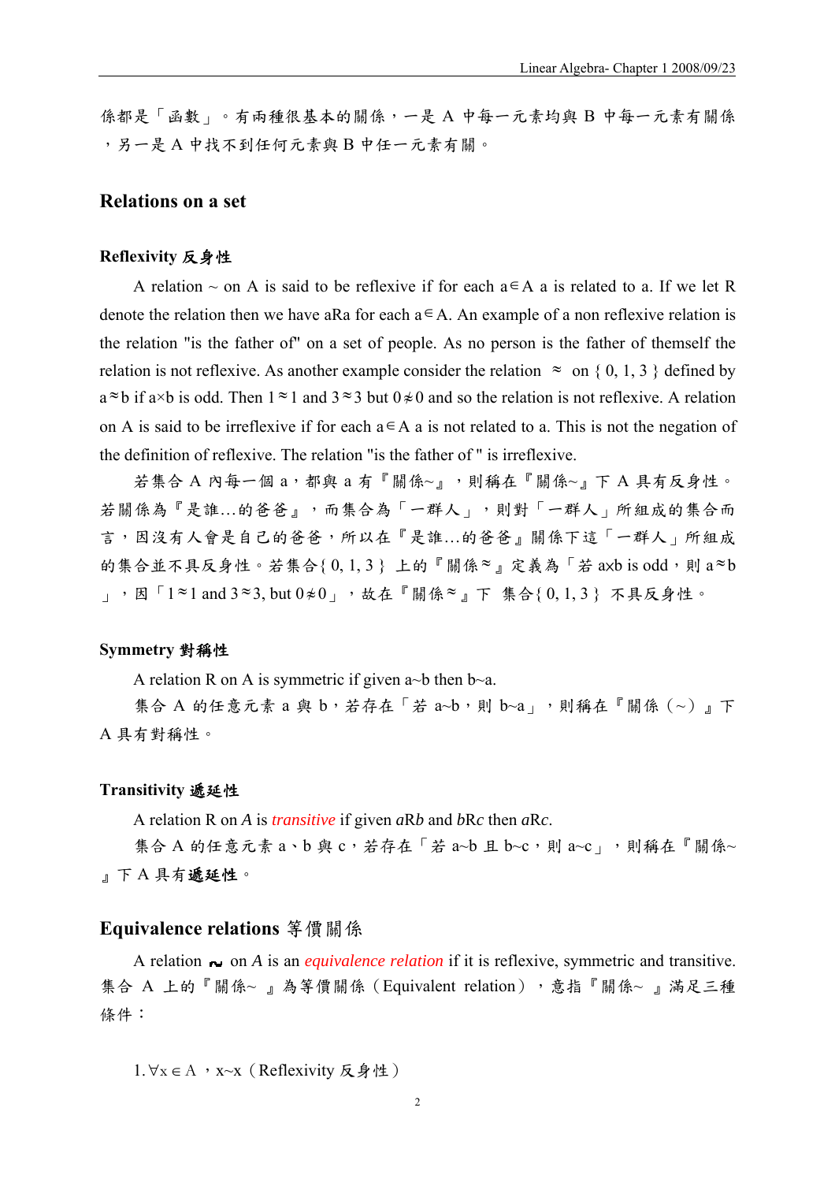係都是「函數」。有兩種很基本的關係，一是 A 中每一元素均與 B 中每一元素有關係，另一是 A 中找不到任何元素與 B 中任一元素有關。

## Relations on a set

### Reflexivity 反身性

A relation ~ on A is said to be reflexive if for each $a \in A$ a is related to a. If we let R denote the relation then we have aRa for each $a \in A$. An example of a non reflexive relation is the relation "is the father of" on a set of people. As no person is the father of themself the relation is not reflexive. As another example consider the relation $\approx$ on { 0, 1, 3 } defined by $a \approx b$ if $a \times b$ is odd. Then $1 \approx 1$ and $3 \approx 3$ but $0 \not\approx 0$ and so the relation is not reflexive. A relation on A is said to be irreflexive if for each $a \in A$ a is not related to a. This is not the negation of the definition of reflexive. The relation "is the father of " is irreflexive.

若集合 A 內每一個 a，都與 a 有『關係~』，則稱在『關係~』下 A 具有反身性。若關係為『是誰…的爸爸』，而集合為「一群人」，則對「一群人」所組成的集合而言，因沒有人會是自己的爸爸，所以在『是誰…的爸爸』關係下這「一群人」所組成的集合並不具反身性。若集合{ 0, 1, 3 } 上的『關係≈』定義為「若 axb is odd，則 a≈b」，因「$1 \approx 1$ and $3 \approx 3$, but $0 \not\approx 0$」，故在『關係≈』下 集合{ 0, 1, 3 } 不具反身性。

### Symmetry 對稱性

A relation R on A is symmetric if given a~b then b~a.

集合 A 的任意元素 a 與 b，若存在「若 a~b，則 b~a」，則稱在『關係（~）』下 A 具有對稱性。

### Transitivity 遞延性

A relation R on *A* is *transitive* if given *a*R*b* and *b*R*c* then *a*R*c*.

集合 A 的任意元素 a、b 與 c，若存在「若 a~b 且 b~c，則 a~c」，則稱在『關係~』下 A 具有**遞延性**。

## Equivalence relations 等價關係

A relation ~ on *A* is an *equivalence relation* if it is reflexive, symmetric and transitive. 集合 A 上的『關係~ 』為等價關係（Equivalent relation），意指『關係~ 』滿足三種條件：

1. $\forall x \in A$，x~x（Reflexivity 反身性）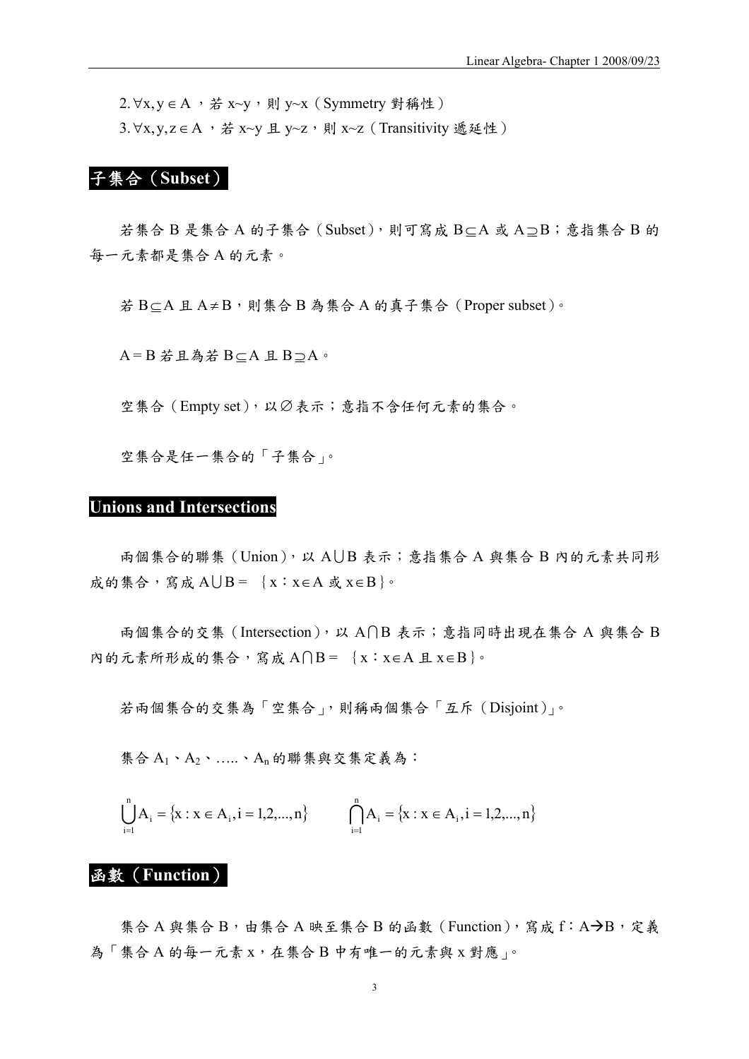2. $\forall x, y \in A$，若 x~y，則 y~x（Symmetry 對稱性）

3. $\forall x, y, z \in A$，若 x~y 且 y~z，則 x~z（Transitivity 遞延性）

## 子集合（Subset）

若集合 B 是集合 A 的子集合（Subset），則可寫成 $B \subseteq A$ 或 $A \supseteq B$；意指集合 B 的每一元素都是集合 A 的元素。

若 $B \subseteq A$ 且 $A \neq B$，則集合 B 為集合 A 的真子集合（Proper subset）。

$A = B$ 若且為若 $B \subseteq A$ 且 $B \supseteq A$。

空集合（Empty set），以 $\varnothing$ 表示；意指不含任何元素的集合。

空集合是任一集合的「子集合」。

## Unions and Intersections

兩個集合的聯集（Union），以 $A \bigcup B$ 表示；意指集合 A 與集合 B 內的元素共同形成的集合，寫成 $A \bigcup B =$ ｛$x : x \in A$ 或 $x \in B$｝。

兩個集合的交集（Intersection），以 $A \bigcap B$ 表示；意指同時出現在集合 A 與集合 B 內的元素所形成的集合，寫成 $A \bigcap B =$ ｛$x : x \in A$ 且 $x \in B$｝。

若兩個集合的交集為「空集合」，則稱兩個集合「互斥（Disjoint）」。

集合 $A_1$、$A_2$、…..、$A_n$ 的聯集與交集定義為：

$$\bigcup_{i=1}^{n} A_i = \{x : x \in A_i, i = 1,2,...,n\} \qquad \bigcap_{i=1}^{n} A_i = \{x : x \in A_i, i = 1,2,...,n\}$$

## 函數（Function）

集合 A 與集合 B，由集合 A 映至集合 B 的函數（Function），寫成 $f : A \rightarrow B$，定義為「集合 A 的每一元素 x，在集合 B 中有唯一的元素與 x 對應」。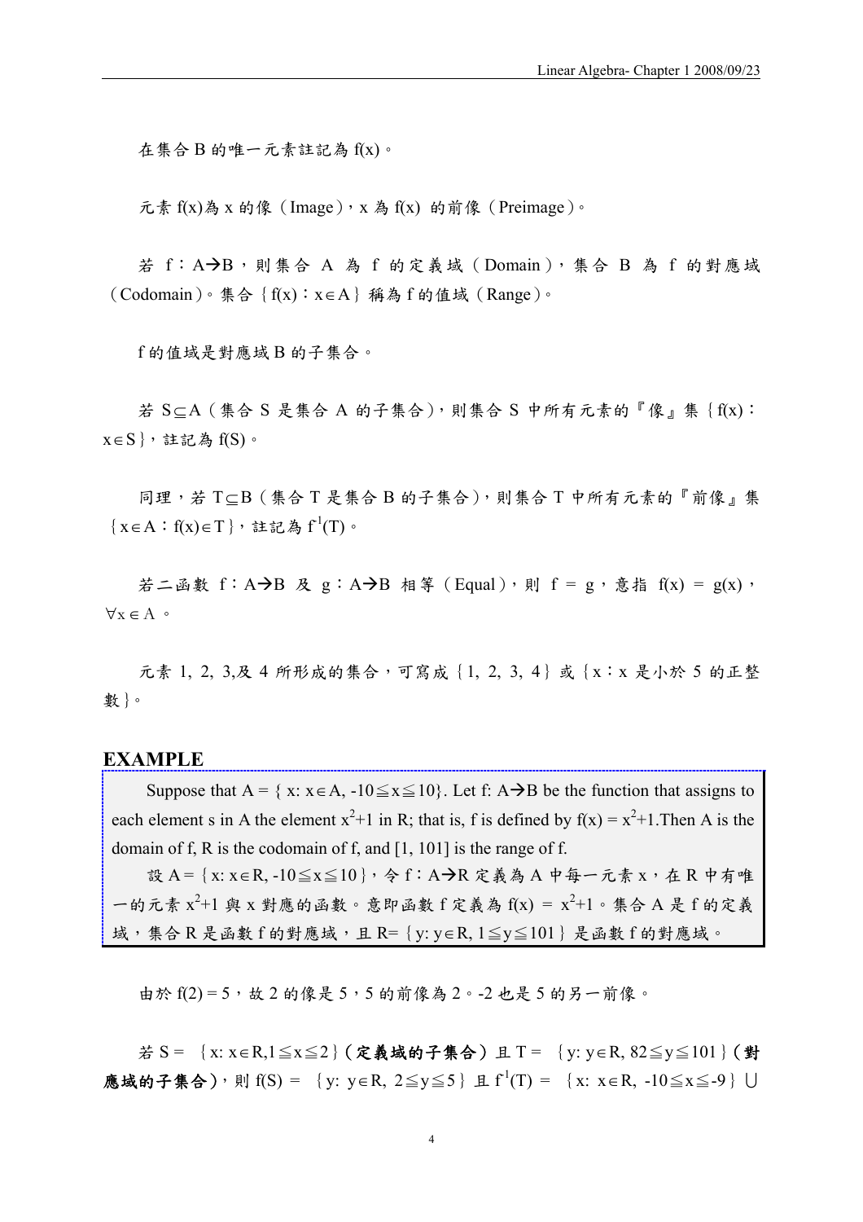在集合 B 的唯一元素註記為 $f(x)$。

元素 $f(x)$為 $x$ 的像（Image），$x$ 為 $f(x)$ 的前像（Preimage）。

若 $f：A \rightarrow B$，則集合 A 為 f 的定義域（Domain），集合 B 為 f 的對應域（Codomain）。集合｛$f(x)：x \in A$｝稱為 f 的值域（Range）。

f 的值域是對應域 B 的子集合。

若 $S \subseteq A$（集合 S 是集合 A 的子集合），則集合 S 中所有元素的『像』集｛$f(x)：x \in S$｝，註記為 $f(S)$。

同理，若 $T \subseteq B$（集合 T 是集合 B 的子集合），則集合 T 中所有元素的『前像』集｛$x \in A：f(x) \in T$｝，註記為 $f^{-1}(T)$。

若二函數 $f：A \rightarrow B$ 及 $g：A \rightarrow B$ 相等（Equal），則 $f = g$，意指 $f(x) = g(x)$，$\forall x \in A$。

元素 1, 2, 3,及 4 所形成的集合，可寫成｛1, 2, 3, 4｝或｛x：x 是小於 5 的正整數｝。

## EXAMPLE

Suppose that A = { x: $x \in A$, $-10 \leqq x \leqq 10$}. Let f: $A \rightarrow B$ be the function that assigns to each element s in A the element $x^2+1$ in R; that is, f is defined by $f(x) = x^2+1$. Then A is the domain of f, R is the codomain of f, and [1, 101] is the range of f.

設 A =｛$x: x \in R, -10 \leqq x \leqq 10$｝，令 $f：A \rightarrow R$ 定義為 A 中每一元素 x，在 R 中有唯一的元素 $x^2+1$ 與 x 對應的函數。意即函數 f 定義為 $f(x) = x^2+1$。集合 A 是 f 的定義域，集合 R 是函數 f 的對應域，且 R=｛$y: y \in R, 1 \leqq y \leqq 101$｝是函數 f 的對應域。

由於 $f(2) = 5$，故 2 的像是 5，5 的前像為 2。-2 也是 5 的另一前像。

若 S = ｛$x: x \in R, 1 \leqq x \leqq 2$｝（**定義域的子集合**）且 T = ｛$y: y \in R, 82 \leqq y \leqq 101$｝（**對應域的子集合**），則 f(S) = ｛$y: y \in R, 2 \leqq y \leqq 5$｝且 $f^{-1}(T)$ = ｛$x: x \in R, -10 \leqq x \leqq -9$｝⋃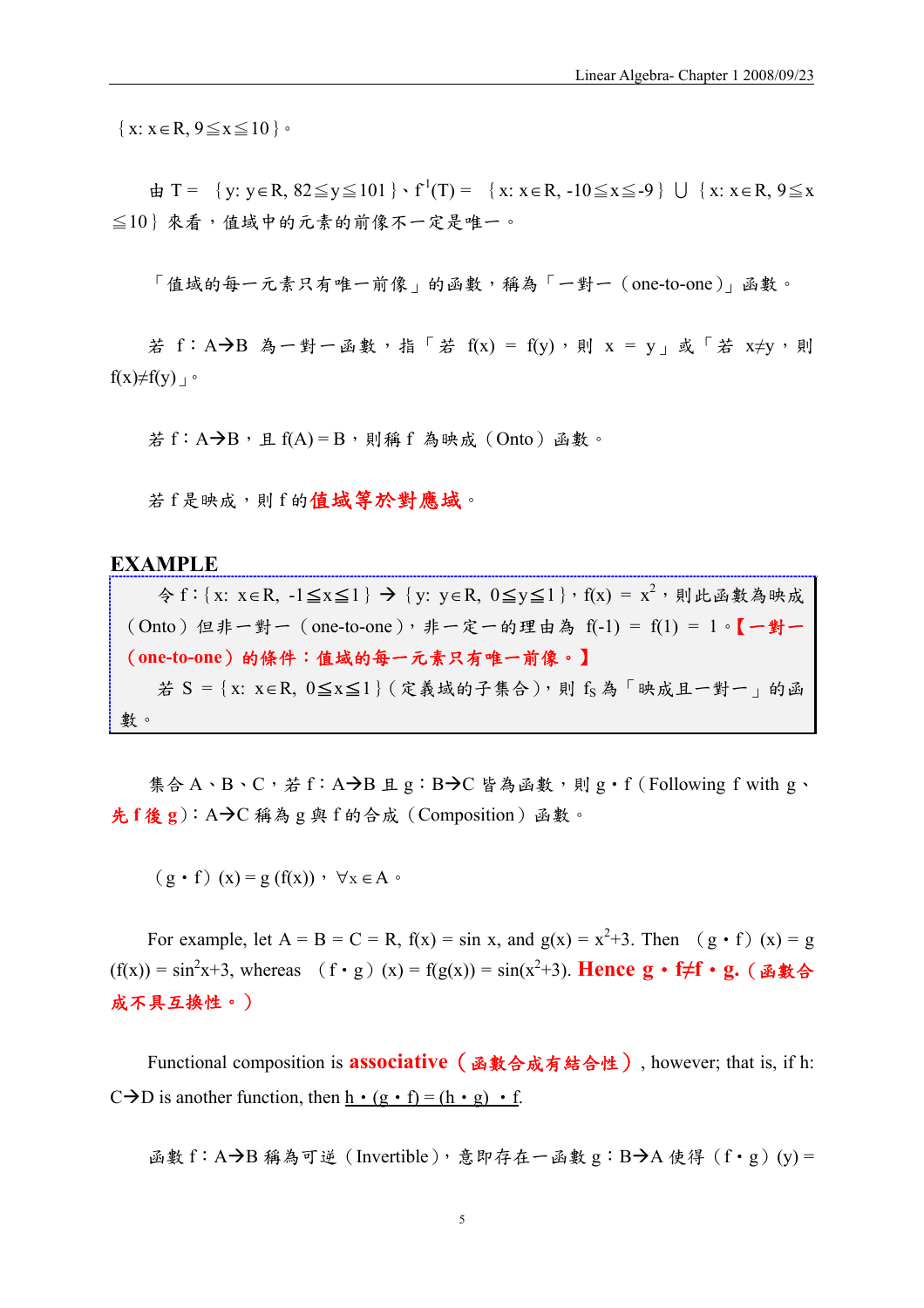{x: x∈R, 9≦x≦10}。

由 T = {y: y∈R, 82≦y≦101}、$f^{-1}(T)$ = {x: x∈R, -10≦x≦-9} ∪ {x: x∈R, 9≦x≦10} 來看，值域中的元素的前像不一定是唯一。

「值域的每一元素只有唯一前像」的函數，稱為「一對一（one-to-one）」函數。

若 f：A→B 為一對一函數，指「若 f(x) = f(y)，則 x = y」或「若 x≠y，則 f(x)≠f(y)」。

若 f：A→B，且 f(A) = B，則稱 f 為映成（Onto）函數。

若 f 是映成，則 f 的**值域等於對應域**。

## EXAMPLE

令 f：{x: x∈R, -1≦x≦1} → {y: y∈R, 0≦y≦1}，$f(x) = x^2$，則此函數為映成（Onto）但非一對一（one-to-one），非一定一的理由為 f(-1) = f(1) = 1。**【一對一（one-to-one）的條件：值域的每一元素只有唯一前像。】**

若 S = {x: x∈R, 0≦x≦1}（定義域的子集合），則 $f_S$ 為「映成且一對一」的函數。

集合 A、B、C，若 f：A→B 且 g：B→C 皆為函數，則 g・f（Following f with g、**先 f 後 g**）：A→C 稱為 g 與 f 的合成（Composition）函數。

（g・f）(x) = g (f(x))，∀x∈A。

For example, let A = B = C = R, f(x) = sin x, and $g(x) = x^2+3$. Then （g・f）(x) = g (f(x)) = $\sin^2 x+3$, whereas （f・g）(x) = f(g(x)) = $\sin(x^2+3)$. **Hence g・f≠f・g.（函數合成不具互換性。）**

Functional composition is **associative（函數合成有結合性）**, however; that is, if h: C→D is another function, then h・(g・f) = (h・g) ・f.

函數 f：A→B 稱為可逆（Invertible），意即存在一函數 g：B→A 使得（f・g）(y) =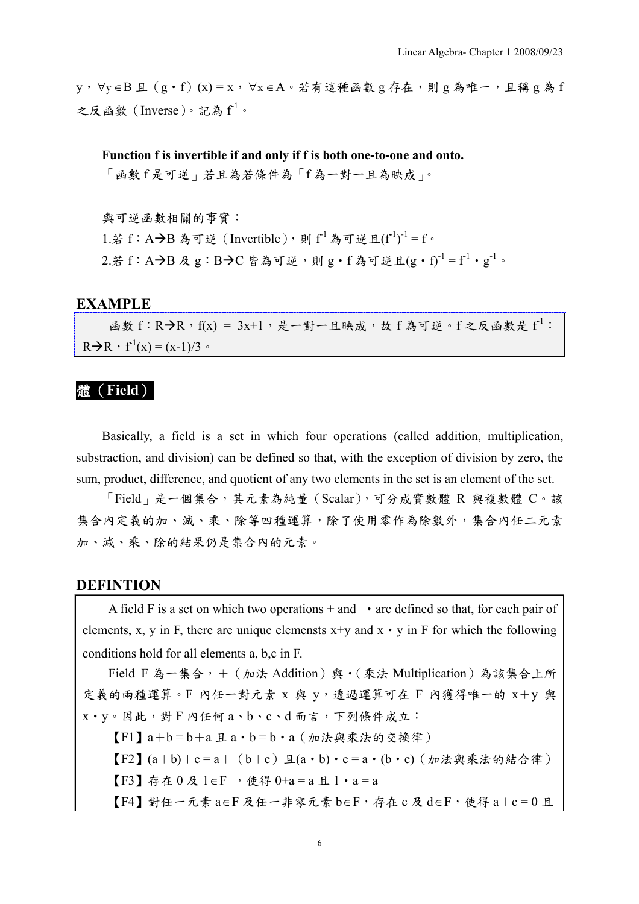y，$\forall y \in B$ 且（$g \cdot f$）$(x) = x$，$\forall x \in A$。若有這種函數 g 存在，則 g 為唯一，且稱 g 為 f 之反函數（Inverse）。記為 $f^{-1}$。

**Function f is invertible if and only if f is both one-to-one and onto.**

「函數 f 是可逆」若且為若條件為「f 為一對一且為映成」。

與可逆函數相關的事實：

1.若 $f: A \rightarrow B$ 為可逆（Invertible），則 $f^{-1}$ 為可逆且$(f^{-1})^{-1} = f$。

2.若 $f: A \rightarrow B$ 及 $g: B \rightarrow C$ 皆為可逆，則 $g \cdot f$ 為可逆且$(g \cdot f)^{-1} = f^{-1} \cdot g^{-1}$。

## EXAMPLE

函數 $f: R \rightarrow R$，$f(x) = 3x+1$，是一對一且映成，故 f 為可逆。f 之反函數是 $f^{-1}$：$R \rightarrow R$，$f^{-1}(x) = (x-1)/3$。

## 體（Field）

Basically, a field is a set in which four operations (called addition, multiplication, substraction, and division) can be defined so that, with the exception of division by zero, the sum, product, difference, and quotient of any two elements in the set is an element of the set.

「Field」是一個集合，其元素為純量（Scalar），可分成實數體 R 與複數體 C。該集合內定義的加、減、乘、除等四種運算，除了使用零作為除數外，集合內任二元素加、減、乘、除的結果仍是集合內的元素。

## DEFINTION

A field F is a set on which two operations + and $\cdot$ are defined so that, for each pair of elements, x, y in F, there are unique elemensts $x+y$ and $x \cdot y$ in F for which the following conditions hold for all elements a, b,c in F.

Field F 為一集合，+（加法 Addition）與 ·（乘法 Multiplication）為該集合上所定義的兩種運算。F 內任一對元素 x 與 y，透過運算可在 F 內獲得唯一的 $x+y$ 與 $x \cdot y$。因此，對 F 內任何 a、b、c、d 而言，下列條件成立：

【F1】$a+b=b+a$ 且 $a \cdot b = b \cdot a$（加法與乘法的交換律）

【F2】$(a+b)+c = a+(b+c)$ 且$(a \cdot b) \cdot c = a \cdot (b \cdot c)$（加法與乘法的結合律）

【F3】存在 0 及 $1 \in F$，使得 $0+a = a$ 且 $1 \cdot a = a$

【F4】對任一元素 $a \in F$ 及任一非零元素 $b \in F$，存在 c 及 $d \in F$，使得 $a+c=0$ 且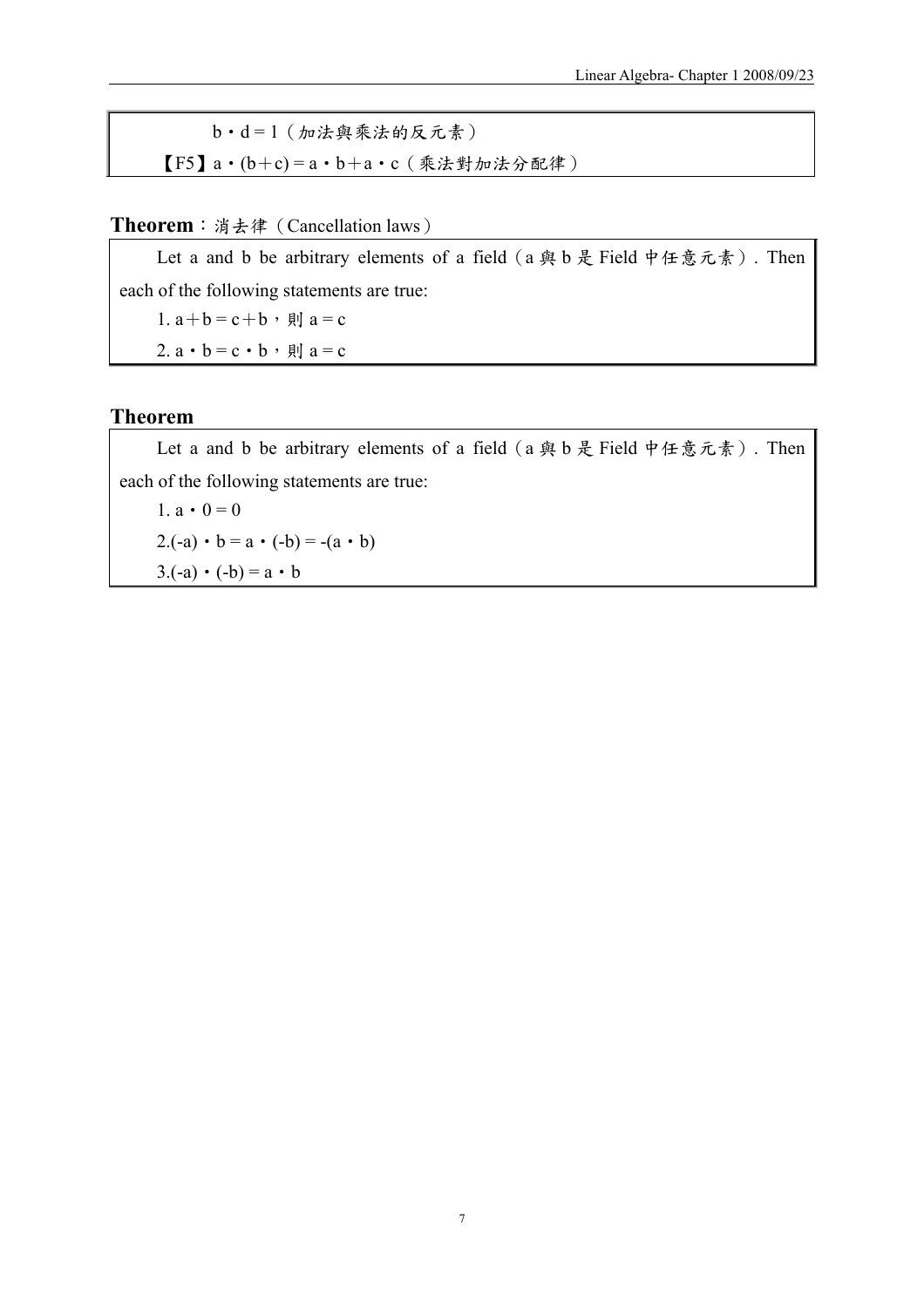$b \cdot d = 1$（加法與乘法的反元素）

【F5】$a \cdot (b + c) = a \cdot b + a \cdot c$（乘法對加法分配律）

**Theorem**：消去律（Cancellation laws）

Let a and b be arbitrary elements of a field（a 與 b 是 Field 中任意元素）. Then each of the following statements are true:

1. $a + b = c + b$，則 $a = c$
2. $a \cdot b = c \cdot b$，則 $a = c$

**Theorem**

Let a and b be arbitrary elements of a field（a 與 b 是 Field 中任意元素）. Then each of the following statements are true:

1. $a \cdot 0 = 0$
2. $(-a) \cdot b = a \cdot (-b) = -(a \cdot b)$
3. $(-a) \cdot (-b) = a \cdot b$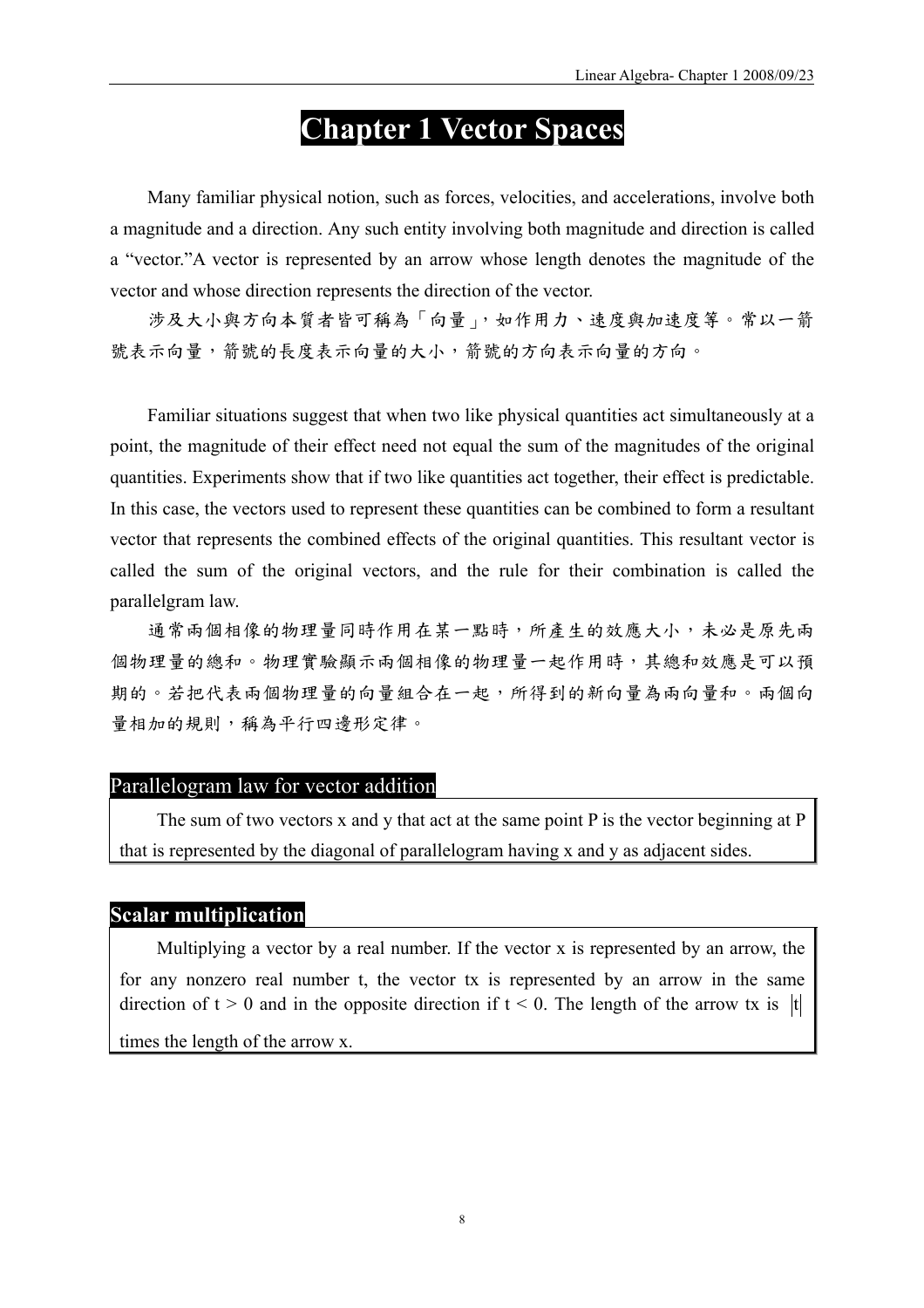# Chapter 1 Vector Spaces

Many familiar physical notion, such as forces, velocities, and accelerations, involve both a magnitude and a direction. Any such entity involving both magnitude and direction is called a "vector."A vector is represented by an arrow whose length denotes the magnitude of the vector and whose direction represents the direction of the vector.

涉及大小與方向本質者皆可稱為「向量」，如作用力、速度與加速度等。常以一箭號表示向量，箭號的長度表示向量的大小，箭號的方向表示向量的方向。

Familiar situations suggest that when two like physical quantities act simultaneously at a point, the magnitude of their effect need not equal the sum of the magnitudes of the original quantities. Experiments show that if two like quantities act together, their effect is predictable. In this case, the vectors used to represent these quantities can be combined to form a resultant vector that represents the combined effects of the original quantities. This resultant vector is called the sum of the original vectors, and the rule for their combination is called the parallelgram law.

通常兩個相像的物理量同時作用在某一點時，所產生的效應大小，未必是原先兩個物理量的總和。物理實驗顯示兩個相像的物理量一起作用時，其總和效應是可以預期的。若把代表兩個物理量的向量組合在一起，所得到的新向量為兩向量和。兩個向量相加的規則，稱為平行四邊形定律。

## Parallelogram law for vector addition

The sum of two vectors x and y that act at the same point P is the vector beginning at P that is represented by the diagonal of parallelogram having x and y as adjacent sides.

## Scalar multiplication

Multiplying a vector by a real number. If the vector x is represented by an arrow, the for any nonzero real number t, the vector tx is represented by an arrow in the same direction of $t > 0$ and in the opposite direction if $t < 0$. The length of the arrow tx is $|t|$ times the length of the arrow x.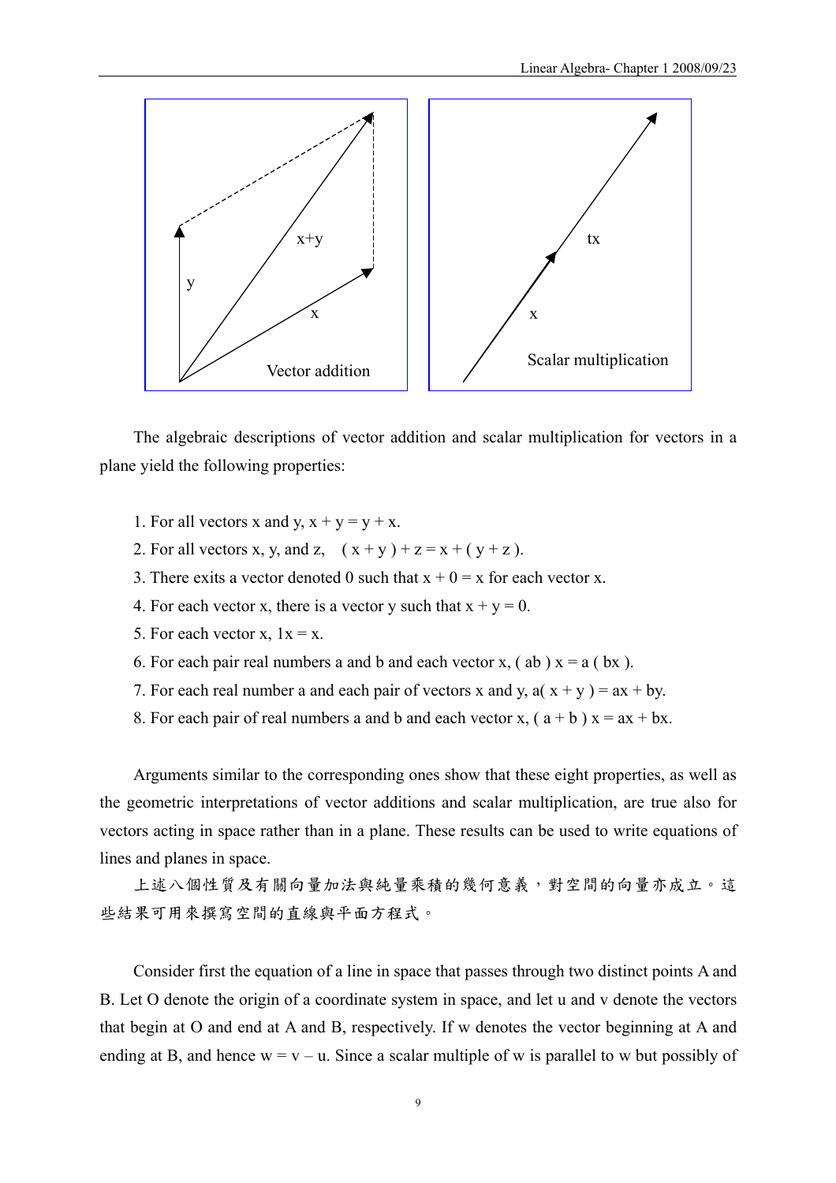The algebraic descriptions of vector addition and scalar multiplication for vectors in a plane yield the following properties:

1. For all vectors x and y, $x + y = y + x$.
2. For all vectors x, y, and z, $(x + y) + z = x + (y + z)$.
3. There exits a vector denoted 0 such that $x + 0 = x$ for each vector x.
4. For each vector x, there is a vector y such that $x + y = 0$.
5. For each vector x, $1x = x$.
6. For each pair real numbers a and b and each vector x, $(ab)x = a(bx)$.
7. For each real number a and each pair of vectors x and y, $a(x + y) = ax + by$.
8. For each pair of real numbers a and b and each vector x, $(a + b)x = ax + bx$.

Arguments similar to the corresponding ones show that these eight properties, as well as the geometric interpretations of vector additions and scalar multiplication, are true also for vectors acting in space rather than in a plane. These results can be used to write equations of lines and planes in space.

上述八個性質及有關向量加法與純量乘積的幾何意義，對空間的向量亦成立。這些結果可用來撰寫空間的直線與平面方程式。

Consider first the equation of a line in space that passes through two distinct points A and B. Let O denote the origin of a coordinate system in space, and let u and v denote the vectors that begin at O and end at A and B, respectively. If w denotes the vector beginning at A and ending at B, and hence $w = v – u$. Since a scalar multiple of w is parallel to w but possibly of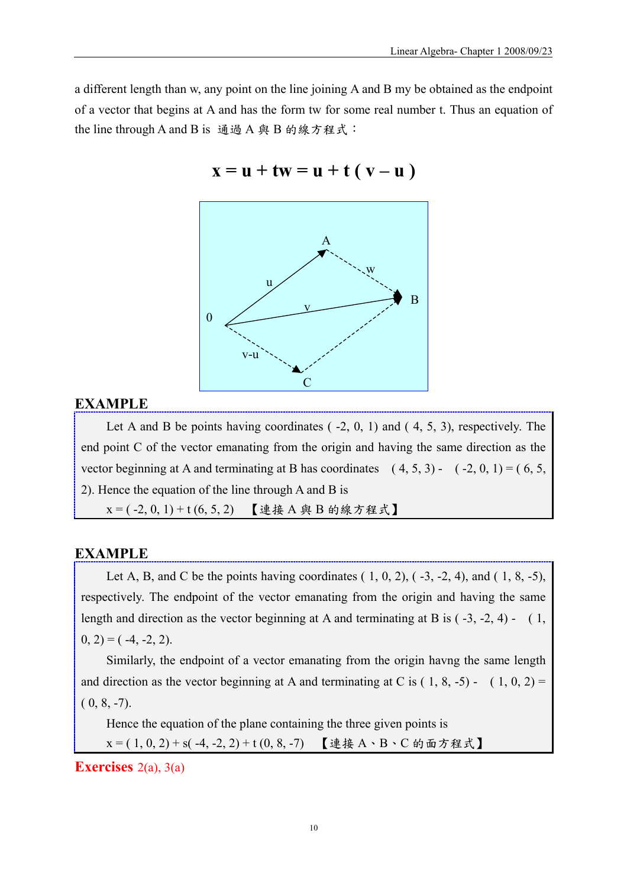a different length than w, any point on the line joining A and B my be obtained as the endpoint of a vector that begins at A and has the form tw for some real number t. Thus an equation of the line through A and B is 通過 A 與 B 的線方程式：

$$\mathbf{x} = \mathbf{u} + t\mathbf{w} = \mathbf{u} + t\,(\,\mathbf{v} - \mathbf{u}\,)$$

### EXAMPLE

Let A and B be points having coordinates ( -2, 0, 1) and ( 4, 5, 3), respectively. The end point C of the vector emanating from the origin and having the same direction as the vector beginning at A and terminating at B has coordinates ( 4, 5, 3) - ( -2, 0, 1) = ( 6, 5, 2). Hence the equation of the line through A and B is

$x = ( -2, 0, 1) + t\,(6, 5, 2)$ 【連接 A 與 B 的線方程式】

### EXAMPLE

Let A, B, and C be the points having coordinates ( 1, 0, 2), ( -3, -2, 4), and ( 1, 8, -5), respectively. The endpoint of the vector emanating from the origin and having the same length and direction as the vector beginning at A and terminating at B is ( -3, -2, 4) - ( 1, 0, 2) = ( -4, -2, 2).

Similarly, the endpoint of a vector emanating from the origin havng the same length and direction as the vector beginning at A and terminating at C is ( 1, 8, -5) - ( 1, 0, 2) = ( 0, 8, -7).

Hence the equation of the plane containing the three given points is

$x = ( 1, 0, 2) + s( -4, -2, 2) + t\,(0, 8, -7)$ 【連接 A、B、C 的面方程式】

**Exercises** 2(a), 3(a)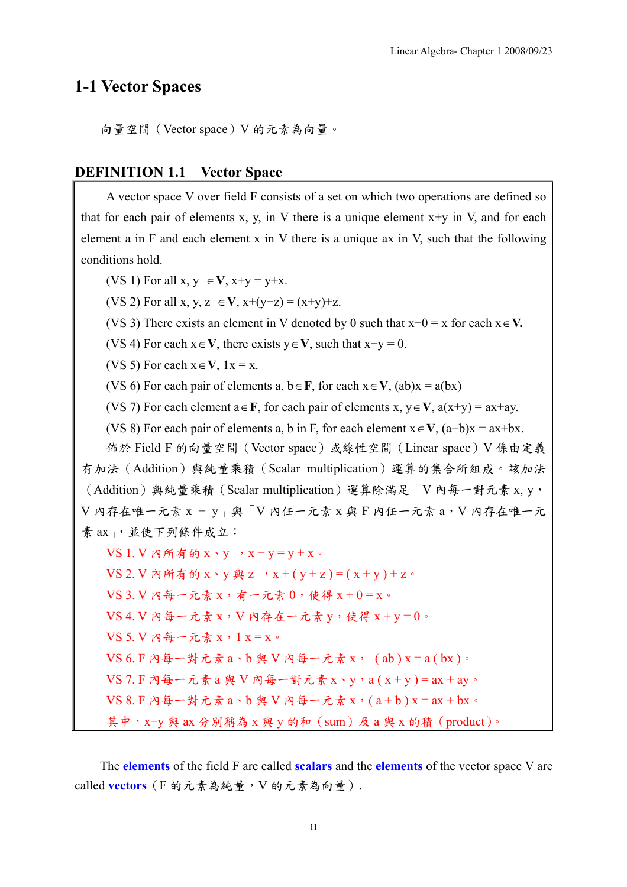## 1-1 Vector Spaces

向量空間（Vector space）V 的元素為向量。

### DEFINITION 1.1 Vector Space

A vector space V over field F consists of a set on which two operations are defined so that for each pair of elements x, y, in V there is a unique element x+y in V, and for each element a in F and each element x in V there is a unique ax in V, such that the following conditions hold.

(VS 1) For all $x, y \in \mathbf{V}$, $x+y = y+x$.

(VS 2) For all $x, y, z \in \mathbf{V}$, $x+(y+z) = (x+y)+z$.

(VS 3) There exists an element in V denoted by 0 such that $x+0 = x$ for each $x \in \mathbf{V}$.

(VS 4) For each $x \in \mathbf{V}$, there exists $y \in \mathbf{V}$, such that $x+y = 0$.

(VS 5) For each $x \in \mathbf{V}$, $1x = x$.

(VS 6) For each pair of elements $a, b \in \mathbf{F}$, for each $x \in \mathbf{V}$, $(ab)x = a(bx)$

(VS 7) For each element $a \in \mathbf{F}$, for each pair of elements $x, y \in \mathbf{V}$, $a(x+y) = ax+ay$.

(VS 8) For each pair of elements a, b in F, for each element $x \in \mathbf{V}$, $(a+b)x = ax+bx$.

佈於 Field F 的向量空間（Vector space）或線性空間（Linear space）V 係由定義有加法（Addition）與純量乘積（Scalar multiplication）運算的集合所組成。該加法（Addition）與純量乘積（Scalar multiplication）運算除滿足「V 內每一對元素 x, y，V 內存在唯一元素 x ＋ y」與「V 內任一元素 x 與 F 內任一元素 a，V 內存在唯一元素 ax」，並使下列條件成立：

VS 1. V 內所有的 x、y ，$x + y = y + x$。

VS 2. V 內所有的 x、y 與 z ，$x + ( y + z ) = ( x + y ) + z$。

VS 3. V 內每一元素 x，有一元素 0，使得 $x + 0 = x$。

VS 4. V 內每一元素 x，V 內存在一元素 y，使得 $x + y = 0$。

VS 5. V 內每一元素 x，$1 x = x$。

VS 6. F 內每一對元素 a、b 與 V 內每一元素 x， $( ab ) x = a ( bx )$。

VS 7. F 內每一元素 a 與 V 內每一對元素 x、y，$a ( x + y ) = ax + ay$。

VS 8. F 內每一對元素 a、b 與 V 內每一元素 x，$( a + b ) x = ax + bx$。

其中，x+y 與 ax 分別稱為 x 與 y 的和（sum）及 a 與 x 的積（product）。

The **elements** of the field F are called **scalars** and the **elements** of the vector space V are called **vectors**（F 的元素為純量，V 的元素為向量）.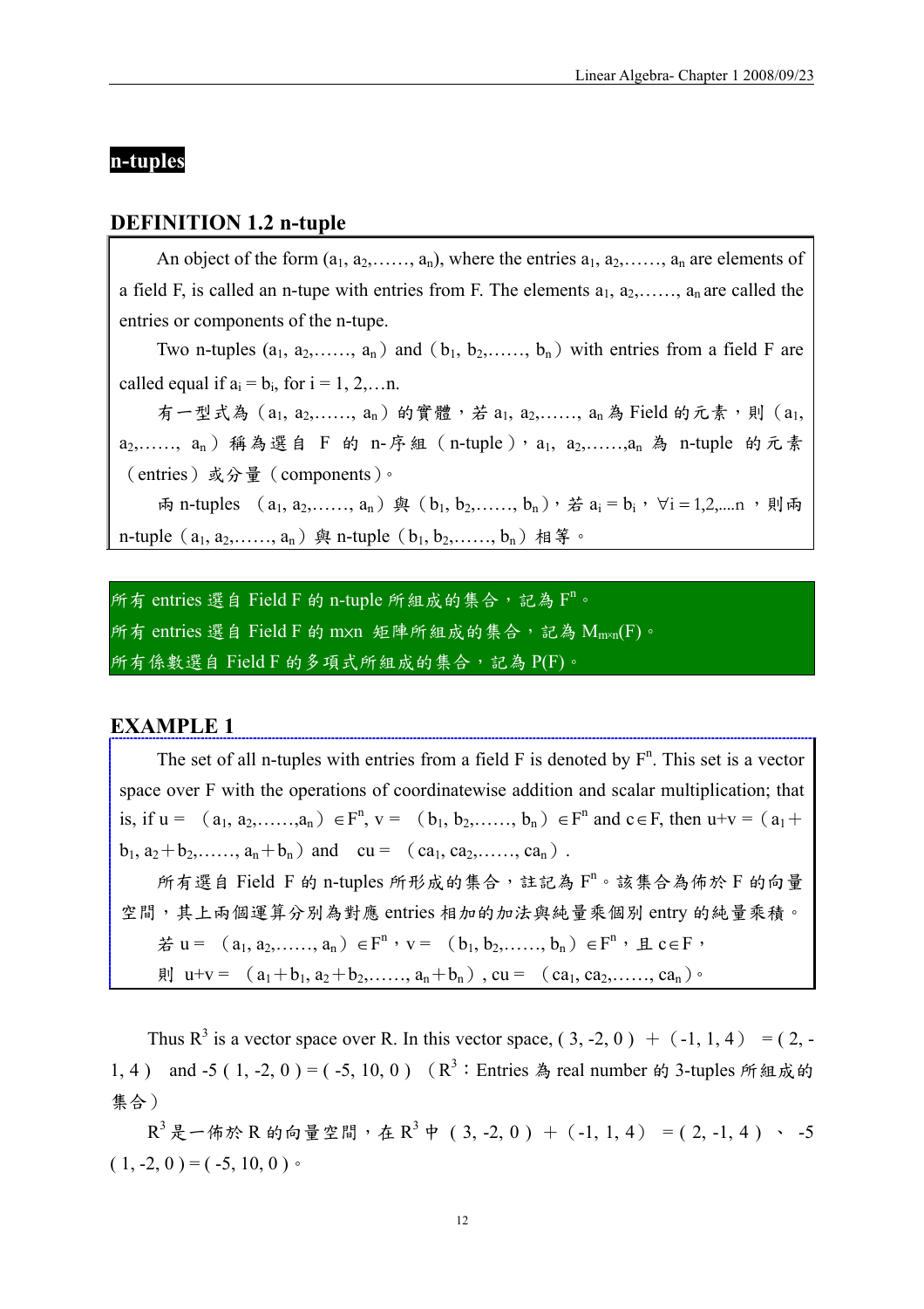## n-tuples

### DEFINITION 1.2 n-tuple

An object of the form $(a_1, a_2,\ldots\ldots, a_n)$, where the entries $a_1, a_2,\ldots\ldots, a_n$ are elements of a field F, is called an n-tupe with entries from F. The elements $a_1, a_2,\ldots\ldots, a_n$ are called the entries or components of the n-tupe.

Two n-tuples $(a_1, a_2,\ldots\ldots, a_n)$ and $(b_1, b_2,\ldots\ldots, b_n)$ with entries from a field F are called equal if $a_i = b_i$, for $i = 1, 2,\ldots n$.

有一型式為 $(a_1, a_2,\ldots\ldots, a_n)$ 的實體，若 $a_1, a_2,\ldots\ldots, a_n$ 為 Field 的元素，則 $(a_1, a_2,\ldots\ldots, a_n)$ 稱為選自 F 的 n-序組（n-tuple），$a_1, a_2,\ldots\ldots, a_n$ 為 n-tuple 的元素（entries）或分量（components）。

兩 n-tuples $(a_1, a_2,\ldots\ldots, a_n)$ 與 $(b_1, b_2,\ldots\ldots, b_n)$，若 $a_i = b_i$，$\forall i = 1,2,\ldots.n$，則兩 n-tuple $(a_1, a_2,\ldots\ldots, a_n)$ 與 n-tuple $(b_1, b_2,\ldots\ldots, b_n)$ 相等。

所有 entries 選自 Field F 的 n-tuple 所組成的集合，記為 $F^n$。
所有 entries 選自 Field F 的 m×n 矩陣所組成的集合，記為 $M_{m\times n}(F)$。
所有係數選自 Field F 的多項式所組成的集合，記為 P(F)。

### EXAMPLE 1

The set of all n-tuples with entries from a field F is denoted by $F^n$. This set is a vector space over F with the operations of coordinatewise addition and scalar multiplication; that is, if $u = (a_1, a_2,\ldots\ldots,a_n) \in F^n$, $v = (b_1, b_2,\ldots\ldots, b_n) \in F^n$ and $c \in F$, then $u+v = (a_1+b_1, a_2+b_2,\ldots\ldots, a_n+b_n)$ and $cu = (ca_1, ca_2,\ldots\ldots, ca_n)$.

所有選自 Field F 的 n-tuples 所形成的集合，註記為 $F^n$。該集合為佈於 F 的向量空間，其上兩個運算分別為對應 entries 相加的加法與純量乘個別 entry 的純量乘積。

若 $u = (a_1, a_2,\ldots\ldots, a_n) \in F^n$，$v = (b_1, b_2,\ldots\ldots, b_n) \in F^n$，且 $c \in F$，

則 $u+v = (a_1+b_1, a_2+b_2,\ldots\ldots, a_n+b_n)$, $cu = (ca_1, ca_2,\ldots\ldots, ca_n)$。

Thus $R^3$ is a vector space over R. In this vector space, $(3, -2, 0) + (-1, 1, 4) = (2, -1, 4)$ and $-5(1, -2, 0) = (-5, 10, 0)$ （$R^3$：Entries 為 real number 的 3-tuples 所組成的集合）

$R^3$ 是一佈於 R 的向量空間，在 $R^3$ 中 $(3, -2, 0) + (-1, 1, 4) = (2, -1, 4)$ 、 $-5(1, -2, 0) = (-5, 10, 0)$。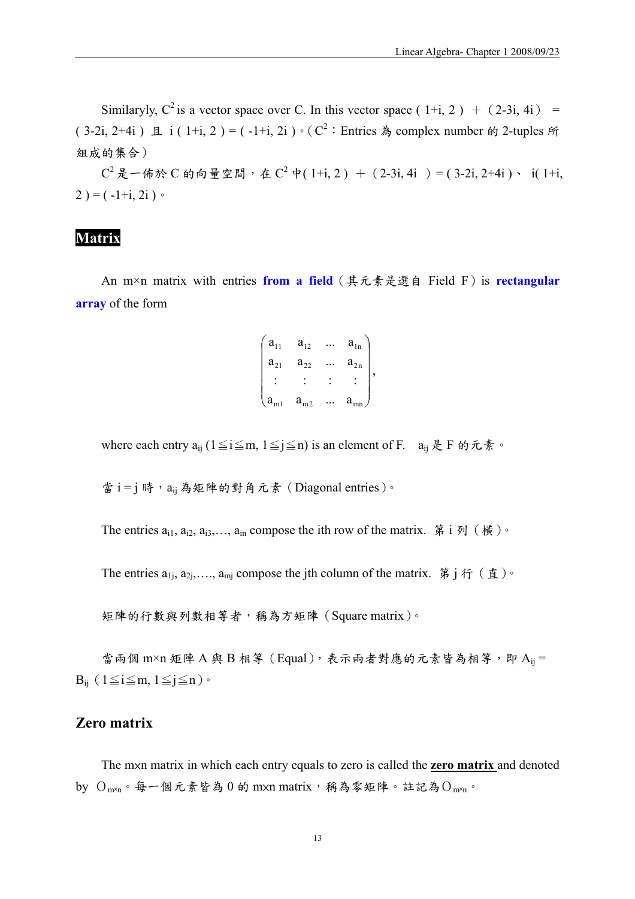Similaryly, $C^2$ is a vector space over C. In this vector space ( 1+i, 2 ) ＋ (2-3i, 4i) = ( 3-2i, 2+4i ) 且 i ( 1+i, 2 ) = ( -1+i, 2i )。( $C^2$：Entries 為 complex number 的 2-tuples 所組成的集合)

$C^2$ 是一佈於 C 的向量空間，在 $C^2$ 中( 1+i, 2 ) ＋ (2-3i, 4i ) = ( 3-2i, 2+4i )、 i( 1+i, 2 ) = ( -1+i, 2i )。

## Matrix

An m×n matrix with entries **from a field** (其元素是選自 Field F) is **rectangular array** of the form

$$\begin{pmatrix} a_{11} & a_{12} & \cdots & a_{1n} \\ a_{21} & a_{22} & \cdots & a_{2n} \\ \vdots & \vdots & \vdots & \vdots \\ a_{m1} & a_{m2} & \cdots & a_{mn} \end{pmatrix},$$

where each entry $a_{ij}$ ($1 \leqq i \leqq m$, $1 \leqq j \leqq n$) is an element of F. $a_{ij}$ 是 F 的元素。

當 i = j 時，$a_{ij}$ 為矩陣的對角元素 (Diagonal entries)。

The entries $a_{i1}, a_{i2}, a_{i3}, \ldots, a_{in}$ compose the ith row of the matrix. 第 i 列 (橫)。

The entries $a_{1j}, a_{2j}, \ldots, a_{mj}$ compose the jth column of the matrix. 第 j 行 (直)。

矩陣的行數與列數相等者，稱為方矩陣 (Square matrix)。

當兩個 m×n 矩陣 A 與 B 相等 (Equal)，表示兩者對應的元素皆為相等，即 $A_{ij} = B_{ij}$ ($1 \leqq i \leqq m$, $1 \leqq j \leqq n$)。

### Zero matrix

The m×n matrix in which each entry equals to zero is called the **zero matrix** and denoted by $O_{m\times n}$。每一個元素皆為 0 的 m×n matrix，稱為零矩陣。註記為 $O_{m\times n}$。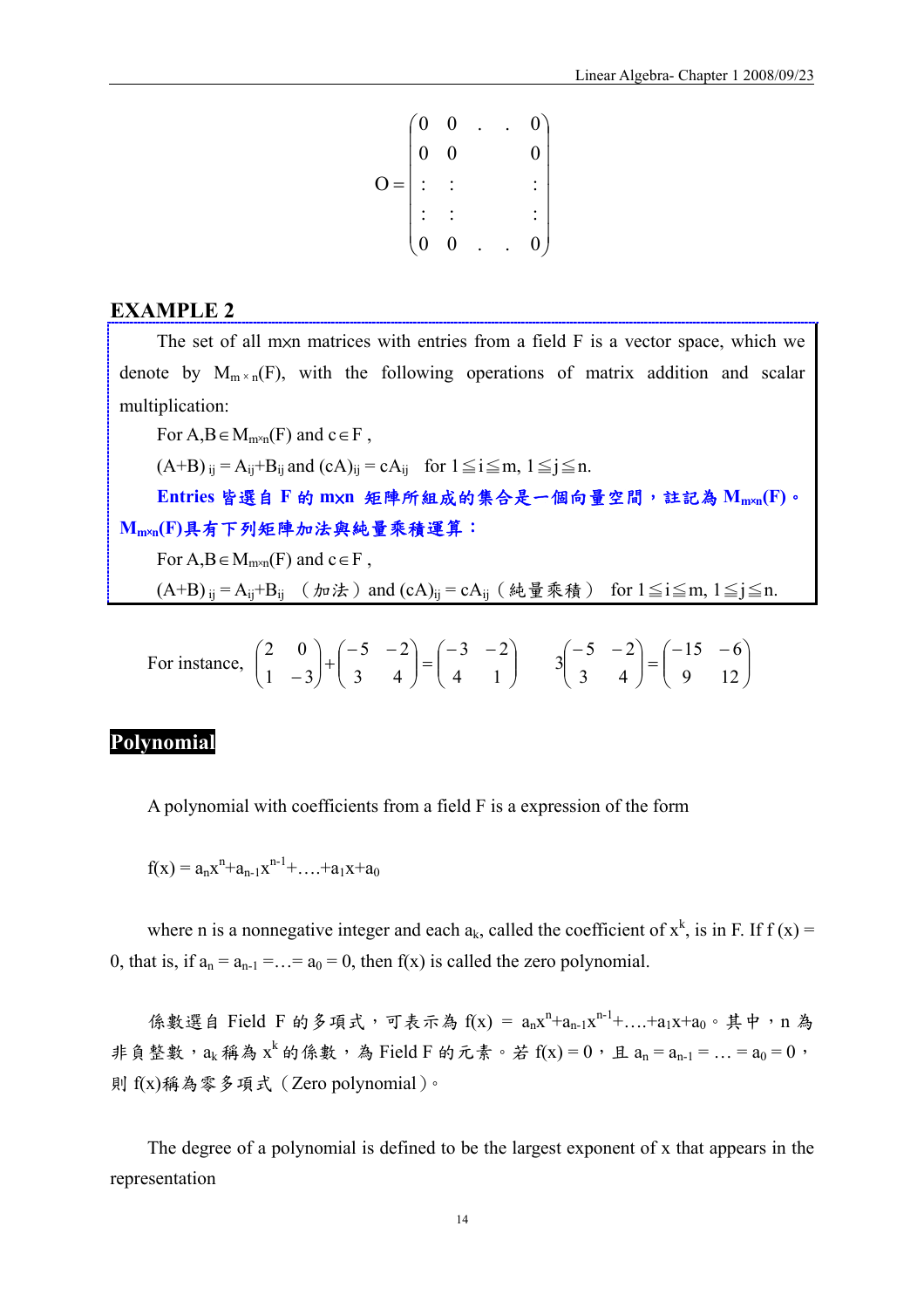$$O = \begin{pmatrix} 0 & 0 & . & . & 0 \\ 0 & 0 & & & 0 \\ : & : & & & : \\ : & : & & & : \\ 0 & 0 & . & . & 0 \end{pmatrix}$$

## EXAMPLE 2

The set of all m×n matrices with entries from a field F is a vector space, which we denote by $M_{m\times n}(F)$, with the following operations of matrix addition and scalar multiplication:

For $A,B \in M_{m\times n}(F)$ and $c \in F$ ,

$(A+B)_{ij} = A_{ij}+B_{ij}$ and $(cA)_{ij} = cA_{ij}$ for $1 \leqq i \leqq m$, $1 \leqq j \leqq n$.

**Entries 皆選自 F 的 m×n 矩陣所組成的集合是一個向量空間，註記為 $M_{m\times n}(F)$。$M_{m\times n}(F)$具有下列矩陣加法與純量乘積運算：**

For $A,B \in M_{m\times n}(F)$ and $c \in F$ ,

$(A+B)_{ij} = A_{ij}+B_{ij}$ （加法） and $(cA)_{ij} = cA_{ij}$（純量乘積） for $1 \leqq i \leqq m$, $1 \leqq j \leqq n$.

For instance, $\begin{pmatrix} 2 & 0 \\ 1 & -3 \end{pmatrix} + \begin{pmatrix} -5 & -2 \\ 3 & 4 \end{pmatrix} = \begin{pmatrix} -3 & -2 \\ 4 & 1 \end{pmatrix}$ $\quad 3\begin{pmatrix} -5 & -2 \\ 3 & 4 \end{pmatrix} = \begin{pmatrix} -15 & -6 \\ 9 & 12 \end{pmatrix}$

## Polynomial

A polynomial with coefficients from a field F is a expression of the form

$$f(x) = a_nx^n+a_{n-1}x^{n-1}+\ldots+a_1x+a_0$$

where n is a nonnegative integer and each $a_k$, called the coefficient of $x^k$, is in F. If f (x) = 0, that is, if $a_n = a_{n-1} = \ldots = a_0 = 0$, then f(x) is called the zero polynomial.

係數選自 Field F 的多項式，可表示為 $f(x) = a_nx^n+a_{n-1}x^{n-1}+\ldots+a_1x+a_0$。其中，n 為非負整數，$a_k$ 稱為 $x^k$ 的係數，為 Field F 的元素。若 f(x) = 0，且 $a_n = a_{n-1} = \ldots = a_0 = 0$，則 f(x)稱為零多項式（Zero polynomial）。

The degree of a polynomial is defined to be the largest exponent of x that appears in the representation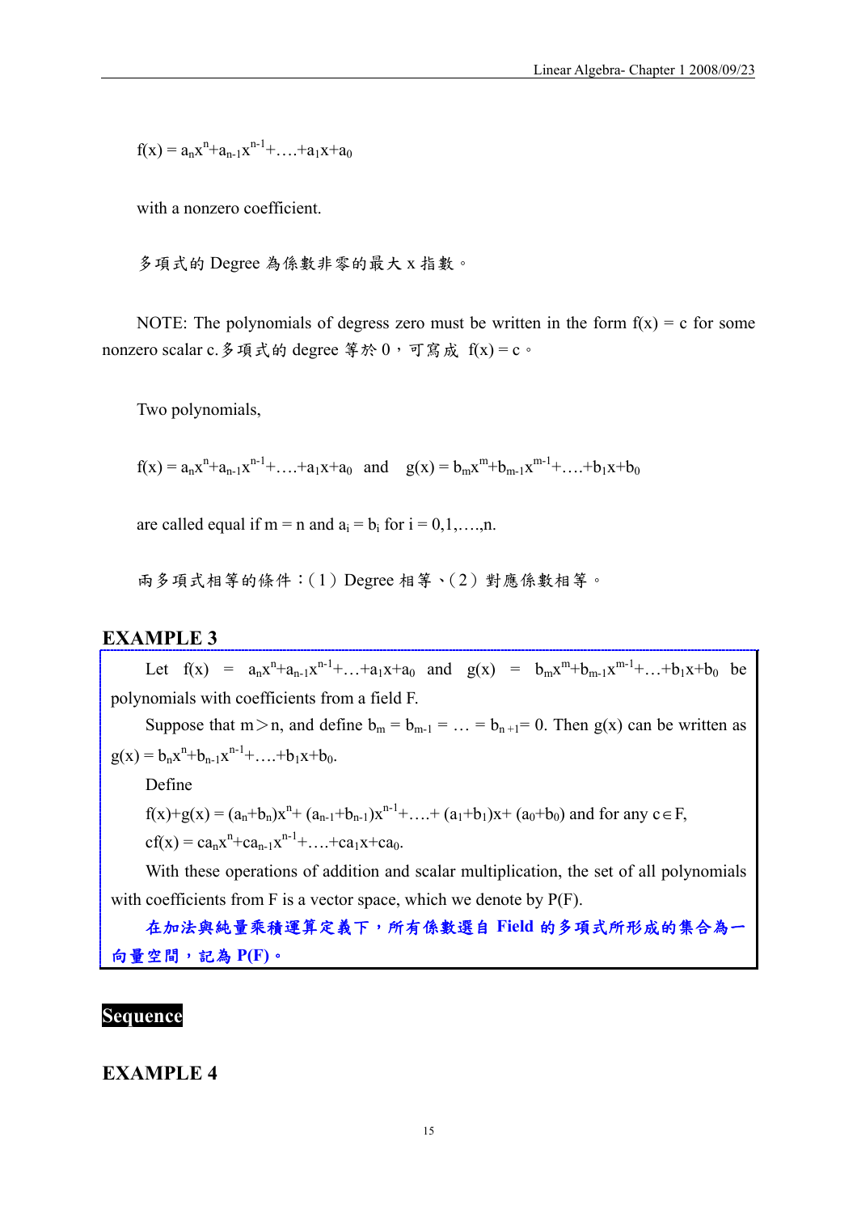$f(x) = a_nx^n+a_{n-1}x^{n-1}+\ldots+a_1x+a_0$

with a nonzero coefficient.

多項式的 Degree 為係數非零的最大 x 指數。

NOTE: The polynomials of degress zero must be written in the form $f(x) = c$ for some nonzero scalar c. 多項式的 degree 等於 0，可寫成 $f(x) = c$。

Two polynomials,

$f(x) = a_nx^n+a_{n-1}x^{n-1}+\ldots+a_1x+a_0$ and $g(x) = b_mx^m+b_{m-1}x^{m-1}+\ldots+b_1x+b_0$

are called equal if $m = n$ and $a_i = b_i$ for $i = 0,1,\ldots,n$.

兩多項式相等的條件：(1) Degree 相等、(2) 對應係數相等。

## EXAMPLE 3

Let $f(x) = a_nx^n+a_{n-1}x^{n-1}+\ldots+a_1x+a_0$ and $g(x) = b_mx^m+b_{m-1}x^{m-1}+\ldots+b_1x+b_0$ be polynomials with coefficients from a field F.

Suppose that $m > n$, and define $b_m = b_{m-1} = \ldots = b_{n+1} = 0$. Then g(x) can be written as $g(x) = b_nx^n+b_{n-1}x^{n-1}+\ldots+b_1x+b_0$.

Define

$f(x)+g(x) = (a_n+b_n)x^n+(a_{n-1}+b_{n-1})x^{n-1}+\ldots+(a_1+b_1)x+(a_0+b_0)$ and for any $c \in F$,

$cf(x) = ca_nx^n+ca_{n-1}x^{n-1}+\ldots+ca_1x+ca_0$.

With these operations of addition and scalar multiplication, the set of all polynomials with coefficients from F is a vector space, which we denote by P(F).

**在加法與純量乘積運算定義下，所有係數選自 Field 的多項式所形成的集合為一向量空間，記為 P(F)。**

## Sequence

## EXAMPLE 4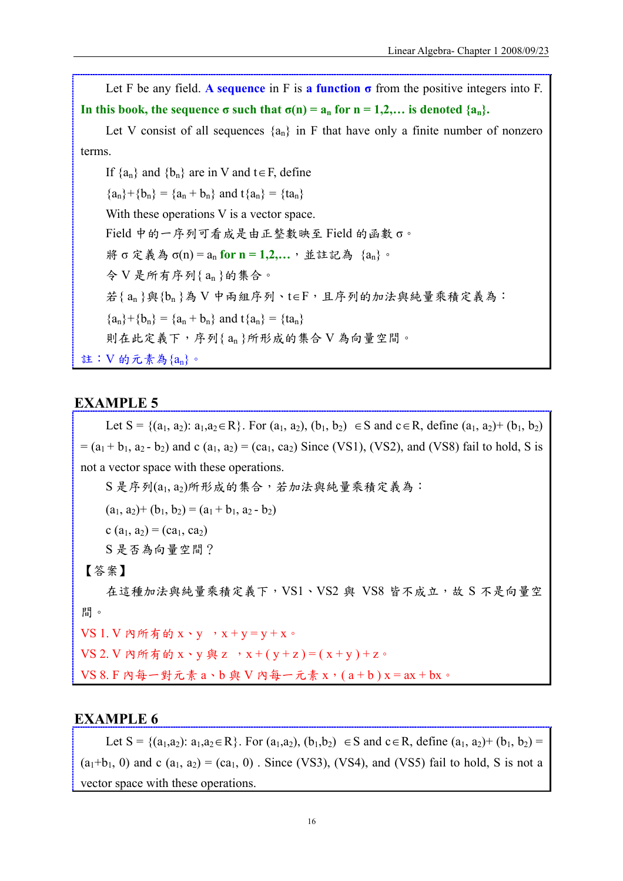Let F be any field. **A sequence** in F is **a function σ** from the positive integers into F. **In this book, the sequence σ such that $\sigma(n) = a_n$ for n = 1,2,… is denoted $\{a_n\}$.**

Let V consist of all sequences $\{a_n\}$ in F that have only a finite number of nonzero terms.

If $\{a_n\}$ and $\{b_n\}$ are in V and $t \in F$, define

$\{a_n\}+\{b_n\} = \{a_n + b_n\}$ and $t\{a_n\} = \{ta_n\}$

With these operations V is a vector space.

Field 中的一序列可看成是由正整數映至 Field 的函數 σ。

將 σ 定義為 $\sigma(n) = a_n$ **for n = 1,2,…**，並註記為 $\{a_n\}$。

令 V 是所有序列$\{ a_n \}$的集合。

若$\{ a_n \}$與$\{b_n \}$為 V 中兩組序列、$t \in F$，且序列的加法與純量乘積定義為：

$\{a_n\}+\{b_n\} = \{a_n + b_n\}$ and $t\{a_n\} = \{ta_n\}$

則在此定義下，序列$\{ a_n \}$所形成的集合 V 為向量空間。

註：V 的元素為$\{a_n\}$。

## EXAMPLE 5

Let $S = \{(a_1, a_2): a_1,a_2 \in R\}$. For $(a_1, a_2), (b_1, b_2) \in S$ and $c \in R$, define $(a_1, a_2)+ (b_1, b_2) = (a_1 + b_1, a_2 - b_2)$ and $c\,(a_1, a_2) = (ca_1, ca_2)$ Since (VS1), (VS2), and (VS8) fail to hold, S is not a vector space with these operations.

S 是序列$(a_1, a_2)$所形成的集合，若加法與純量乘積定義為：

$(a_1, a_2)+ (b_1, b_2) = (a_1 + b_1, a_2 - b_2)$

$c\,(a_1, a_2) = (ca_1, ca_2)$

S 是否為向量空間？

【答案】

在這種加法與純量乘積定義下，VS1、VS2 與 VS8 皆不成立，故 S 不是向量空間。

VS 1. V 內所有的 x、y ，$x + y = y + x$。

VS 2. V 內所有的 x、y 與 z ，$x + ( y + z ) = ( x + y ) + z$。

VS 8. F 內每一對元素 a、b 與 V 內每一元素 x，$( a + b )\, x = ax + bx$。

## EXAMPLE 6

Let $S = \{(a_1,a_2): a_1,a_2 \in R\}$. For $(a_1,a_2), (b_1,b_2) \in S$ and $c \in R$, define $(a_1, a_2)+ (b_1, b_2) = (a_1+b_1, 0)$ and $c\,(a_1, a_2) = (ca_1, 0)$ . Since (VS3), (VS4), and (VS5) fail to hold, S is not a vector space with these operations.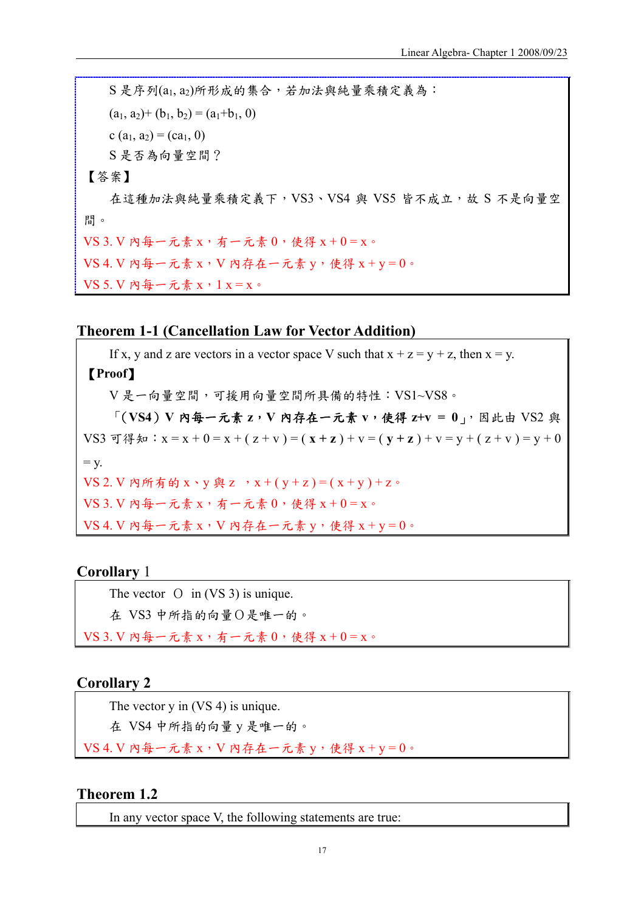S 是序列($a_1$, $a_2$)所形成的集合，若加法與純量乘積定義為：

$(a_1, a_2)+ (b_1, b_2) = (a_1+b_1, 0)$

$c\,(a_1, a_2) = (ca_1, 0)$

S 是否為向量空間？

【答案】

在這種加法與純量乘積定義下，VS3、VS4 與 VS5 皆不成立，故 S 不是向量空間。

VS 3. V 內每一元素 x，有一元素 0，使得 x + 0 = x。

VS 4. V 內每一元素 x，V 內存在一元素 y，使得 x + y = 0。

VS 5. V 內每一元素 x，1 x = x。

## Theorem 1-1 (Cancellation Law for Vector Addition)

If x, y and z are vectors in a vector space V such that x + z = y + z, then x = y.

**【Proof】**

V 是一向量空間，可援用向量空間所具備的特性：VS1~VS8。

「**(VS4) V 內每一元素 z，V 內存在一元素 v，使得 z+v = 0**」，因此由 VS2 與 VS3 可得知：x = x + 0 = x + ( z + v ) = ( **x + z** ) + v = ( **y + z** ) + v = y + ( z + v ) = y + 0 = y.

VS 2. V 內所有的 x、y 與 z ，x + ( y + z ) = ( x + y ) + z。

VS 3. V 內每一元素 x，有一元素 0，使得 x + 0 = x。

VS 4. V 內每一元素 x，V 內存在一元素 y，使得 x + y = 0。

## Corollary 1

The vector O in (VS 3) is unique.

在 VS3 中所指的向量O是唯一的。

VS 3. V 內每一元素 x，有一元素 0，使得 x + 0 = x。

## Corollary 2

The vector y in (VS 4) is unique.

在 VS4 中所指的向量 y 是唯一的。

VS 4. V 內每一元素 x，V 內存在一元素 y，使得 x + y = 0。

## Theorem 1.2

In any vector space V, the following statements are true: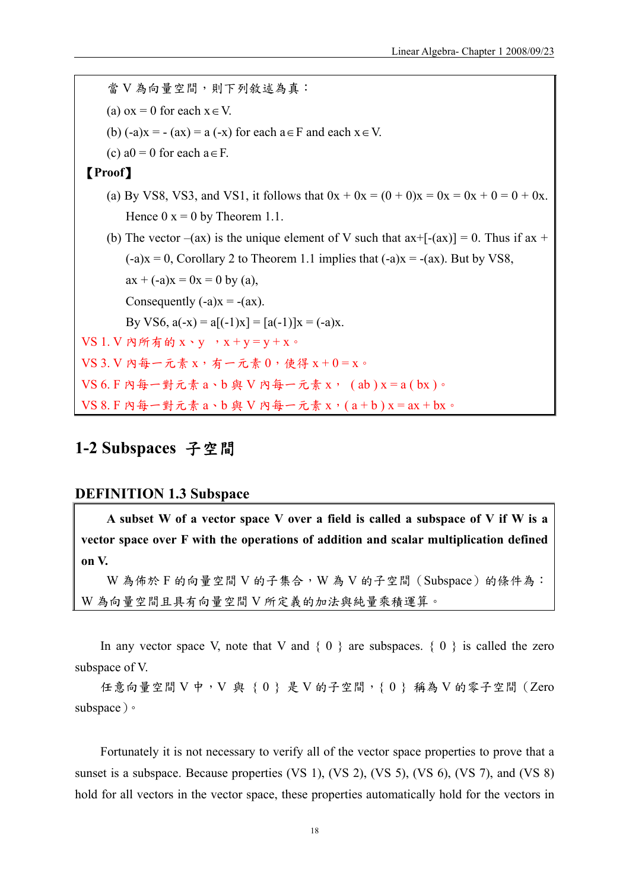當 V 為向量空間，則下列敘述為真：

(a) $0x = 0$ for each $x \in V$.

(b) $(-a)x = -(ax) = a(-x)$ for each $a \in F$ and each $x \in V$.

(c) $a0 = 0$ for each $a \in F$.

**【Proof】**

(a) By VS8, VS3, and VS1, it follows that $0x + 0x = (0 + 0)x = 0x = 0x + 0 = 0 + 0x$. Hence $0x = 0$ by Theorem 1.1.

(b) The vector $-(ax)$ is the unique element of V such that $ax+[-(ax)] = 0$. Thus if $ax + (-a)x = 0$, Corollary 2 to Theorem 1.1 implies that $(-a)x = -(ax)$. But by VS8,

$ax + (-a)x = 0x = 0$ by (a),

Consequently $(-a)x = -(ax)$.

By VS6, $a(-x) = a[(-1)x] = [a(-1)]x = (-a)x$.

VS 1. V 內所有的 x、y ，$x + y = y + x$。

VS 3. V 內每一元素 x，有一元素 0，使得 $x + 0 = x$。

VS 6. F 內每一對元素 a、b 與 V 內每一元素 x， $(ab)x = a(bx)$。

VS 8. F 內每一對元素 a、b 與 V 內每一元素 x，$(a + b)x = ax + bx$。

## 1-2 Subspaces 子空間

### DEFINITION 1.3 Subspace

**A subset W of a vector space V over a field is called a subspace of V if W is a vector space over F with the operations of addition and scalar multiplication defined on V.**

W 為佈於 F 的向量空間 V 的子集合，W 為 V 的子空間（Subspace）的條件為：W 為向量空間且具有向量空間 V 所定義的加法與純量乘積運算。

In any vector space V, note that V and { 0 } are subspaces. { 0 } is called the zero subspace of V.

任意向量空間 V 中，V 與 { 0 } 是 V 的子空間，{ 0 } 稱為 V 的零子空間（Zero subspace）。

Fortunately it is not necessary to verify all of the vector space properties to prove that a sunset is a subspace. Because properties (VS 1), (VS 2), (VS 5), (VS 6), (VS 7), and (VS 8) hold for all vectors in the vector space, these properties automatically hold for the vectors in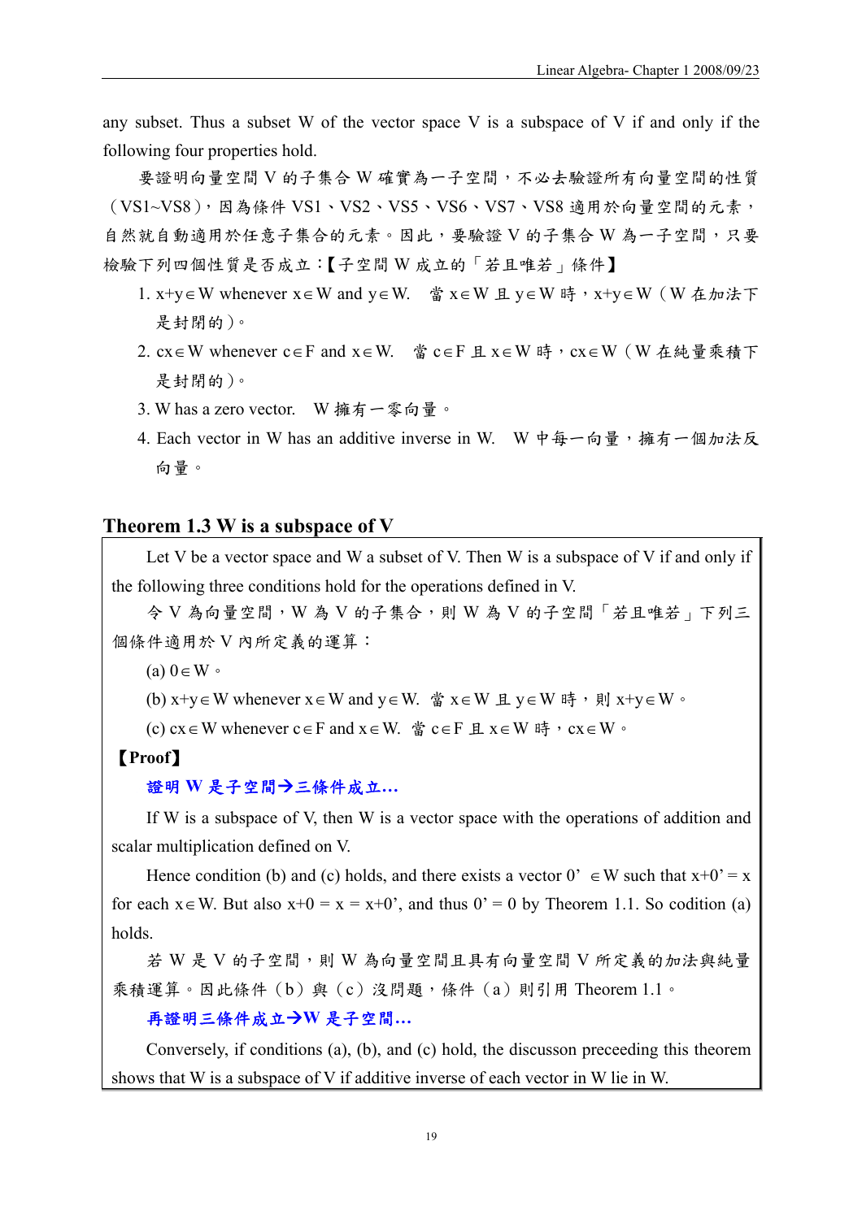any subset. Thus a subset W of the vector space V is a subspace of V if and only if the following four properties hold.

要證明向量空間 V 的子集合 W 確實為一子空間，不必去驗證所有向量空間的性質（VS1~VS8），因為條件 VS1、VS2、VS5、VS6、VS7、VS8 適用於向量空間的元素，自然就自動適用於任意子集合的元素。因此，要驗證 V 的子集合 W 為一子空間，只要檢驗下列四個性質是否成立：【子空間 W 成立的「若且唯若」條件】

1. $x+y \in W$ whenever $x \in W$ and $y \in W$. 當 $x \in W$ 且 $y \in W$ 時，$x+y \in W$（W 在加法下是封閉的）。
2. $cx \in W$ whenever $c \in F$ and $x \in W$. 當 $c \in F$ 且 $x \in W$ 時，$cx \in W$（W 在純量乘積下是封閉的）。
3. W has a zero vector. W 擁有一零向量。
4. Each vector in W has an additive inverse in W. W 中每一向量，擁有一個加法反向量。

## Theorem 1.3 W is a subspace of V

Let V be a vector space and W a subset of V. Then W is a subspace of V if and only if the following three conditions hold for the operations defined in V.

令 V 為向量空間，W 為 V 的子集合，則 W 為 V 的子空間「若且唯若」下列三個條件適用於 V 內所定義的運算：

(a) $0 \in W$。

(b) $x+y \in W$ whenever $x \in W$ and $y \in W$. 當 $x \in W$ 且 $y \in W$ 時，則 $x+y \in W$。

(c) $cx \in W$ whenever $c \in F$ and $x \in W$. 當 $c \in F$ 且 $x \in W$ 時，$cx \in W$。

**【Proof】**

**證明 W 是子空間→三條件成立…**

If W is a subspace of V, then W is a vector space with the operations of addition and scalar multiplication defined on V.

Hence condition (b) and (c) holds, and there exists a vector $0' \in W$ such that $x+0' = x$ for each $x \in W$. But also $x+0 = x = x+0'$, and thus $0' = 0$ by Theorem 1.1. So codition (a) holds.

若 W 是 V 的子空間，則 W 為向量空間且具有向量空間 V 所定義的加法與純量乘積運算。因此條件（b）與（c）沒問題，條件（a）則引用 Theorem 1.1。

**再證明三條件成立→W 是子空間…**

Conversely, if conditions (a), (b), and (c) hold, the discusson preceeding this theorem shows that W is a subspace of V if additive inverse of each vector in W lie in W.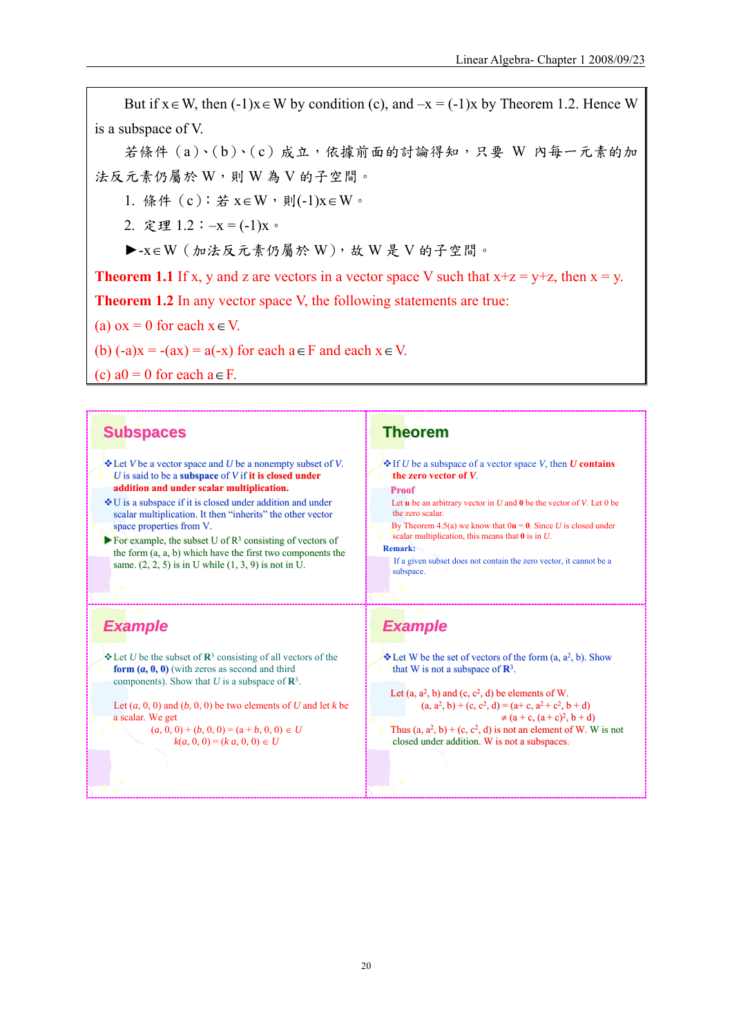But if $x \in W$, then $(-1)x \in W$ by condition (c), and $-x = (-1)x$ by Theorem 1.2. Hence W is a subspace of V.

若條件（a）、（b）、（c）成立，依據前面的討論得知，只要 W 內每一元素的加法反元素仍屬於 W，則 W 為 V 的子空間。

1. 條件（c）：若 $x \in W$，則$(-1)x \in W$。
2. 定理 1.2：$-x = (-1)x$。

►$-x \in W$（加法反元素仍屬於 W），故 W 是 V 的子空間。

**Theorem 1.1** If x, y and z are vectors in a vector space V such that $x+z = y+z$, then $x = y$.

**Theorem 1.2** In any vector space V, the following statements are true:

(a) $ox = 0$ for each $x \in V$.

(b) $(-a)x = -(ax) = a(-x)$ for each $a \in F$ and each $x \in V$.

(c) $a0 = 0$ for each $a \in F$.

## Subspaces

- Let *V* be a vector space and *U* be a nonempty subset of *V*. *U* is said to be a **subspace** of *V* if **it is closed under addition and under scalar multiplication.**
- U is a subspace if it is closed under addition and under scalar multiplication. It then "inherits" the other vector space properties from V.
- For example, the subset U of $R^3$ consisting of vectors of the form (a, a, b) which have the first two components the same. (2, 2, 5) is in U while (1, 3, 9) is not in U.

## Theorem

- If *U* is a subspace of a vector space *V*, then ***U* contains the zero vector of *V*.**

**Proof**

Let **u** be an arbitrary vector in *U* and **0** be the vector of *V*. Let 0 be the zero scalar.

By Theorem 4.5(a) we know that $0\mathbf{u} = \mathbf{0}$. Since *U* is closed under scalar multiplication, this means that **0** is in *U*.

**Remark:**

If a given subset does not contain the zero vector, it cannot be a subspace.

## Example

- Let *U* be the subset of $\mathbf{R}^3$ consisting of all vectors of the **form (*a*, 0, 0)** (with zeros as second and third components). Show that *U* is a subspace of $\mathbf{R}^3$.

Let $(a, 0, 0)$ and $(b, 0, 0)$ be two elements of *U* and let *k* be a scalar. We get

$$(a, 0, 0) + (b, 0, 0) = (a + b, 0, 0) \in U$$
$$k(a, 0, 0) = (k\,a, 0, 0) \in U$$

## Example

- Let W be the set of vectors of the form $(a, a^2, b)$. Show that W is not a subspace of $\mathbf{R}^3$.

Let $(a, a^2, b)$ and $(c, c^2, d)$ be elements of W.

$$(a, a^2, b) + (c, c^2, d) = (a+ c, a^2 + c^2, b + d)$$
$$\neq (a + c, (a + c)^2, b + d)$$

Thus $(a, a^2, b) + (c, c^2, d)$ is not an element of W. W is not closed under addition. W is not a subspaces.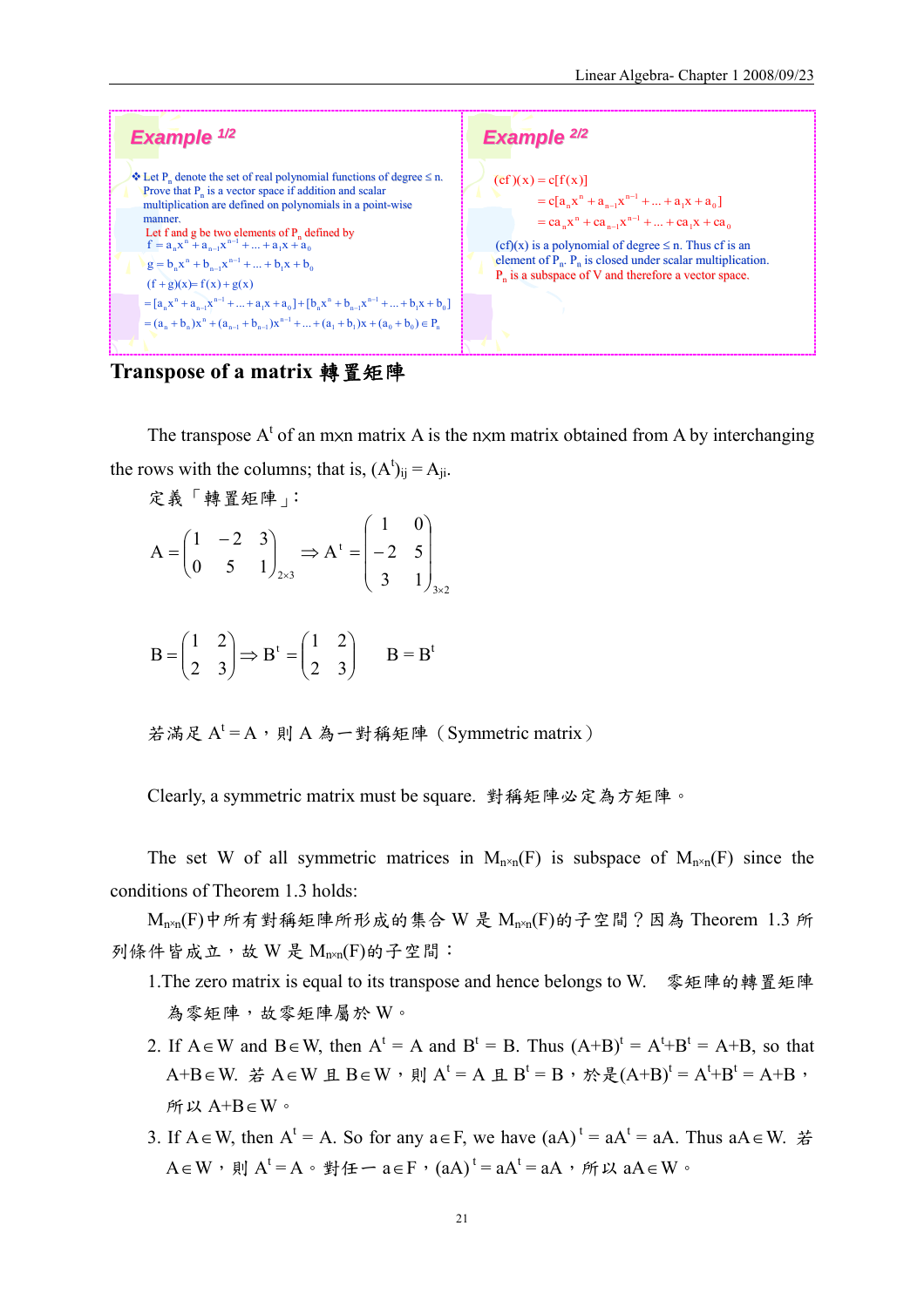**Example** 1/2

❖ Let $P_n$ denote the set of real polynomial functions of degree $\le n$. Prove that $P_n$ is a vector space if addition and scalar multiplication are defined on polynomials in a point-wise manner.

Let f and g be two elements of $P_n$ defined by

$f = a_n x^n + a_{n-1}x^{n-1} + \ldots + a_1 x + a_0$

$g = b_n x^n + b_{n-1}x^{n-1} + \ldots + b_1 x + b_0$

$(f+g)(x) = f(x) + g(x)$

$= [a_n x^n + a_{n-1}x^{n-1} + \ldots + a_1 x + a_0] + [b_n x^n + b_{n-1}x^{n-1} + \ldots + b_1 x + b_0]$

$= (a_n + b_n)x^n + (a_{n-1} + b_{n-1})x^{n-1} + \ldots + (a_1 + b_1)x + (a_0 + b_0) \in P_n$

**Example** 2/2

$(cf)(x) = c[f(x)]$

$= c[a_n x^n + a_{n-1}x^{n-1} + \ldots + a_1 x + a_0]$

$= ca_n x^n + ca_{n-1}x^{n-1} + \ldots + ca_1 x + ca_0$

$(cf)(x)$ is a polynomial of degree $\le n$. Thus cf is an element of $P_n$. $P_n$ is closed under scalar multiplication. $P_n$ is a subspace of V and therefore a vector space.

## Transpose of a matrix 轉置矩陣

The transpose $A^t$ of an mxn matrix A is the nxm matrix obtained from A by interchanging the rows with the columns; that is, $(A^t)_{ij} = A_{ji}$.

定義「轉置矩陣」：

$$A = \begin{pmatrix} 1 & -2 & 3 \\ 0 & 5 & 1 \end{pmatrix}_{2\times 3} \Rightarrow A^t = \begin{pmatrix} 1 & 0 \\ -2 & 5 \\ 3 & 1 \end{pmatrix}_{3\times 2}$$

$$B = \begin{pmatrix} 1 & 2 \\ 2 & 3 \end{pmatrix} \Rightarrow B^t = \begin{pmatrix} 1 & 2 \\ 2 & 3 \end{pmatrix} \qquad B = B^t$$

若滿足 $A^t = A$，則 A 為一對稱矩陣（Symmetric matrix）

Clearly, a symmetric matrix must be square. 對稱矩陣必定為方矩陣。

The set W of all symmetric matrices in $M_{n\times n}(F)$ is subspace of $M_{n\times n}(F)$ since the conditions of Theorem 1.3 holds:

$M_{n\times n}(F)$中所有對稱矩陣所形成的集合 W 是 $M_{n\times n}(F)$的子空間？因為 Theorem 1.3 所列條件皆成立，故 W 是 $M_{n\times n}(F)$的子空間：

1. The zero matrix is equal to its transpose and hence belongs to W. 零矩陣的轉置矩陣為零矩陣，故零矩陣屬於 W。
2. If $A \in W$ and $B \in W$, then $A^t = A$ and $B^t = B$. Thus $(A+B)^t = A^t + B^t = A+B$, so that $A+B \in W$. 若 $A \in W$ 且 $B \in W$，則 $A^t = A$ 且 $B^t = B$，於是$(A+B)^t = A^t + B^t = A+B$，所以 $A+B \in W$。
3. If $A \in W$, then $A^t = A$. So for any $a \in F$, we have $(aA)^t = aA^t = aA$. Thus $aA \in W$. 若 $A \in W$，則 $A^t = A$。對任一 $a \in F$，$(aA)^t = aA^t = aA$，所以 $aA \in W$。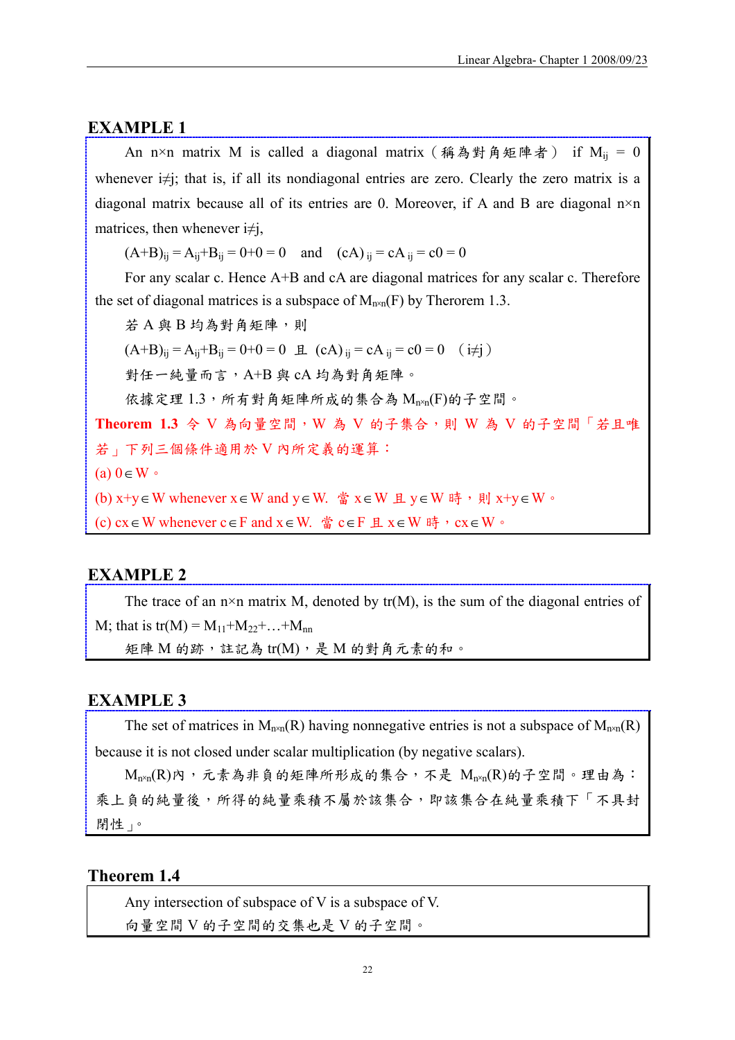## EXAMPLE 1

An $n \times n$ matrix M is called a diagonal matrix（稱為對角矩陣者） if $M_{ij} = 0$ whenever $i \neq j$; that is, if all its nondiagonal entries are zero. Clearly the zero matrix is a diagonal matrix because all of its entries are 0. Moreover, if A and B are diagonal $n \times n$ matrices, then whenever $i \neq j$,

$(A+B)_{ij} = A_{ij}+B_{ij} = 0+0 = 0$ and $(cA)_{ij} = cA_{ij} = c0 = 0$

For any scalar c. Hence A+B and cA are diagonal matrices for any scalar c. Therefore the set of diagonal matrices is a subspace of $M_{n \times n}(F)$ by Therorem 1.3.

若 A 與 B 均為對角矩陣，則

$(A+B)_{ij} = A_{ij}+B_{ij} = 0+0 = 0$ 且 $(cA)_{ij} = cA_{ij} = c0 = 0$ （$i \neq j$）

對任一純量而言，A+B 與 cA 均為對角矩陣。

依據定理 1.3，所有對角矩陣所成的集合為 $M_{n \times n}(F)$的子空間。

**Theorem 1.3** 令 V 為向量空間，W 為 V 的子集合，則 W 為 V 的子空間「若且唯若」下列三個條件適用於 V 內所定義的運算：

(a) $0 \in W$。

(b) $x+y \in W$ whenever $x \in W$ and $y \in W$. 當 $x \in W$ 且 $y \in W$ 時，則 $x+y \in W$。

(c) $cx \in W$ whenever $c \in F$ and $x \in W$. 當 $c \in F$ 且 $x \in W$ 時，$cx \in W$。

## EXAMPLE 2

The trace of an $n \times n$ matrix M, denoted by tr(M), is the sum of the diagonal entries of M; that is $tr(M) = M_{11}+M_{22}+\ldots+M_{nn}$

矩陣 M 的跡，註記為 tr(M)，是 M 的對角元素的和。

## EXAMPLE 3

The set of matrices in $M_{n \times n}(R)$ having nonnegative entries is not a subspace of $M_{n \times n}(R)$ because it is not closed under scalar multiplication (by negative scalars).

$M_{n \times n}(R)$內，元素為非負的矩陣所形成的集合，不是 $M_{n \times n}(R)$的子空間。理由為：乘上負的純量後，所得的純量乘積不屬於該集合，即該集合在純量乘積下「不具封閉性」。

## Theorem 1.4

Any intersection of subspace of V is a subspace of V.

向量空間 V 的子空間的交集也是 V 的子空間。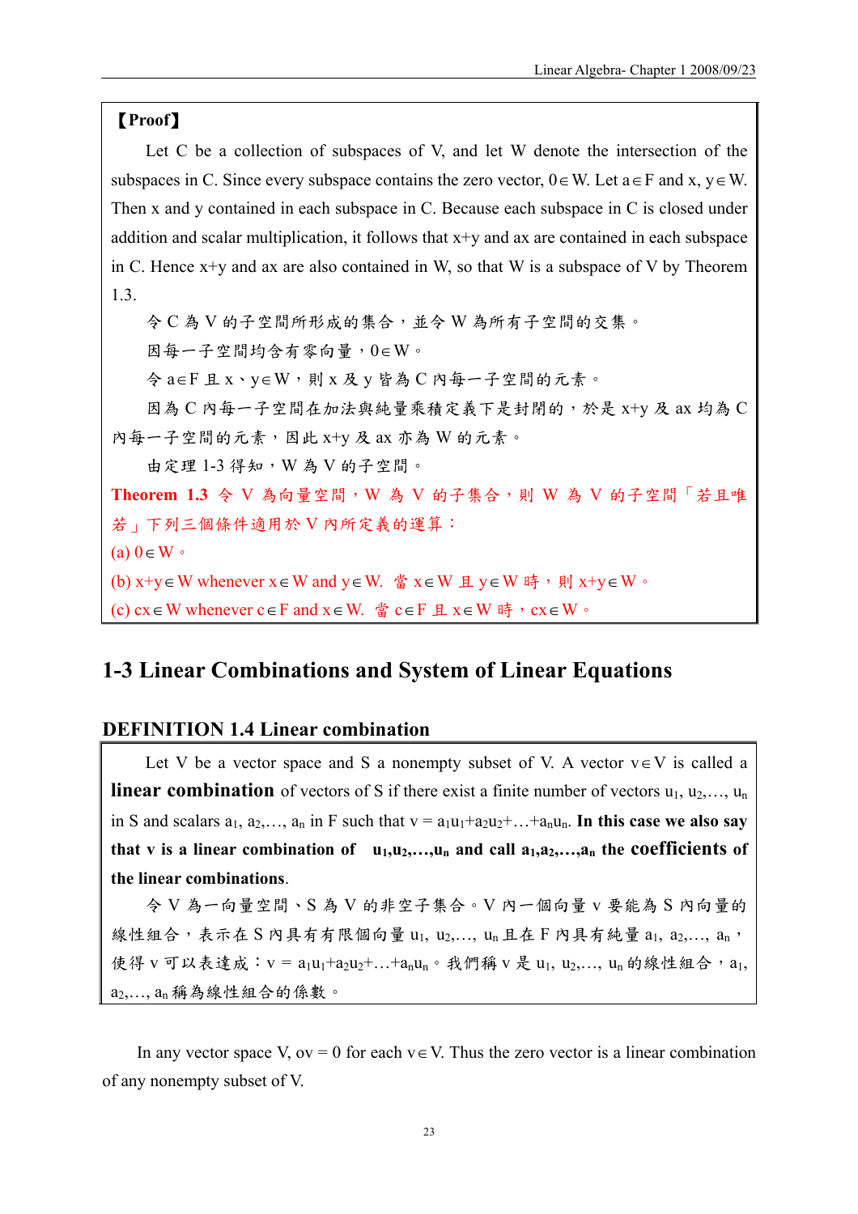**【Proof】**

Let C be a collection of subspaces of V, and let W denote the intersection of the subspaces in C. Since every subspace contains the zero vector, $0 \in W$. Let $a \in F$ and $x, y \in W$. Then x and y contained in each subspace in C. Because each subspace in C is closed under addition and scalar multiplication, it follows that $x+y$ and $ax$ are contained in each subspace in C. Hence $x+y$ and $ax$ are also contained in W, so that W is a subspace of V by Theorem 1.3.

令 C 為 V 的子空間所形成的集合，並令 W 為所有子空間的交集。

因每一子空間均含有零向量，$0 \in W$。

令 $a \in F$ 且 $x$、$y \in W$，則 x 及 y 皆為 C 內每一子空間的元素。

因為 C 內每一子空間在加法與純量乘積定義下是封閉的，於是 $x+y$ 及 $ax$ 均為 C 內每一子空間的元素，因此 $x+y$ 及 $ax$ 亦為 W 的元素。

由定理 1-3 得知，W 為 V 的子空間。

**Theorem 1.3** 令 V 為向量空間，W 為 V 的子集合，則 W 為 V 的子空間「若且唯若」下列三個條件適用於 V 內所定義的運算：

(a) $0 \in W$。

(b) $x+y \in W$ whenever $x \in W$ and $y \in W$. 當 $x \in W$ 且 $y \in W$ 時，則 $x+y \in W$。

(c) $cx \in W$ whenever $c \in F$ and $x \in W$. 當 $c \in F$ 且 $x \in W$ 時，$cx \in W$。

## 1-3 Linear Combinations and System of Linear Equations

### DEFINITION 1.4 Linear combination

Let V be a vector space and S a nonempty subset of V. A vector $v \in V$ is called a **linear combination** of vectors of S if there exist a finite number of vectors $u_1, u_2, \ldots, u_n$ in S and scalars $a_1, a_2, \ldots, a_n$ in F such that $v = a_1u_1 + a_2u_2 + \ldots + a_nu_n$. **In this case we also say that v is a linear combination of $u_1, u_2, \ldots, u_n$ and call $a_1, a_2, \ldots, a_n$ the coefficients of the linear combinations**.

令 V 為一向量空間、S 為 V 的非空子集合。V 內一個向量 v 要能為 S 內向量的線性組合，表示在 S 內具有有限個向量 $u_1, u_2, \ldots, u_n$ 且在 F 內具有純量 $a_1, a_2, \ldots, a_n$，使得 v 可以表達成：$v = a_1u_1 + a_2u_2 + \ldots + a_nu_n$。我們稱 v 是 $u_1, u_2, \ldots, u_n$ 的線性組合，$a_1, a_2, \ldots, a_n$ 稱為線性組合的係數。

In any vector space V, $ov = 0$ for each $v \in V$. Thus the zero vector is a linear combination of any nonempty subset of V.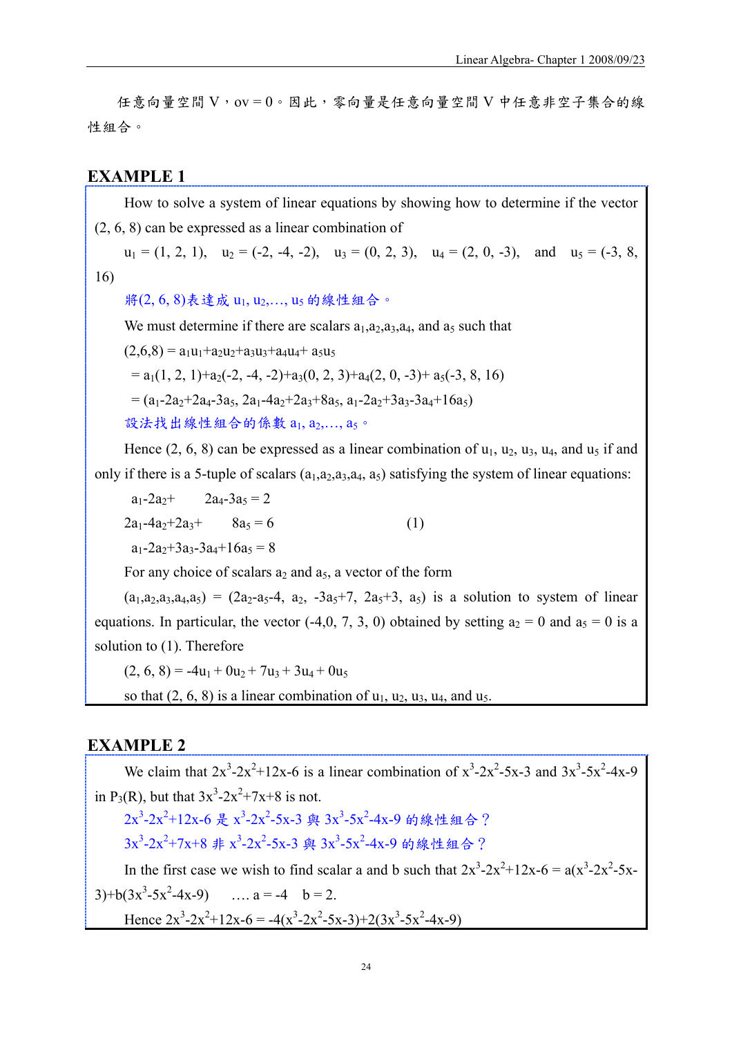任意向量空間 V，$0v = 0$。因此，零向量是任意向量空間 V 中任意非空子集合的線性組合。

## EXAMPLE 1

How to solve a system of linear equations by showing how to determine if the vector (2, 6, 8) can be expressed as a linear combination of

$u_1 = (1, 2, 1)$, $u_2 = (-2, -4, -2)$, $u_3 = (0, 2, 3)$, $u_4 = (2, 0, -3)$, and $u_5 = (-3, 8, 16)$

將(2, 6, 8)表達成 $u_1, u_2, \ldots, u_5$ 的線性組合。

We must determine if there are scalars $a_1, a_2, a_3, a_4$, and $a_5$ such that

$(2,6,8) = a_1u_1+a_2u_2+a_3u_3+a_4u_4+ a_5u_5$

$= a_1(1, 2, 1)+a_2(-2, -4, -2)+a_3(0, 2, 3)+a_4(2, 0, -3)+ a_5(-3, 8, 16)$

$= (a_1-2a_2+2a_4-3a_5, 2a_1-4a_2+2a_3+8a_5, a_1-2a_2+3a_3-3a_4+16a_5)$

設法找出線性組合的係數 $a_1, a_2, \ldots, a_5$。

Hence (2, 6, 8) can be expressed as a linear combination of $u_1$, $u_2$, $u_3$, $u_4$, and $u_5$ if and only if there is a 5-tuple of scalars $(a_1,a_2,a_3,a_4, a_5)$ satisfying the system of linear equations:

$$
\begin{aligned}
a_1-2a_2+2a_4-3a_5 &= 2 \\
2a_1-4a_2+2a_3+8a_5 &= 6 \qquad (1) \\
a_1-2a_2+3a_3-3a_4+16a_5 &= 8
\end{aligned}
$$

For any choice of scalars $a_2$ and $a_5$, a vector of the form

$(a_1,a_2,a_3,a_4,a_5) = (2a_2-a_5-4, a_2, -3a_5+7, 2a_5+3, a_5)$ is a solution to system of linear equations. In particular, the vector (-4,0, 7, 3, 0) obtained by setting $a_2 = 0$ and $a_5 = 0$ is a solution to (1). Therefore

$(2, 6, 8) = -4u_1 + 0u_2 + 7u_3 + 3u_4 + 0u_5$

so that (2, 6, 8) is a linear combination of $u_1$, $u_2$, $u_3$, $u_4$, and $u_5$.

## EXAMPLE 2

We claim that $2x^3-2x^2+12x-6$ is a linear combination of $x^3-2x^2-5x-3$ and $3x^3-5x^2-4x-9$ in $P_3(R)$, but that $3x^3-2x^2+7x+8$ is not.

$2x^3-2x^2+12x-6$ 是 $x^3-2x^2-5x-3$ 與 $3x^3-5x^2-4x-9$ 的線性組合？

$3x^3-2x^2+7x+8$ 非 $x^3-2x^2-5x-3$ 與 $3x^3-5x^2-4x-9$ 的線性組合？

In the first case we wish to find scalar a and b such that $2x^3-2x^2+12x-6 = a(x^3-2x^2-5x-3)+b(3x^3-5x^2-4x-9)$ .... $a = -4$ $b = 2$.

Hence $2x^3-2x^2+12x-6 = -4(x^3-2x^2-5x-3)+2(3x^3-5x^2-4x-9)$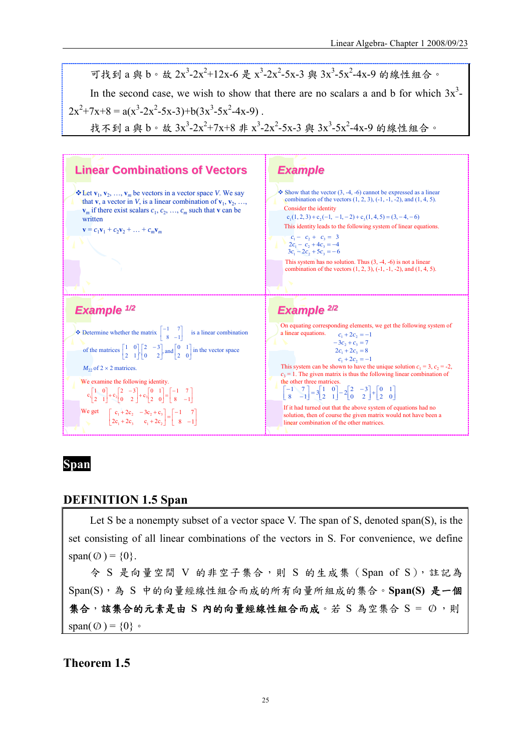可找到 a 與 b。故 $2x^3-2x^2+12x-6$ 是 $x^3-2x^2-5x-3$ 與 $3x^3-5x^2-4x-9$ 的線性組合。

In the second case, we wish to show that there are no scalars a and b for which $3x^3-2x^2+7x+8 = a(x^3-2x^2-5x-3)+b(3x^3-5x^2-4x-9)$ .

找不到 a 與 b。故 $3x^3-2x^2+7x+8$ 非 $x^3-2x^2-5x-3$ 與 $3x^3-5x^2-4x-9$ 的線性組合。

## Linear Combinations of Vectors

- Let $\mathbf{v}_1, \mathbf{v}_2, \ldots, \mathbf{v}_m$ be vectors in a vector space $V$. We say that $\mathbf{v}$, a vector in $V$, is a linear combination of $\mathbf{v}_1, \mathbf{v}_2, \ldots, \mathbf{v}_m$ if there exist scalars $c_1, c_2, \ldots, c_m$ such that $\mathbf{v}$ can be written

$$\mathbf{v} = c_1\mathbf{v}_1 + c_2\mathbf{v}_2 + \ldots + c_m\mathbf{v}_m$$

## Example

- Show that the vector (3, -4, -6) cannot be expressed as a linear combination of the vectors (1, 2, 3), (-1, -1, -2), and (1, 4, 5).

Consider the identity

$$c_1(1,2,3)+c_2(-1,-1,-2)+c_3(1,4,5)=(3,-4,-6)$$

This identity leads to the following system of linear equations.

$$\begin{aligned} c_1 - c_2 + c_3 &= 3 \\ 2c_1 - c_2 + 4c_3 &= -4 \\ 3c_1 - 2c_2 + 5c_3 &= -6 \end{aligned}$$

This system has no solution. Thus (3, -4, -6) is not a linear combination of the vectors (1, 2, 3), (-1, -1, -2), and (1, 4, 5).

## Example 1/2

- Determine whether the matrix $\begin{bmatrix} -1 & 7 \\ 8 & -1 \end{bmatrix}$ is a linear combination of the matrices $\begin{bmatrix} 1 & 0 \\ 2 & 1 \end{bmatrix}$, $\begin{bmatrix} 2 & -3 \\ 0 & 2 \end{bmatrix}$, and $\begin{bmatrix} 0 & 1 \\ 2 & 0 \end{bmatrix}$ in the vector space $M_{22}$ of $2 \times 2$ matrices.

We examine the following identity.

$$c_1\begin{bmatrix} 1 & 0 \\ 2 & 1 \end{bmatrix}+c_2\begin{bmatrix} 2 & -3 \\ 0 & 2 \end{bmatrix}+c_3\begin{bmatrix} 0 & 1 \\ 2 & 0 \end{bmatrix}=\begin{bmatrix} -1 & 7 \\ 8 & -1 \end{bmatrix}$$

We get

$$\begin{bmatrix} c_1+2c_2 & -3c_2+c_3 \\ 2c_1+2c_3 & c_1+2c_2 \end{bmatrix}=\begin{bmatrix} -1 & 7 \\ 8 & -1 \end{bmatrix}$$

## Example 2/2

On equating corresponding elements, we get the following system of a linear equations.

$$\begin{aligned} c_1 + 2c_2 &= -1 \\ -3c_2 + c_3 &= 7 \\ 2c_1 + 2c_3 &= 8 \\ c_1 + 2c_2 &= -1 \end{aligned}$$

This system can be shown to have the unique solution $c_1 = 3$, $c_2 = -2$, $c_3 = 1$. The given matrix is thus the following linear combination of the other three matrices.

$$\begin{bmatrix} -1 & 7 \\ 8 & -1 \end{bmatrix}=3\begin{bmatrix} 1 & 0 \\ 2 & 1 \end{bmatrix}-2\begin{bmatrix} 2 & -3 \\ 0 & 2 \end{bmatrix}+\begin{bmatrix} 0 & 1 \\ 2 & 0 \end{bmatrix}$$

If it had turned out that the above system of equations had no solution, then of course the given matrix would not have been a linear combination of the other matrices.

# Span

## DEFINITION 1.5 Span

Let S be a nonempty subset of a vector space V. The span of S, denoted span(S), is the set consisting of all linear combinations of the vectors in S. For convenience, we define span($\emptyset$) = {0}.

令 S 是向量空間 V 的非空子集合，則 S 的生成集（Span of S），註記為 Span(S)，為 S 中的向量經線性組合而成的所有向量所組成的集合。**Span(S) 是一個集合，該集合的元素是由 S 內的向量經線性組合而成**。若 S 為空集合 S = $\emptyset$，則 span($\emptyset$) = {0}。

## Theorem 1.5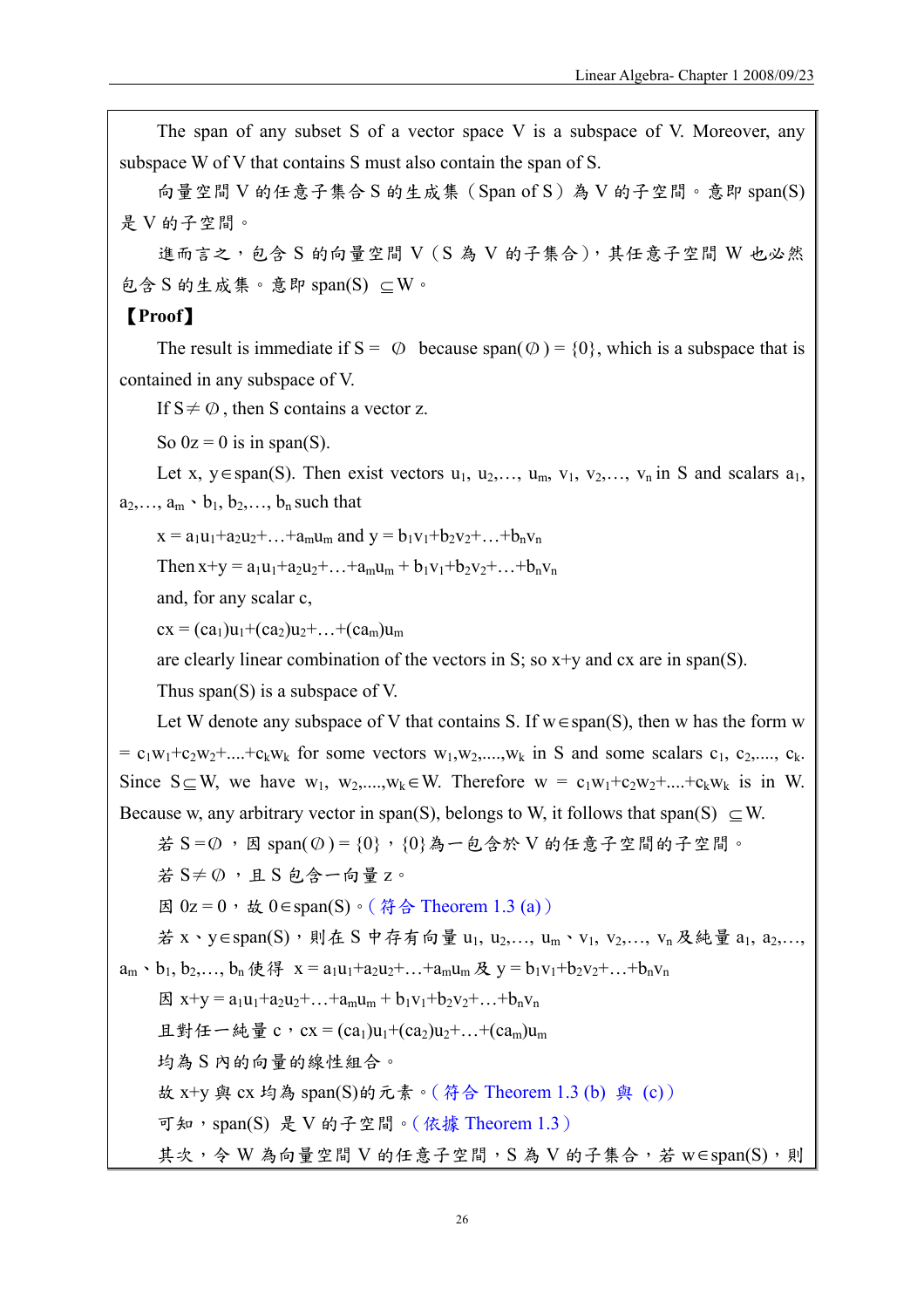The span of any subset S of a vector space V is a subspace of V. Moreover, any subspace W of V that contains S must also contain the span of S.

向量空間 V 的任意子集合 S 的生成集（Span of S）為 V 的子空間。意即 span(S) 是 V 的子空間。

進而言之，包含 S 的向量空間 V（S 為 V 的子集合），其任意子空間 W 也必然包含 S 的生成集。意即 span(S) $\subseteq$W。

**【Proof】**

The result is immediate if S = $\emptyset$ because span($\emptyset$) = {0}, which is a subspace that is contained in any subspace of V.

If S$\neq\emptyset$, then S contains a vector z.

So 0z = 0 is in span(S).

Let x, y$\in$span(S). Then exist vectors $u_1, u_2,\ldots, u_m$, $v_1, v_2,\ldots, v_n$ in S and scalars $a_1, a_2,\ldots, a_m$、$b_1, b_2,\ldots, b_n$ such that

$x = a_1u_1+a_2u_2+\ldots+a_mu_m$ and $y = b_1v_1+b_2v_2+\ldots+b_nv_n$

Then $x+y = a_1u_1+a_2u_2+\ldots+a_mu_m + b_1v_1+b_2v_2+\ldots+b_nv_n$

and, for any scalar c,

$cx = (ca_1)u_1+(ca_2)u_2+\ldots+(ca_m)u_m$

are clearly linear combination of the vectors in S; so x+y and cx are in span(S).

Thus span(S) is a subspace of V.

Let W denote any subspace of V that contains S. If w$\in$span(S), then w has the form $w = c_1w_1+c_2w_2+\ldots+c_kw_k$ for some vectors $w_1,w_2,\ldots,w_k$ in S and some scalars $c_1, c_2,\ldots, c_k$. Since S$\subseteq$W, we have $w_1, w_2,\ldots,w_k\in$W. Therefore $w = c_1w_1+c_2w_2+\ldots+c_kw_k$ is in W. Because w, any arbitrary vector in span(S), belongs to W, it follows that span(S) $\subseteq$W.

若 S =$\emptyset$，因 span($\emptyset$) = {0}，{0}為一包含於 V 的任意子空間的子空間。

若 S$\neq\emptyset$，且 S 包含一向量 z。

因 0z = 0，故 0$\in$span(S)。（符合 Theorem 1.3 (a)）

若 x、y$\in$span(S)，則在 S 中存有向量 $u_1, u_2,\ldots, u_m$、$v_1, v_2,\ldots, v_n$ 及純量 $a_1, a_2,\ldots, a_m$、$b_1, b_2,\ldots, b_n$ 使得 $x = a_1u_1+a_2u_2+\ldots+a_mu_m$ 及 $y = b_1v_1+b_2v_2+\ldots+b_nv_n$

因 $x+y = a_1u_1+a_2u_2+\ldots+a_mu_m + b_1v_1+b_2v_2+\ldots+b_nv_n$

且對任一純量 c，$cx = (ca_1)u_1+(ca_2)u_2+\ldots+(ca_m)u_m$

均為 S 內的向量的線性組合。

故 x+y 與 cx 均為 span(S)的元素。（符合 Theorem 1.3 (b) 與 (c)）

可知，span(S) 是 V 的子空間。（依據 Theorem 1.3）

其次，令 W 為向量空間 V 的任意子空間，S 為 V 的子集合，若 w$\in$span(S)，則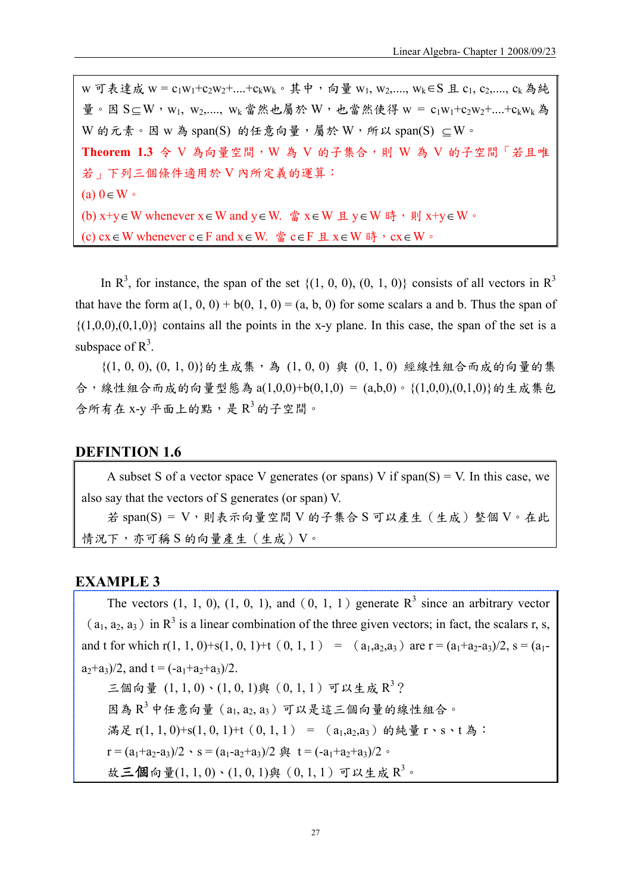w 可表達成 $w = c_1w_1+c_2w_2+....+c_kw_k$。其中，向量 $w_1, w_2,...., w_k \in S$ 且 $c_1, c_2,...., c_k$ 為純量。因 $S \subseteq W$，$w_1, w_2,...., w_k$ 當然也屬於 W，也當然使得 $w = c_1w_1+c_2w_2+....+c_kw_k$ 為 W 的元素。因 w 為 span(S) 的任意向量，屬於 W，所以 span(S) $\subseteq$ W。

**Theorem 1.3** 令 V 為向量空間，W 為 V 的子集合，則 W 為 V 的子空間「若且唯若」下列三個條件適用於 V 內所定義的運算：

(a) $0 \in W$。

(b) $x+y \in W$ whenever $x \in W$ and $y \in W$. 當 $x \in W$ 且 $y \in W$ 時，則 $x+y \in W$。

(c) $cx \in W$ whenever $c \in F$ and $x \in W$. 當 $c \in F$ 且 $x \in W$ 時，$cx \in W$。

In $R^3$, for instance, the span of the set {(1, 0, 0), (0, 1, 0)} consists of all vectors in $R^3$ that have the form a(1, 0, 0) + b(0, 1, 0) = (a, b, 0) for some scalars a and b. Thus the span of {(1,0,0),(0,1,0)} contains all the points in the x-y plane. In this case, the span of the set is a subspace of $R^3$.

{(1, 0, 0), (0, 1, 0)}的生成集，為 (1, 0, 0) 與 (0, 1, 0) 經線性組合而成的向量的集合，線性組合而成的向量型態為 a(1,0,0)+b(0,1,0) = (a,b,0)。{(1,0,0),(0,1,0)}的生成集包含所有在 x-y 平面上的點，是 $R^3$ 的子空間。

## DEFINTION 1.6

A subset S of a vector space V generates (or spans) V if span(S) = V. In this case, we also say that the vectors of S generates (or span) V.

若 span(S) = V，則表示向量空間 V 的子集合 S 可以產生（生成）整個 V。在此情況下，亦可稱 S 的向量產生（生成）V。

## EXAMPLE 3

The vectors (1, 1, 0), (1, 0, 1), and（0, 1, 1）generate $R^3$ since an arbitrary vector（$a_1, a_2, a_3$）in $R^3$ is a linear combination of the three given vectors; in fact, the scalars r, s, and t for which r(1, 1, 0)+s(1, 0, 1)+t（0, 1, 1） = （$a_1,a_2,a_3$）are $r = (a_1+a_2-a_3)/2$, $s = (a_1-a_2+a_3)/2$, and $t = (-a_1+a_2+a_3)/2$.

三個向量 (1, 1, 0)、(1, 0, 1)與（0, 1, 1）可以生成 $R^3$？

因為 $R^3$ 中任意向量（$a_1, a_2, a_3$）可以是這三個向量的線性組合。

滿足 r(1, 1, 0)+s(1, 0, 1)+t（0, 1, 1） = （$a_1,a_2,a_3$）的純量 r、s、t 為：

$r = (a_1+a_2-a_3)/2$、$s = (a_1-a_2+a_3)/2$ 與 $t = (-a_1+a_2+a_3)/2$。

故**三個**向量(1, 1, 0)、(1, 0, 1)與（0, 1, 1）可以生成 $R^3$。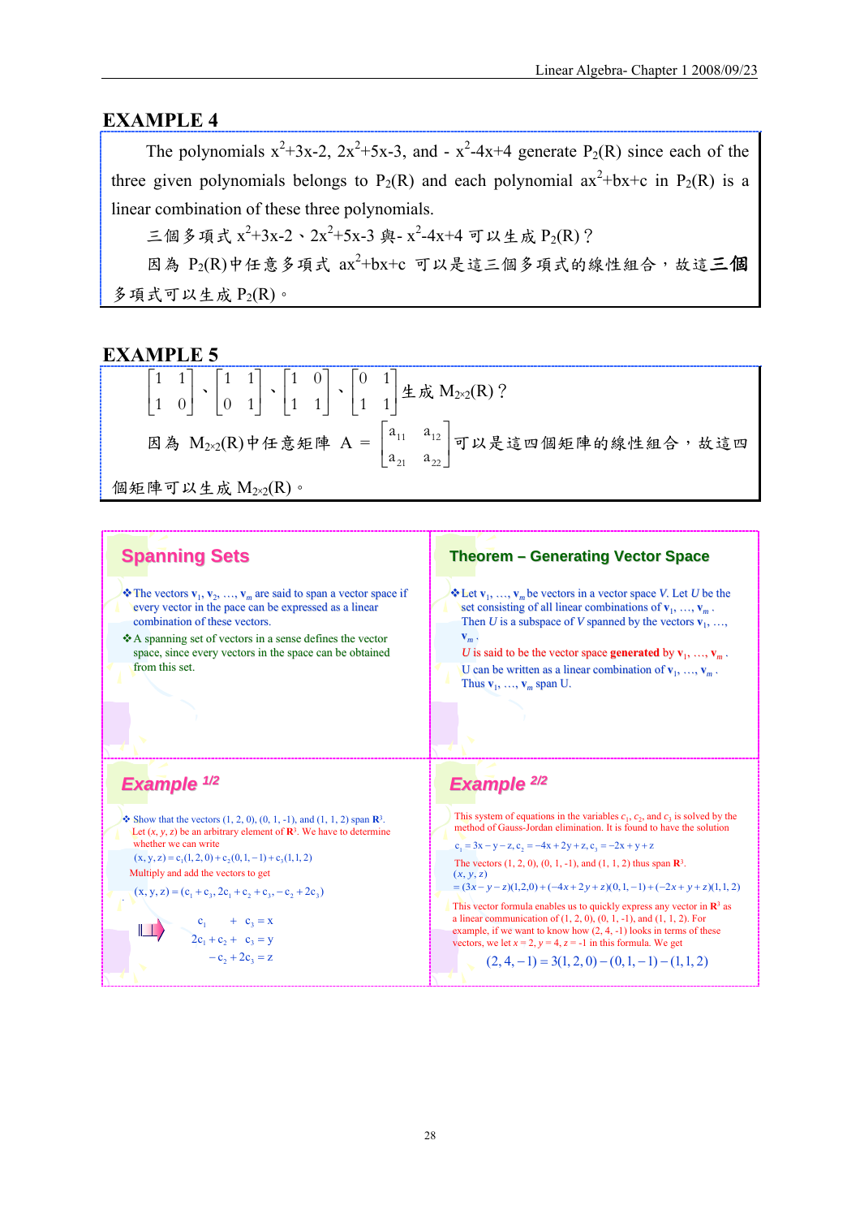## EXAMPLE 4

The polynomials $x^2+3x-2$, $2x^2+5x-3$, and $-x^2-4x+4$ generate $P_2(R)$ since each of the three given polynomials belongs to $P_2(R)$ and each polynomial $ax^2+bx+c$ in $P_2(R)$ is a linear combination of these three polynomials.

三個多項式 $x^2+3x-2$、$2x^2+5x-3$ 與 $-x^2-4x+4$ 可以生成 $P_2(R)$？

因為 $P_2(R)$中任意多項式 $ax^2+bx+c$ 可以是這三個多項式的線性組合，故這**三個**多項式可以生成 $P_2(R)$。

## EXAMPLE 5

$\begin{bmatrix} 1 & 1 \\ 1 & 0 \end{bmatrix}$、$\begin{bmatrix} 1 & 1 \\ 0 & 1 \end{bmatrix}$、$\begin{bmatrix} 1 & 0 \\ 1 & 1 \end{bmatrix}$、$\begin{bmatrix} 0 & 1 \\ 1 & 1 \end{bmatrix}$生成 $M_{2\times2}(R)$？

因為 $M_{2\times2}(R)$中任意矩陣 $A = \begin{bmatrix} a_{11} & a_{12} \\ a_{21} & a_{22} \end{bmatrix}$可以是這四個矩陣的線性組合，故這四個矩陣可以生成 $M_{2\times2}(R)$。

### Spanning Sets

- The vectors $\mathbf{v}_1, \mathbf{v}_2, \ldots, \mathbf{v}_m$ are said to span a vector space if every vector in the pace can be expressed as a linear combination of these vectors.
- A spanning set of vectors in a sense defines the vector space, since every vectors in the space can be obtained from this set.

### Theorem – Generating Vector Space

- Let $\mathbf{v}_1, \ldots, \mathbf{v}_m$ be vectors in a vector space $V$. Let $U$ be the set consisting of all linear combinations of $\mathbf{v}_1, \ldots, \mathbf{v}_m$. Then $U$ is a subspace of $V$ spanned by the vectors $\mathbf{v}_1, \ldots, \mathbf{v}_m$.

  $U$ is said to be the vector space **generated** by $\mathbf{v}_1, \ldots, \mathbf{v}_m$.

  U can be written as a linear combination of $\mathbf{v}_1, \ldots, \mathbf{v}_m$. Thus $\mathbf{v}_1, \ldots, \mathbf{v}_m$ span U.

### Example 1/2

- Show that the vectors (1, 2, 0), (0, 1, -1), and (1, 1, 2) span $\mathbf{R}^3$.

  Let $(x, y, z)$ be an arbitrary element of $\mathbf{R}^3$. We have to determine whether we can write

  $$(x, y, z) = c_1(1,2,0) + c_2(0,1,-1) + c_3(1,1,2)$$

  Multiply and add the vectors to get

  $$(x, y, z) = (c_1 + c_3, 2c_1 + c_2 + c_3, -c_2 + 2c_3)$$

  $$\Rightarrow \begin{aligned} c_1 \quad\;\; + c_3 &= x \\ 2c_1 + c_2 + c_3 &= y \\ -c_2 + 2c_3 &= z \end{aligned}$$

### Example 2/2

This system of equations in the variables $c_1$, $c_2$, and $c_3$ is solved by the method of Gauss-Jordan elimination. It is found to have the solution

$$c_1 = 3x - y - z,\; c_2 = -4x + 2y + z,\; c_3 = -2x + y + z$$

The vectors (1, 2, 0), (0, 1, -1), and (1, 1, 2) thus span $\mathbf{R}^3$.

$$(x, y, z) = (3x - y - z)(1,2,0) + (-4x + 2y + z)(0,1,-1) + (-2x + y + z)(1,1,2)$$

This vector formula enables us to quickly express any vector in $\mathbf{R}^3$ as a linear communication of (1, 2, 0), (0, 1, -1), and (1, 1, 2). For example, if we want to know how (2, 4, -1) looks in terms of these vectors, we let $x = 2$, $y = 4$, $z = -1$ in this formula. We get

$$(2, 4, -1) = 3(1, 2, 0) - (0, 1, -1) - (1, 1, 2)$$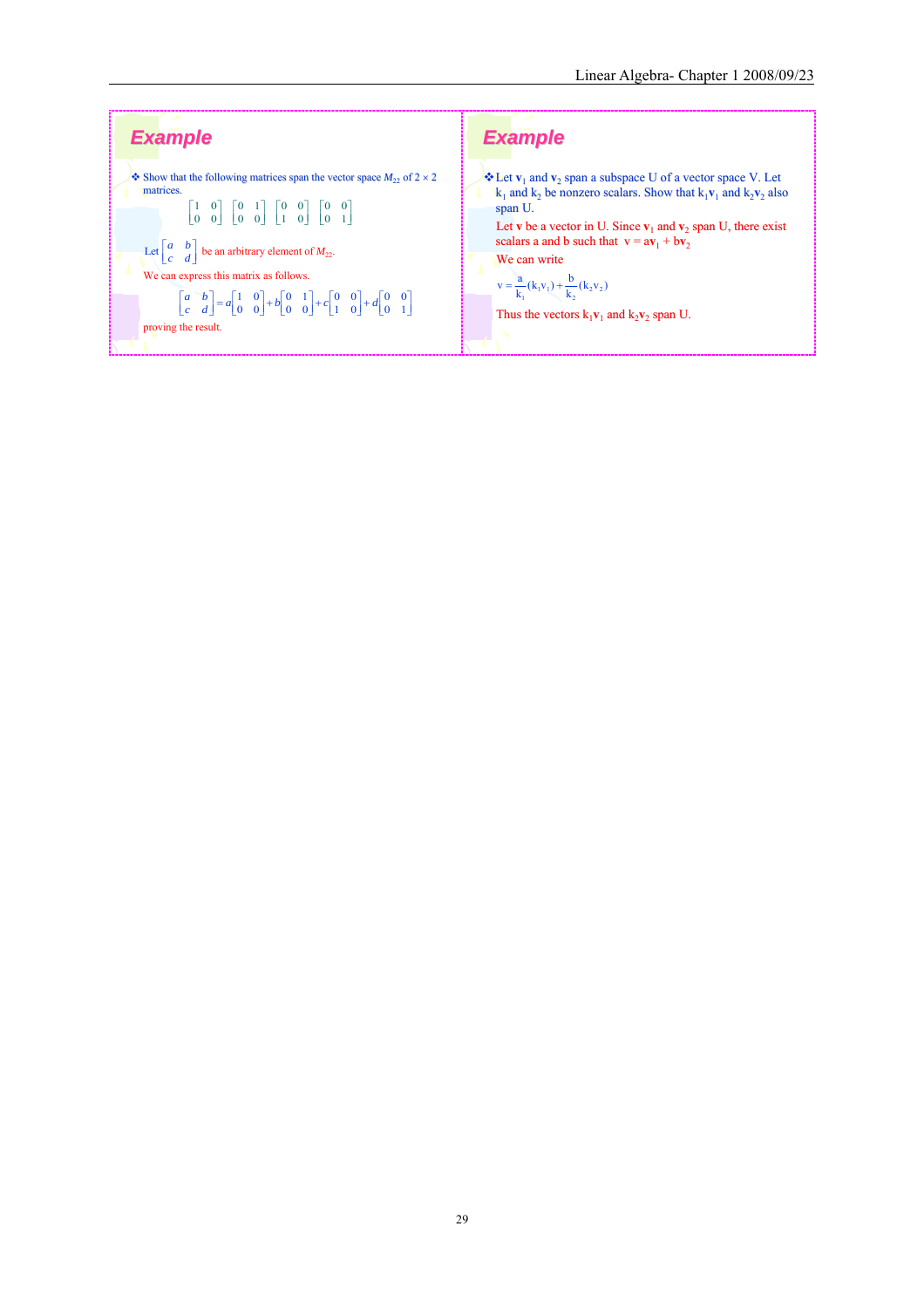## Example

❖ Show that the following matrices span the vector space $M_{22}$ of $2 \times 2$ matrices.

$$\begin{bmatrix} 1 & 0 \\ 0 & 0 \end{bmatrix} \begin{bmatrix} 0 & 1 \\ 0 & 0 \end{bmatrix} \begin{bmatrix} 0 & 0 \\ 1 & 0 \end{bmatrix} \begin{bmatrix} 0 & 0 \\ 0 & 1 \end{bmatrix}$$

Let $\begin{bmatrix} a & b \\ c & d \end{bmatrix}$ be an arbitrary element of $M_{22}$.

We can express this matrix as follows.

$$\begin{bmatrix} a & b \\ c & d \end{bmatrix} = a\begin{bmatrix} 1 & 0 \\ 0 & 0 \end{bmatrix} + b\begin{bmatrix} 0 & 1 \\ 0 & 0 \end{bmatrix} + c\begin{bmatrix} 0 & 0 \\ 1 & 0 \end{bmatrix} + d\begin{bmatrix} 0 & 0 \\ 0 & 1 \end{bmatrix}$$

proving the result.

## Example

❖ Let $\mathbf{v}_1$ and $\mathbf{v}_2$ span a subspace U of a vector space V. Let $k_1$ and $k_2$ be nonzero scalars. Show that $k_1\mathbf{v}_1$ and $k_2\mathbf{v}_2$ also span U.

Let $\mathbf{v}$ be a vector in U. Since $\mathbf{v}_1$ and $\mathbf{v}_2$ span U, there exist scalars a and b such that $\mathbf{v} = a\mathbf{v}_1 + b\mathbf{v}_2$

We can write

$$v = \frac{a}{k_1}(k_1 v_1) + \frac{b}{k_2}(k_2 v_2)$$

Thus the vectors $k_1\mathbf{v}_1$ and $k_2\mathbf{v}_2$ span U.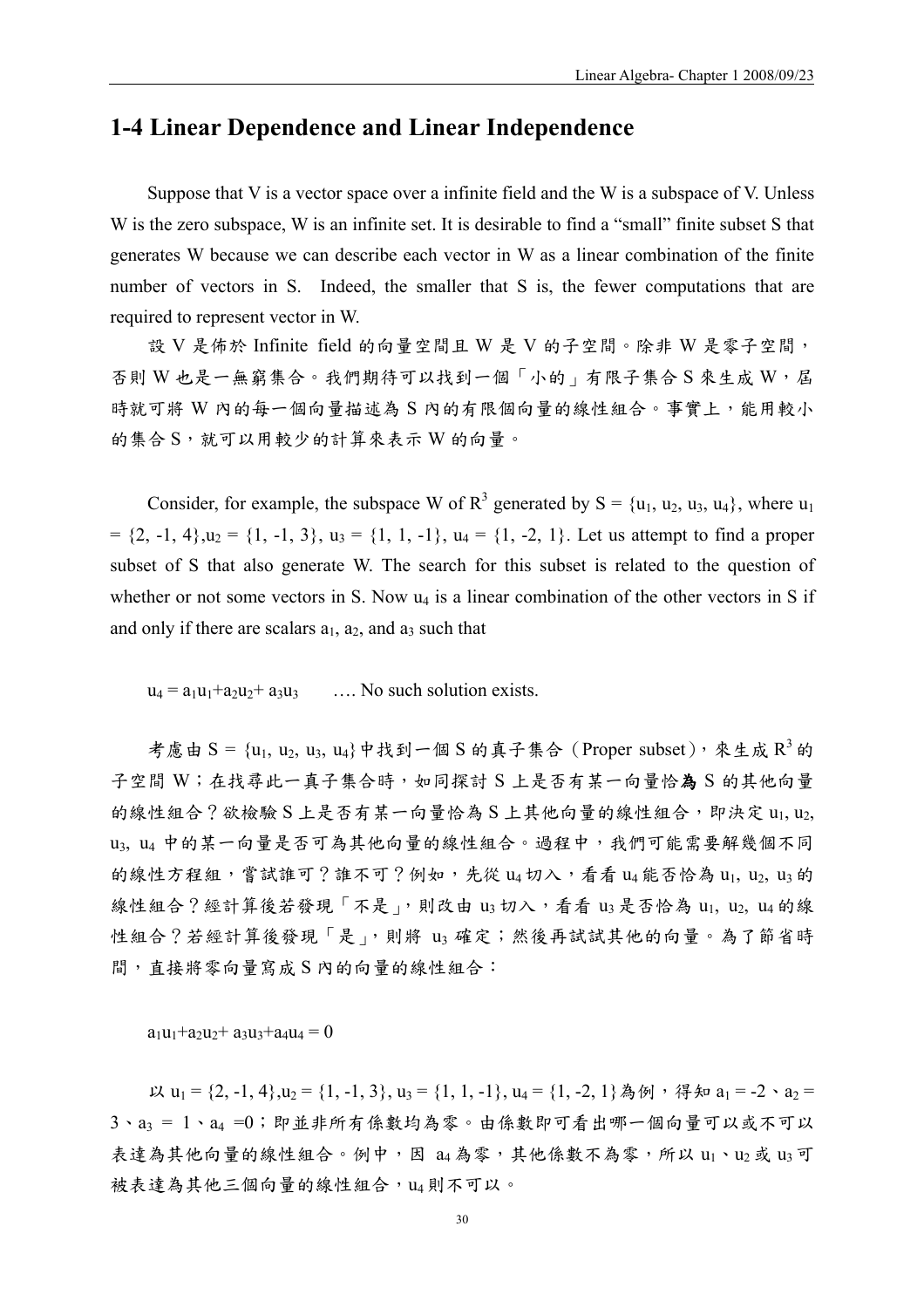## 1-4 Linear Dependence and Linear Independence

Suppose that V is a vector space over a infinite field and the W is a subspace of V. Unless W is the zero subspace, W is an infinite set. It is desirable to find a "small" finite subset S that generates W because we can describe each vector in W as a linear combination of the finite number of vectors in S. Indeed, the smaller that S is, the fewer computations that are required to represent vector in W.

設 V 是佈於 Infinite field 的向量空間且 W 是 V 的子空間。除非 W 是零子空間，否則 W 也是一無窮集合。我們期待可以找到一個「小的」有限子集合 S 來生成 W，屆時就可將 W 內的每一個向量描述為 S 內的有限個向量的線性組合。事實上，能用較小的集合 S，就可以用較少的計算來表示 W 的向量。

Consider, for example, the subspace W of $R^3$ generated by $S = \{u_1, u_2, u_3, u_4\}$, where $u_1 = \{2, -1, 4\}$,$u_2 = \{1, -1, 3\}$, $u_3 = \{1, 1, -1\}$, $u_4 = \{1, -2, 1\}$. Let us attempt to find a proper subset of S that also generate W. The search for this subset is related to the question of whether or not some vectors in S. Now $u_4$ is a linear combination of the other vectors in S if and only if there are scalars $a_1$, $a_2$, and $a_3$ such that

$u_4 = a_1u_1+a_2u_2+ a_3u_3$ …. No such solution exists.

考慮由 $S = \{u_1, u_2, u_3, u_4\}$中找到一個 S 的真子集合（Proper subset），來生成 $R^3$ 的子空間 W；在找尋此一真子集合時，如同探討 S 上是否有某一向量恰**為** S 的其他向量的線性組合？欲檢驗 S 上是否有某一向量恰為 S 上其他向量的線性組合，即決定 $u_1, u_2, u_3, u_4$ 中的某一向量是否可為其他向量的線性組合。過程中，我們可能需要解幾個不同的線性方程組，嘗試誰可？誰不可？例如，先從 $u_4$ 切入，看看 $u_4$ 能否恰為 $u_1, u_2, u_3$ 的線性組合？經計算後若發現「不是」，則改由 $u_3$ 切入，看看 $u_3$ 是否恰為 $u_1, u_2, u_4$ 的線性組合？若經計算後發現「是」，則將 $u_3$ 確定；然後再試試其他的向量。為了節省時間，直接將零向量寫成 S 內的向量的線性組合：

$a_1u_1+a_2u_2+ a_3u_3+a_4u_4 = 0$

以 $u_1 = \{2, -1, 4\}$,$u_2 = \{1, -1, 3\}$, $u_3 = \{1, 1, -1\}$, $u_4 = \{1, -2, 1\}$為例，得知 $a_1 = -2$、$a_2 = 3$、$a_3 = 1$、$a_4 =0$；即並非所有係數均為零。由係數即可看出哪一個向量可以或不可以表達為其他向量的線性組合。例中，因 $a_4$ 為零，其他係數不為零，所以 $u_1$、$u_2$ 或 $u_3$ 可被表達為其他三個向量的線性組合，$u_4$ 則不可以。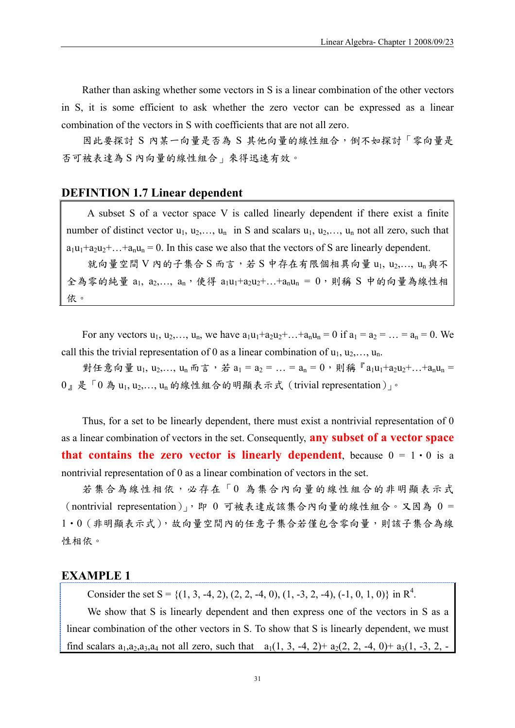Rather than asking whether some vectors in S is a linear combination of the other vectors in S, it is some efficient to ask whether the zero vector can be expressed as a linear combination of the vectors in S with coefficients that are not all zero.

因此要探討 S 內某一向量是否為 S 其他向量的線性組合，倒不如探討「零向量是否可被表達為 S 內向量的線性組合」來得迅速有效。

## DEFINTION 1.7 Linear dependent

A subset S of a vector space V is called linearly dependent if there exist a finite number of distinct vector $u_1, u_2,\ldots, u_n$ in S and scalars $u_1, u_2,\ldots, u_n$ not all zero, such that $a_1u_1+a_2u_2+\ldots+a_nu_n = 0$. In this case we also that the vectors of S are linearly dependent.

就向量空間 V 內的子集合 S 而言，若 S 中存在有限個相異向量 $u_1, u_2,\ldots, u_n$ 與不全為零的純量 $a_1, a_2,\ldots, a_n$，使得 $a_1u_1+a_2u_2+\ldots+a_nu_n = 0$，則稱 S 中的向量為線性相依。

For any vectors $u_1, u_2,\ldots, u_n$, we have $a_1u_1+a_2u_2+\ldots+a_nu_n = 0$ if $a_1 = a_2 = \ldots = a_n = 0$. We call this the trivial representation of 0 as a linear combination of $u_1, u_2,\ldots, u_n$.

對任意向量 $u_1, u_2,\ldots, u_n$ 而言，若 $a_1 = a_2 = \ldots = a_n = 0$，則稱『$a_1u_1+a_2u_2+\ldots+a_nu_n = 0$』是「0 為 $u_1, u_2,\ldots, u_n$ 的線性組合的明顯表示式（trivial representation）」。

Thus, for a set to be linearly dependent, there must exist a nontrivial representation of 0 as a linear combination of vectors in the set. Consequently, **any subset of a vector space that contains the zero vector is linearly dependent**, because $0 = 1 \cdot 0$ is a nontrivial representation of 0 as a linear combination of vectors in the set.

若集合為線性相依，必存在「0 為集合內向量的線性組合的非明顯表示式（nontrivial representation）」，即 0 可被表達成該集合內向量的線性組合。又因為 $0 = 1 \cdot 0$（非明顯表示式），故向量空間內的任意子集合若僅包含零向量，則該子集合為線性相依。

## EXAMPLE 1

Consider the set S = {(1, 3, -4, 2), (2, 2, -4, 0), (1, -3, 2, -4), (-1, 0, 1, 0)} in $R^4$.

We show that S is linearly dependent and then express one of the vectors in S as a linear combination of the other vectors in S. To show that S is linearly dependent, we must find scalars $a_1,a_2,a_3,a_4$ not all zero, such that $a_1(1, 3, -4, 2)+ a_2(2, 2, -4, 0)+ a_3(1, -3, 2, -$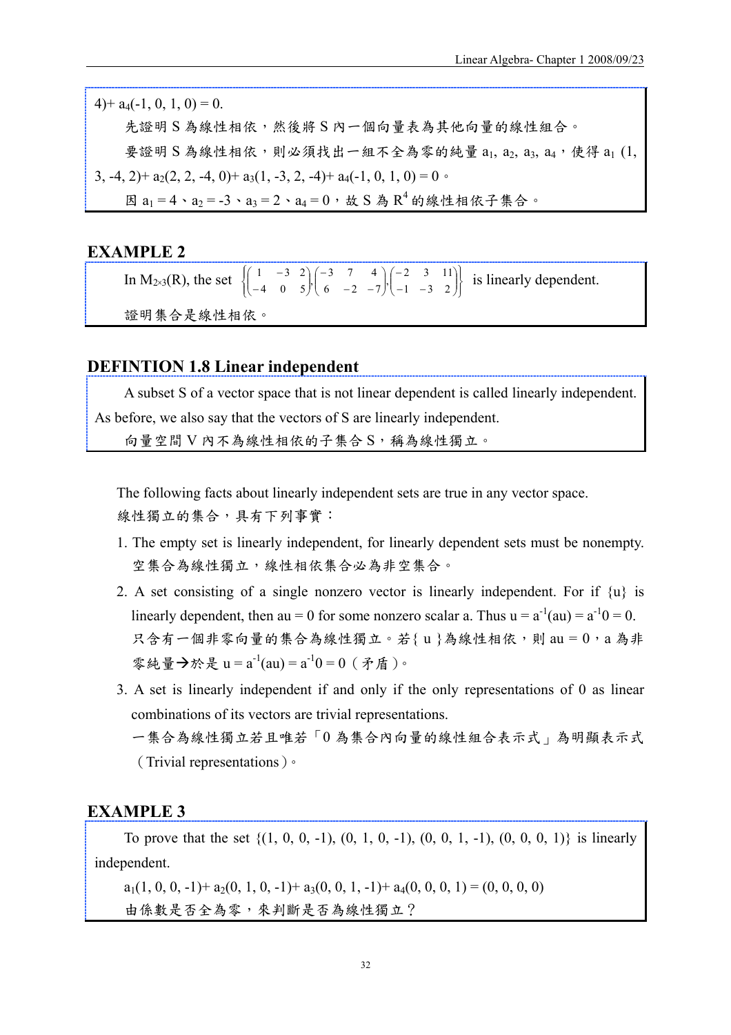4)+ $a_4(-1, 0, 1, 0) = 0$.

先證明 S 為線性相依，然後將 S 內一個向量表為其他向量的線性組合。

要證明 S 為線性相依，則必須找出一組不全為零的純量 $a_1, a_2, a_3, a_4$，使得 $a_1(1, 3, -4, 2)+ a_2(2, 2, -4, 0)+ a_3(1, -3, 2, -4)+ a_4(-1, 0, 1, 0) = 0$。

因 $a_1 = 4$、$a_2 = -3$、$a_3 = 2$、$a_4 = 0$，故 S 為 $R^4$ 的線性相依子集合。

## EXAMPLE 2

In $M_{2\times 3}(R)$, the set $\left\{\begin{pmatrix} 1 & -3 & 2 \\ -4 & 0 & 5 \end{pmatrix}, \begin{pmatrix} -3 & 7 & 4 \\ 6 & -2 & -7 \end{pmatrix}, \begin{pmatrix} -2 & 3 & 11 \\ -1 & -3 & 2 \end{pmatrix}\right\}$ is linearly dependent.

證明集合是線性相依。

## DEFINTION 1.8 Linear independent

A subset S of a vector space that is not linear dependent is called linearly independent. As before, we also say that the vectors of S are linearly independent.

向量空間 V 內不為線性相依的子集合 S，稱為線性獨立。

The following facts about linearly independent sets are true in any vector space.

線性獨立的集合，具有下列事實：

1. The empty set is linearly independent, for linearly dependent sets must be nonempty.
   空集合為線性獨立，線性相依集合必為非空集合。
2. A set consisting of a single nonzero vector is linearly independent. For if {u} is linearly dependent, then au = 0 for some nonzero scalar a. Thus $u = a^{-1}(au) = a^{-1}0 = 0$.
   只含有一個非零向量的集合為線性獨立。若{ u }為線性相依，則 au = 0，a 為非零純量→於是 $u = a^{-1}(au) = a^{-1}0 = 0$（矛盾）。
3. A set is linearly independent if and only if the only representations of 0 as linear combinations of its vectors are trivial representations.
   一集合為線性獨立若且唯若「0 為集合內向量的線性組合表示式」為明顯表示式（Trivial representations）。

## EXAMPLE 3

To prove that the set {(1, 0, 0, -1), (0, 1, 0, -1), (0, 0, 1, -1), (0, 0, 0, 1)} is linearly independent.

$a_1(1, 0, 0, -1)+ a_2(0, 1, 0, -1)+ a_3(0, 0, 1, -1)+ a_4(0, 0, 0, 1) = (0, 0, 0, 0)$

由係數是否全為零，來判斷是否為線性獨立？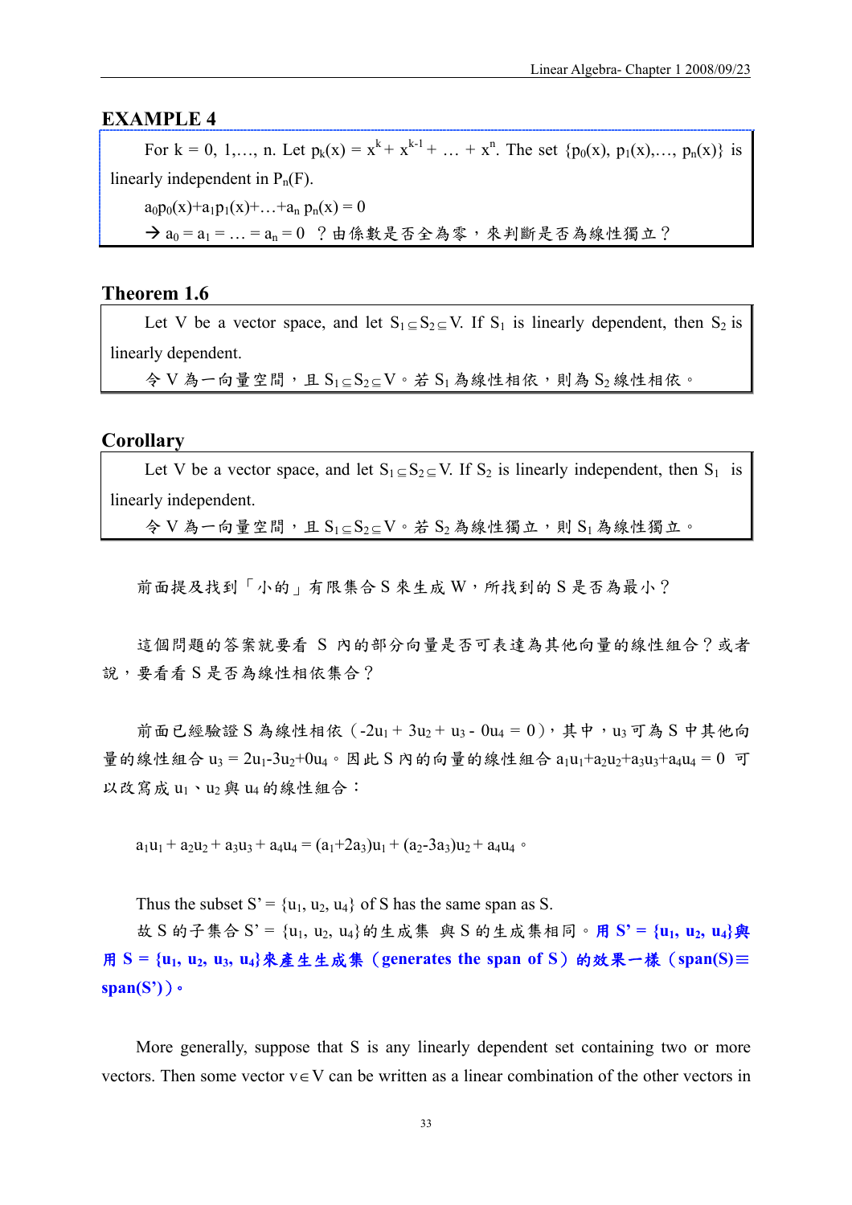## EXAMPLE 4

For k = 0, 1,…, n. Let $p_k(x) = x^k + x^{k-1} + \ldots + x^n$. The set $\{p_0(x), p_1(x),\ldots, p_n(x)\}$ is linearly independent in $P_n(F)$.

$a_0p_0(x)+a_1p_1(x)+\ldots+a_n p_n(x) = 0$

→ $a_0 = a_1 = \ldots = a_n = 0$ ？由係數是否全為零，來判斷是否為線性獨立？

## Theorem 1.6

Let V be a vector space, and let $S_1 \subseteq S_2 \subseteq V$. If $S_1$ is linearly dependent, then $S_2$ is linearly dependent.

令 V 為一向量空間，且 $S_1 \subseteq S_2 \subseteq V$。若 $S_1$ 為線性相依，則為 $S_2$ 線性相依。

## Corollary

Let V be a vector space, and let $S_1 \subseteq S_2 \subseteq V$. If $S_2$ is linearly independent, then $S_1$ is linearly independent.

令 V 為一向量空間，且 $S_1 \subseteq S_2 \subseteq V$。若 $S_2$ 為線性獨立，則 $S_1$ 為線性獨立。

前面提及找到「小的」有限集合 S 來生成 W，所找到的 S 是否為最小？

這個問題的答案就要看 S 內的部分向量是否可表達為其他向量的線性組合？或者說，要看看 S 是否為線性相依集合？

前面已經驗證 S 為線性相依（$-2u_1 + 3u_2 + u_3 - 0u_4 = 0$），其中，$u_3$ 可為 S 中其他向量的線性組合 $u_3 = 2u_1-3u_2+0u_4$。因此 S 內的向量的線性組合 $a_1u_1+a_2u_2+a_3u_3+a_4u_4 = 0$ 可以改寫成 $u_1$、$u_2$ 與 $u_4$ 的線性組合：

$$a_1u_1 + a_2u_2 + a_3u_3 + a_4u_4 = (a_1+2a_3)u_1 + (a_2-3a_3)u_2 + a_4u_4 。$$

Thus the subset $S' = \{u_1, u_2, u_4\}$ of S has the same span as S.

故 S 的子集合 $S' = \{u_1, u_2, u_4\}$ 的生成集 與 S 的生成集相同。**用 $S' = \{u_1, u_2, u_4\}$ 與用 $S = \{u_1, u_2, u_3, u_4\}$ 來產生生成集（generates the span of S）的效果一樣（$span(S) \equiv span(S')$）。**

More generally, suppose that S is any linearly dependent set containing two or more vectors. Then some vector $v \in V$ can be written as a linear combination of the other vectors in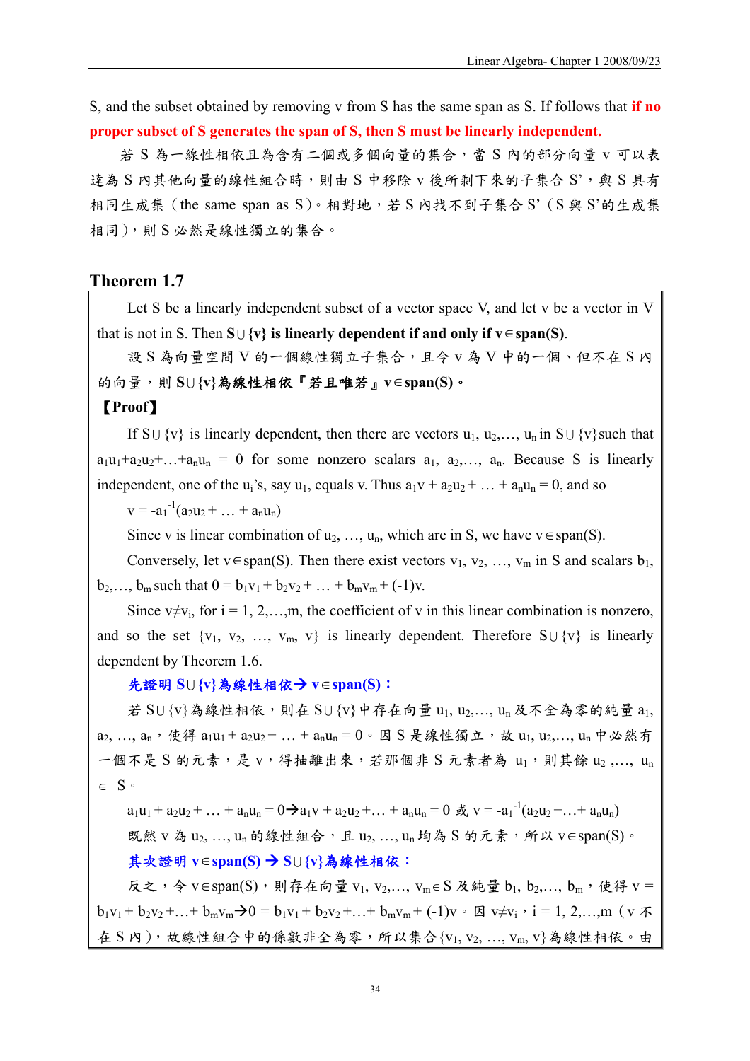S, and the subset obtained by removing v from S has the same span as S. If follows that **if no proper subset of S generates the span of S, then S must be linearly independent.**

若 S 為一線性相依且為含有二個或多個向量的集合，當 S 內的部分向量 v 可以表達為 S 內其他向量的線性組合時，則由 S 中移除 v 後所剩下來的子集合 S'，與 S 具有相同生成集（the same span as S）。相對地，若 S 內找不到子集合 S'（S 與 S'的生成集相同），則 S 必然是線性獨立的集合。

## Theorem 1.7

Let S be a linearly independent subset of a vector space V, and let v be a vector in V that is not in S. Then **S∪{v} is linearly dependent if and only if v∈span(S)**.

設 S 為向量空間 V 的一個線性獨立子集合，且令 v 為 V 中的一個、但不在 S 內的向量，則 **S∪{v}為線性相依『若且唯若』v∈span(S)。**

**【Proof】**

If S∪{v} is linearly dependent, then there are vectors $u_1, u_2,\ldots, u_n$ in S∪{v}such that $a_1u_1+a_2u_2+\ldots+a_nu_n = 0$ for some nonzero scalars $a_1, a_2,\ldots, a_n$. Because S is linearly independent, one of the $u_i$'s, say $u_1$, equals v. Thus $a_1v + a_2u_2 + \ldots + a_nu_n = 0$, and so

$v = -a_1^{-1}(a_2u_2 + \ldots + a_nu_n)$

Since v is linear combination of $u_2, \ldots, u_n$, which are in S, we have v∈span(S).

Conversely, let v∈span(S). Then there exist vectors $v_1, v_2, \ldots, v_m$ in S and scalars $b_1, b_2,\ldots, b_m$ such that $0 = b_1v_1 + b_2v_2 + \ldots + b_mv_m + (-1)v$.

Since $v\neq v_i$, for i = 1, 2,…,m, the coefficient of v in this linear combination is nonzero, and so the set $\{v_1, v_2, \ldots, v_m, v\}$ is linearly dependent. Therefore S∪{v} is linearly dependent by Theorem 1.6.

**先證明 S∪{v}為線性相依→ v∈span(S)：**

若 S∪{v}為線性相依，則在 S∪{v}中存在向量 $u_1, u_2,\ldots, u_n$ 及不全為零的純量 $a_1, a_2, \ldots, a_n$，使得 $a_1u_1 + a_2u_2 + \ldots + a_nu_n = 0$。因 S 是線性獨立，故 $u_1, u_2,\ldots, u_n$ 中必然有一個不是 S 的元素，是 v，得抽離出來，若那個非 S 元素者為 $u_1$，則其餘 $u_2 ,\ldots, u_n$ ∈ S。

$a_1u_1 + a_2u_2 + \ldots + a_nu_n = 0 \rightarrow a_1v + a_2u_2 +\ldots + a_nu_n = 0$ 或 $v = -a_1^{-1}(a_2u_2 +\ldots+ a_nu_n)$

既然 v 為 $u_2, \ldots, u_n$ 的線性組合，且 $u_2, \ldots, u_n$ 均為 S 的元素，所以 v∈span(S)。

**其次證明 v∈span(S) → S∪{v}為線性相依：**

反之，令 v∈span(S)，則存在向量 $v_1, v_2,\ldots, v_m$∈S 及純量 $b_1, b_2,\ldots, b_m$，使得 $v = b_1v_1 + b_2v_2 +\ldots+ b_mv_m \rightarrow 0 = b_1v_1 + b_2v_2 +\ldots+ b_mv_m + (-1)v$。因 $v\neq v_i$，i = 1, 2,…,m（v 不在 S 內），故線性組合中的係數非全為零，所以集合$\{v_1, v_2, \ldots, v_m, v\}$為線性相依。由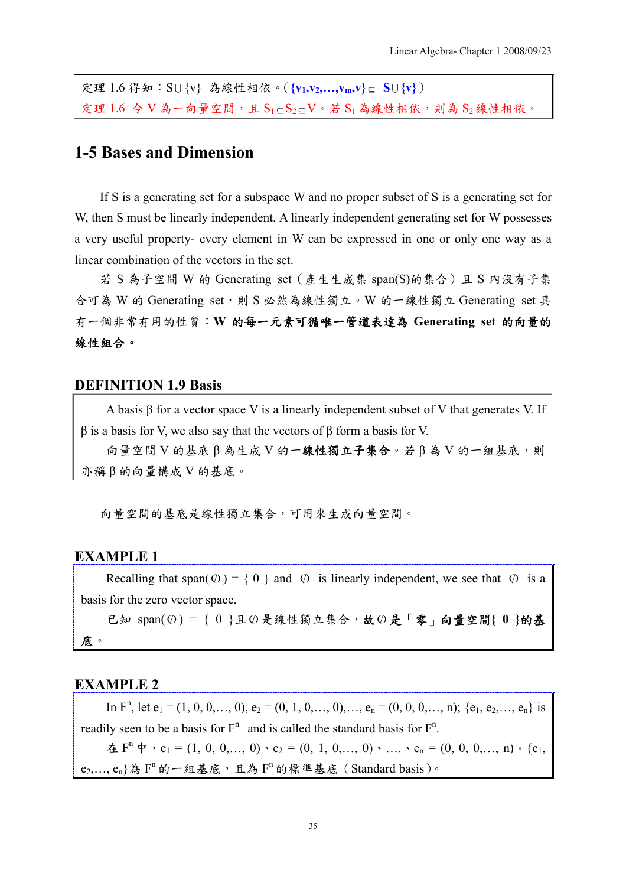定理 1.6 得知：$S \cup \{v\}$ 為線性相依。( $\{v_1, v_2, \ldots, v_m, v\} \subseteq S \cup \{v\}$ )

定理 1.6 令 V 為一向量空間，且 $S_1 \subseteq S_2 \subseteq V$。若 $S_1$ 為線性相依，則為 $S_2$ 線性相依。

## 1-5 Bases and Dimension

If S is a generating set for a subspace W and no proper subset of S is a generating set for W, then S must be linearly independent. A linearly independent generating set for W possesses a very useful property- every element in W can be expressed in one or only one way as a linear combination of the vectors in the set.

若 S 為子空間 W 的 Generating set（產生生成集 span(S)的集合）且 S 內沒有子集合可為 W 的 Generating set，則 S 必然為線性獨立。W 的一線性獨立 Generating set 具有一個非常有用的性質：**W 的每一元素可循唯一管道表達為 Generating set 的向量的線性組合。**

### DEFINITION 1.9 Basis

A basis β for a vector space V is a linearly independent subset of V that generates V. If β is a basis for V, we also say that the vectors of β form a basis for V.

向量空間 V 的基底 β 為生成 V 的**一線性獨立子集合**。若 β 為 V 的一組基底，則亦稱 β 的向量構成 V 的基底。

向量空間的基底是線性獨立集合，可用來生成向量空間。

### EXAMPLE 1

Recalling that span($\emptyset$) = { 0 } and $\emptyset$ is linearly independent, we see that $\emptyset$ is a basis for the zero vector space.

已知 span($\emptyset$) = { 0 }且$\emptyset$是線性獨立集合，**故$\emptyset$是「零」向量空間{ 0 }的基底**。

### EXAMPLE 2

In $F^n$, let $e_1 = (1, 0, 0,\ldots, 0)$, $e_2 = (0, 1, 0,\ldots, 0)$,…, $e_n = (0, 0, 0,\ldots, n)$; $\{e_1, e_2,\ldots, e_n\}$ is readily seen to be a basis for $F^n$ and is called the standard basis for $F^n$.

在 $F^n$ 中，$e_1 = (1, 0, 0,\ldots, 0)$、$e_2 = (0, 1, 0,\ldots, 0)$、….、$e_n = (0, 0, 0,\ldots, n)$。$\{e_1, e_2,\ldots, e_n\}$為 $F^n$ 的一組基底，且為 $F^n$ 的標準基底（Standard basis）。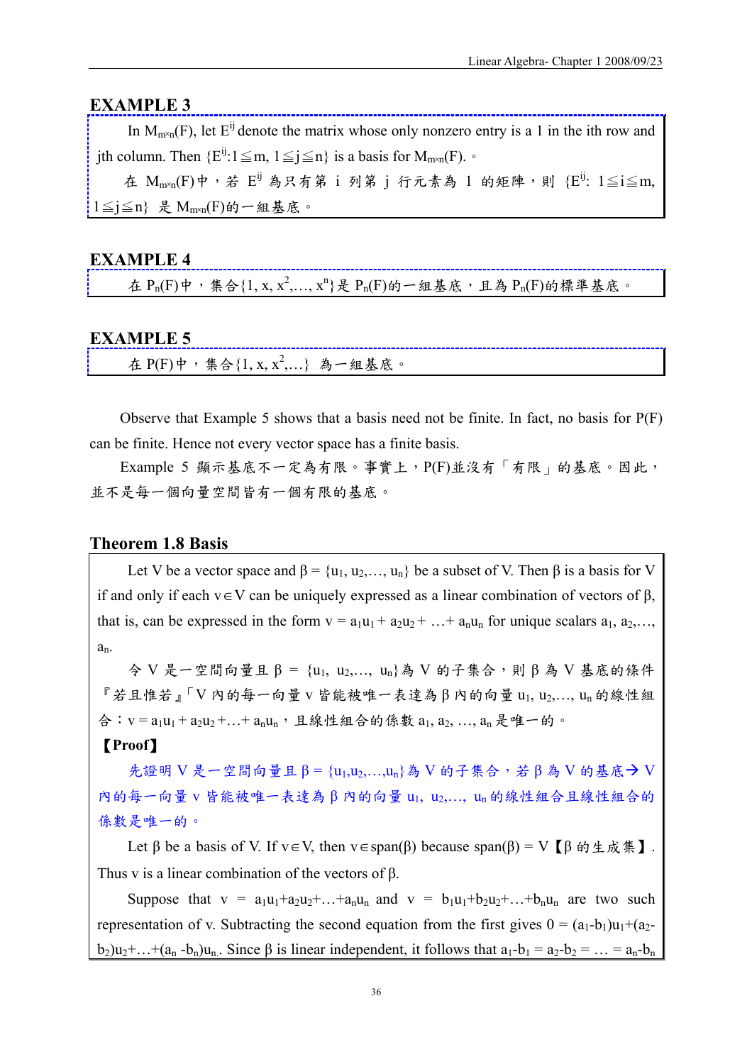## EXAMPLE 3

In $M_{m\times n}(F)$, let $E^{ij}$ denote the matrix whose only nonzero entry is a 1 in the ith row and jth column. Then $\{E^{ij}: 1 \leqq m, 1 \leqq j \leqq n\}$ is a basis for $M_{m\times n}(F)$.。

在 $M_{m\times n}(F)$中，若 $E^{ij}$ 為只有第 i 列第 j 行元素為 1 的矩陣，則 $\{E^{ij}: 1 \leqq i \leqq m, 1 \leqq j \leqq n\}$ 是 $M_{m\times n}(F)$的一組基底。

## EXAMPLE 4

在 $P_n(F)$中，集合$\{1, x, x^2, \ldots, x^n\}$是 $P_n(F)$的一組基底，且為 $P_n(F)$的標準基底。

## EXAMPLE 5

在 $P(F)$中，集合$\{1, x, x^2, \ldots\}$ 為一組基底。

Observe that Example 5 shows that a basis need not be finite. In fact, no basis for P(F) can be finite. Hence not every vector space has a finite basis.

Example 5 顯示基底不一定為有限。事實上，P(F)並沒有「有限」的基底。因此，並不是每一個向量空間皆有一個有限的基底。

## Theorem 1.8 Basis

Let V be a vector space and $\beta = \{u_1, u_2, \ldots, u_n\}$ be a subset of V. Then $\beta$ is a basis for V if and only if each $v \in V$ can be uniquely expressed as a linear combination of vectors of $\beta$, that is, can be expressed in the form $v = a_1u_1 + a_2u_2 + \ldots + a_nu_n$ for unique scalars $a_1, a_2, \ldots, a_n$.

令 V 是一空間向量且 $\beta = \{u_1, u_2, \ldots, u_n\}$為 V 的子集合，則 $\beta$ 為 V 基底的條件『若且惟若』「V 內的每一向量 v 皆能被唯一表達為 $\beta$ 內的向量 $u_1, u_2, \ldots, u_n$ 的線性組合：$v = a_1u_1 + a_2u_2 + \ldots + a_nu_n$，且線性組合的係數 $a_1, a_2, \ldots, a_n$ 是唯一的。

**【Proof】**

先證明 V 是一空間向量且 $\beta = \{u_1, u_2, \ldots, u_n\}$為 V 的子集合，若 $\beta$ 為 V 的基底→ V 內的每一向量 v 皆能被唯一表達為 $\beta$ 內的向量 $u_1, u_2, \ldots, u_n$ 的線性組合且線性組合的係數是唯一的。

Let $\beta$ be a basis of V. If $v \in V$, then $v \in \text{span}(\beta)$ because $\text{span}(\beta) = V$【$\beta$ 的生成集】. Thus v is a linear combination of the vectors of $\beta$.

Suppose that $v = a_1u_1 + a_2u_2 + \ldots + a_nu_n$ and $v = b_1u_1 + b_2u_2 + \ldots + b_nu_n$ are two such representation of v. Subtracting the second equation from the first gives $0 = (a_1 - b_1)u_1 + (a_2 - b_2)u_2 + \ldots + (a_n - b_n)u_n$. Since $\beta$ is linear independent, it follows that $a_1 - b_1 = a_2 - b_2 = \ldots = a_n - b_n$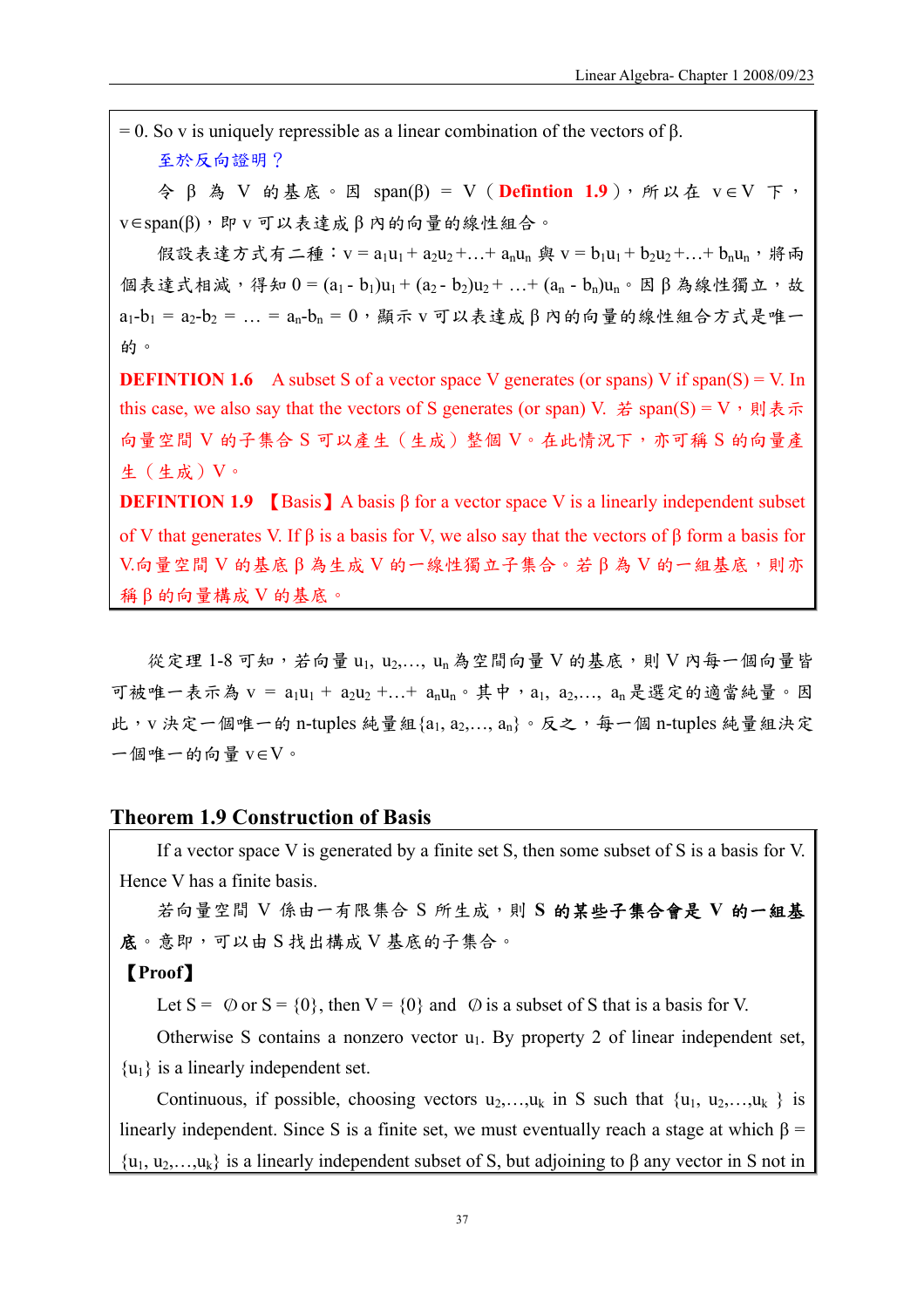= 0. So v is uniquely repressible as a linear combination of the vectors of β.

至於反向證明？

令 β 為 V 的基底。因 span(β) = V（**Defintion 1.9**），所以在 $v \in V$ 下，$v \in$ span(β)，即 v 可以表達成 β 內的向量的線性組合。

假設表達方式有二種：$v = a_1u_1 + a_2u_2 + \ldots + a_nu_n$ 與 $v = b_1u_1 + b_2u_2 + \ldots + b_nu_n$，將兩個表達式相減，得知 $0 = (a_1 - b_1)u_1 + (a_2 - b_2)u_2 + \ldots + (a_n - b_n)u_n$。因 β 為線性獨立，故 $a_1 - b_1 = a_2 - b_2 = \ldots = a_n - b_n = 0$，顯示 v 可以表達成 β 內的向量的線性組合方式是唯一的。

**DEFINTION 1.6** A subset S of a vector space V generates (or spans) V if span(S) = V. In this case, we also say that the vectors of S generates (or span) V. 若 span(S) = V，則表示向量空間 V 的子集合 S 可以產生（生成）整個 V。在此情況下，亦可稱 S 的向量產生（生成）V。

**DEFINTION 1.9** 【Basis】A basis β for a vector space V is a linearly independent subset of V that generates V. If β is a basis for V, we also say that the vectors of β form a basis for V.向量空間 V 的基底 β 為生成 V 的一線性獨立子集合。若 β 為 V 的一組基底，則亦稱 β 的向量構成 V 的基底。

從定理 1-8 可知，若向量 $u_1, u_2, \ldots, u_n$ 為空間向量 V 的基底，則 V 內每一個向量皆可被唯一表示為 $v = a_1u_1 + a_2u_2 + \ldots + a_nu_n$。其中，$a_1, a_2, \ldots, a_n$ 是選定的適當純量。因此，v 決定一個唯一的 n-tuples 純量組 $\{a_1, a_2, \ldots, a_n\}$。反之，每一個 n-tuples 純量組決定一個唯一的向量 $v \in V$。

## Theorem 1.9 Construction of Basis

If a vector space V is generated by a finite set S, then some subset of S is a basis for V. Hence V has a finite basis.

若向量空間 V 係由一有限集合 S 所生成，則 **S 的某些子集合會是 V 的一組基底**。意即，可以由 S 找出構成 V 基底的子集合。

【Proof】

Let S = ∅ or S = {0}, then V = {0} and ∅ is a subset of S that is a basis for V.

Otherwise S contains a nonzero vector $u_1$. By property 2 of linear independent set, $\{u_1\}$ is a linearly independent set.

Continuous, if possible, choosing vectors $u_2, \ldots, u_k$ in S such that $\{u_1, u_2, \ldots, u_k\}$ is linearly independent. Since S is a finite set, we must eventually reach a stage at which $\beta = \{u_1, u_2, \ldots, u_k\}$ is a linearly independent subset of S, but adjoining to β any vector in S not in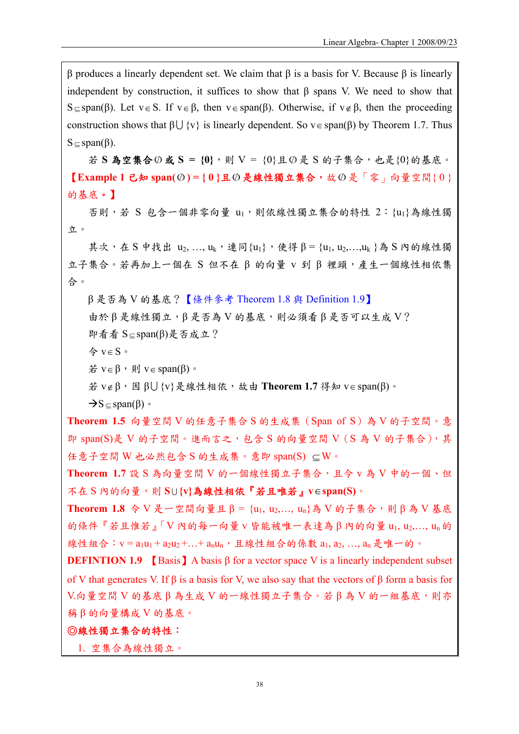β produces a linearly dependent set. We claim that β is a basis for V. Because β is linearly independent by construction, it suffices to show that β spans V. We need to show that $S \subseteq \text{span}(\beta)$. Let $v \in S$. If $v \in \beta$, then $v \in \text{span}(\beta)$. Otherwise, if $v \notin \beta$, then the proceeding construction shows that $\beta \cup \{v\}$ is linearly dependent. So $v \in \text{span}(\beta)$ by Theorem 1.7. Thus $S \subseteq \text{span}(\beta)$.

若 **S 為空集合∅ 或 S = {0}**，則 V = {0}且∅ 是 S 的子集合，也是{0}的基底。**【Example 1 已知 span(∅) = { 0 }且∅ 是線性獨立集合**，故∅ 是「零」向量空間{ 0 }的基底。**】**

否則，若 S 包含一個非零向量 $u_1$，則依線性獨立集合的特性 2：$\{u_1\}$為線性獨立。

其次，在 S 中找出 $u_2, \ldots, u_k$，連同$\{u_1\}$，使得 $\beta = \{u_1, u_2, \ldots, u_k\}$為 S 內的線性獨立子集合。若再加上一個在 S 但不在 β 的向量 v 到 β 裡頭，產生一個線性相依集合。

β 是否為 V 的基底？【條件參考 Theorem 1.8 與 Definition 1.9】

由於 β 是線性獨立，β 是否為 V 的基底，則必須看 β 是否可以生成 V？

即看看 $S \subseteq \text{span}(\beta)$是否成立？

令 $v \in S$。

若 $v \in \beta$，則 $v \in \text{span}(\beta)$。

若 $v \notin \beta$，因 $\beta \cup \{v\}$是線性相依，故由 **Theorem 1.7** 得知 $v \in \text{span}(\beta)$。

→$S \subseteq \text{span}(\beta)$。

**Theorem 1.5** 向量空間 V 的任意子集合 S 的生成集（Span of S）為 V 的子空間。意即 span(S)是 V 的子空間。進而言之，包含 S 的向量空間 V（S 為 V 的子集合），其任意子空間 W 也必然包含 S 的生成集。意即 $\text{span}(S) \subseteq W$。

**Theorem 1.7** 設 S 為向量空間 V 的一個線性獨立子集合，且令 v 為 V 中的一個、但不在 S 內的向量，則 **$S \cup \{v\}$為線性相依『若且唯若』$v \in \text{span}(S)$**。

**Theorem 1.8** 令 V 是一空間向量且 $\beta = \{u_1, u_2, \ldots, u_n\}$為 V 的子集合，則 β 為 V 基底的條件『若且惟若』「V 內的每一向量 v 皆能被唯一表達為 β 內的向量 $u_1, u_2, \ldots, u_n$ 的線性組合：$v = a_1u_1 + a_2u_2 + \ldots + a_nu_n$，且線性組合的係數 $a_1, a_2, \ldots, a_n$ 是唯一的。

**DEFINTION 1.9** 【Basis】A basis β for a vector space V is a linearly independent subset of V that generates V. If β is a basis for V, we also say that the vectors of β form a basis for V.向量空間 V 的基底 β 為生成 V 的一線性獨立子集合。若 β 為 V 的一組基底，則亦稱 β 的向量構成 V 的基底。

**◎線性獨立集合的特性：**

1. 空集合為線性獨立。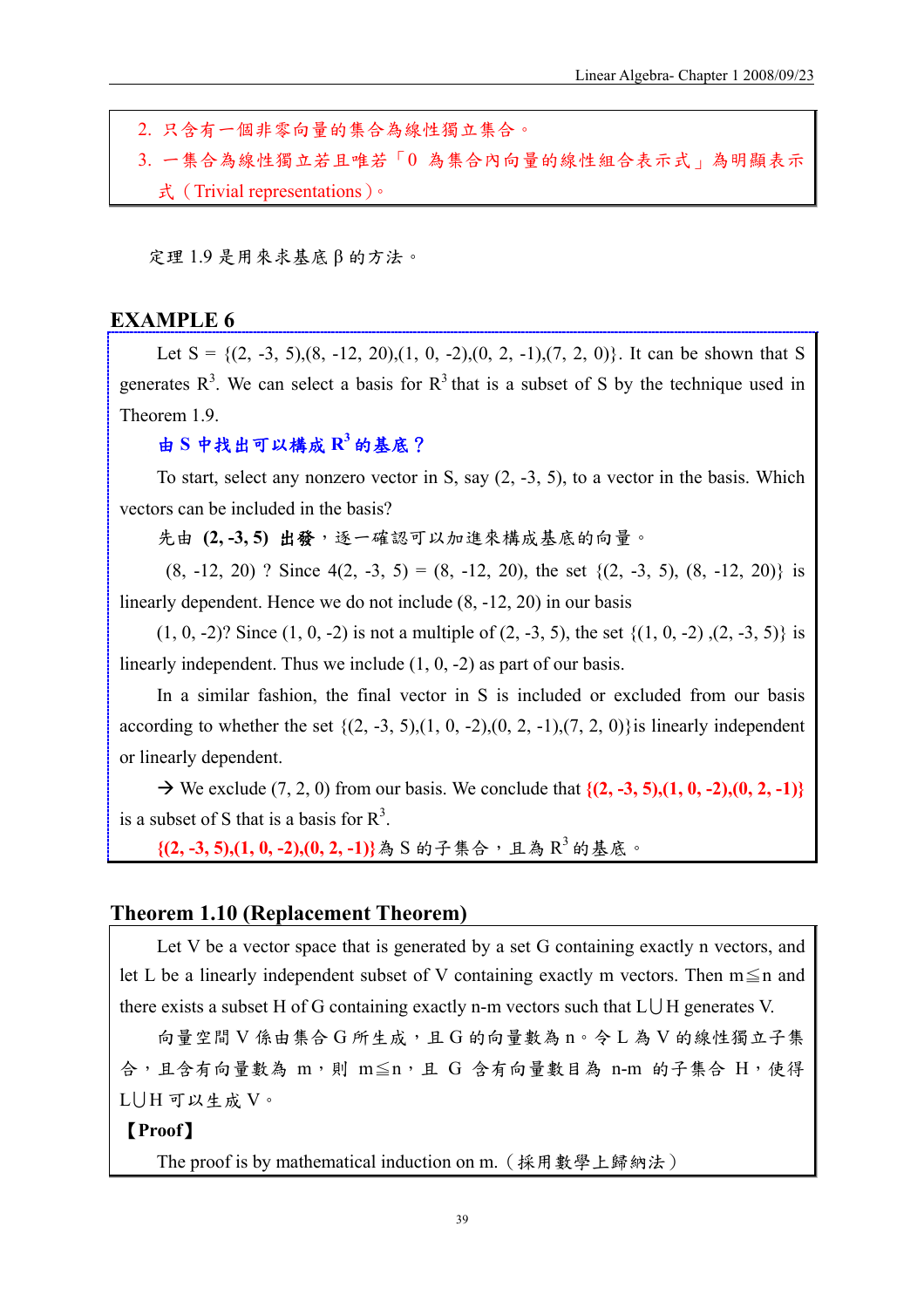2. 只含有一個非零向量的集合為線性獨立集合。
3. 一集合為線性獨立若且唯若「0 為集合內向量的線性組合表示式」為明顯表示式（Trivial representations）。

定理 1.9 是用來求基底 β 的方法。

## EXAMPLE 6

Let S = {(2, -3, 5),(8, -12, 20),(1, 0, -2),(0, 2, -1),(7, 2, 0)}. It can be shown that S generates $R^3$. We can select a basis for $R^3$ that is a subset of S by the technique used in Theorem 1.9.

**由 S 中找出可以構成 $R^3$ 的基底？**

To start, select any nonzero vector in S, say (2, -3, 5), to a vector in the basis. Which vectors can be included in the basis?

先由 **(2, -3, 5)** **出發**，逐一確認可以加進來構成基底的向量。

(8, -12, 20) ? Since 4(2, -3, 5) = (8, -12, 20), the set {(2, -3, 5), (8, -12, 20)} is linearly dependent. Hence we do not include (8, -12, 20) in our basis

(1, 0, -2)? Since (1, 0, -2) is not a multiple of (2, -3, 5), the set {(1, 0, -2) ,(2, -3, 5)} is linearly independent. Thus we include (1, 0, -2) as part of our basis.

In a similar fashion, the final vector in S is included or excluded from our basis according to whether the set {(2, -3, 5),(1, 0, -2),(0, 2, -1),(7, 2, 0)}is linearly independent or linearly dependent.

→ We exclude (7, 2, 0) from our basis. We conclude that **{(2, -3, 5),(1, 0, -2),(0, 2, -1)}** is a subset of S that is a basis for $R^3$.

**{(2, -3, 5),(1, 0, -2),(0, 2, -1)}** 為 S 的子集合，且為 $R^3$ 的基底。

## Theorem 1.10 (Replacement Theorem)

Let V be a vector space that is generated by a set G containing exactly n vectors, and let L be a linearly independent subset of V containing exactly m vectors. Then $m \leq n$ and there exists a subset H of G containing exactly n-m vectors such that $L \cup H$ generates V.

向量空間 V 係由集合 G 所生成，且 G 的向量數為 n。令 L 為 V 的線性獨立子集合，且含有向量數為 m，則 $m \leq n$，且 G 含有向量數目為 n-m 的子集合 H，使得 $L \cup H$ 可以生成 V。

**【Proof】**

The proof is by mathematical induction on m.（採用數學上歸納法）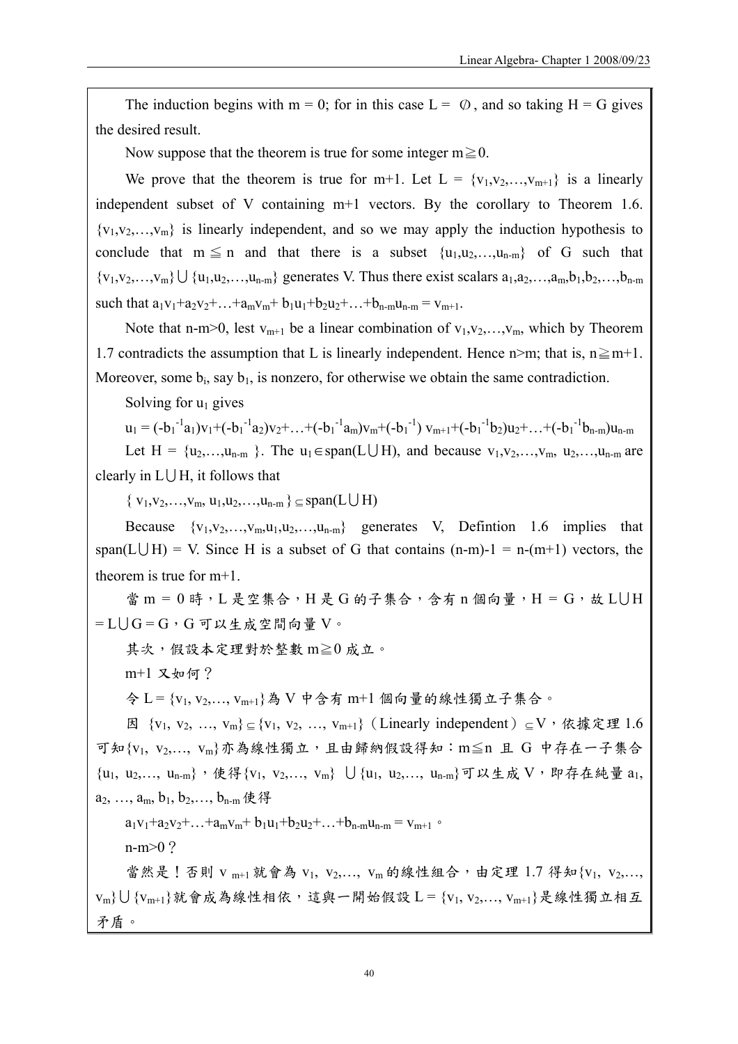The induction begins with m = 0; for in this case L = $\emptyset$, and so taking H = G gives the desired result.

Now suppose that the theorem is true for some integer $m \geqq 0$.

We prove that the theorem is true for m+1. Let L = $\{v_1,v_2,\ldots,v_{m+1}\}$ is a linearly independent subset of V containing m+1 vectors. By the corollary to Theorem 1.6. $\{v_1,v_2,\ldots,v_m\}$ is linearly independent, and so we may apply the induction hypothesis to conclude that $m \leqq n$ and that there is a subset $\{u_1,u_2,\ldots,u_{n-m}\}$ of G such that $\{v_1,v_2,\ldots,v_m\} \cup \{u_1,u_2,\ldots,u_{n-m}\}$ generates V. Thus there exist scalars $a_1,a_2,\ldots,a_m,b_1,b_2,\ldots,b_{n-m}$ such that $a_1v_1+a_2v_2+\ldots+a_mv_m+ b_1u_1+b_2u_2+\ldots+b_{n-m}u_{n-m} = v_{m+1}$.

Note that n-m>0, lest $v_{m+1}$ be a linear combination of $v_1,v_2,\ldots,v_m$, which by Theorem 1.7 contradicts the assumption that L is linearly independent. Hence n>m; that is, $n \geqq m+1$. Moreover, some $b_i$, say $b_1$, is nonzero, for otherwise we obtain the same contradiction.

Solving for $u_1$ gives

$u_1 = (-b_1^{-1}a_1)v_1+(-b_1^{-1}a_2)v_2+\ldots+(-b_1^{-1}a_m)v_m+(-b_1^{-1})v_{m+1}+(-b_1^{-1}b_2)u_2+\ldots+(-b_1^{-1}b_{n-m})u_{n-m}$

Let H = $\{u_2,\ldots,u_{n-m}\}$. The $u_1 \in \text{span}(L \cup H)$, and because $v_1,v_2,\ldots,v_m, u_2,\ldots,u_{n-m}$ are clearly in $L \cup H$, it follows that

$\{v_1,v_2,\ldots,v_m, u_1,u_2,\ldots,u_{n-m}\} \subseteq \text{span}(L \cup H)$

Because $\{v_1,v_2,\ldots,v_m,u_1,u_2,\ldots,u_{n-m}\}$ generates V, Defintion 1.6 implies that span$(L \cup H)$ = V. Since H is a subset of G that contains (n-m)-1 = n-(m+1) vectors, the theorem is true for m+1.

當 m = 0 時，L 是空集合，H 是 G 的子集合，含有 n 個向量，H = G，故 $L \cup H = L \cup G = G$，G 可以生成空間向量 V。

其次，假設本定理對於整數 $m \geqq 0$ 成立。

m+1 又如何？

令 L = $\{v_1, v_2,\ldots, v_{m+1}\}$為 V 中含有 m+1 個向量的線性獨立子集合。

因 $\{v_1, v_2, \ldots, v_m\} \subseteq \{v_1, v_2, \ldots, v_{m+1}\}$（Linearly independent）$\subseteq$ V，依據定理 1.6 可知$\{v_1, v_2,\ldots, v_m\}$亦為線性獨立，且由歸納假設得知：$m \leqq n$ 且 G 中存在一子集合$\{u_1, u_2,\ldots, u_{n-m}\}$，使得$\{v_1, v_2,\ldots, v_m\} \cup \{u_1, u_2,\ldots, u_{n-m}\}$可以生成 V，即存在純量 $a_1, a_2, \ldots, a_m, b_1, b_2,\ldots, b_{n-m}$ 使得

$a_1v_1+a_2v_2+\ldots+a_mv_m+ b_1u_1+b_2u_2+\ldots+b_{n-m}u_{n-m} = v_{m+1}$。

n-m>0？

當然是！否則 $v_{m+1}$ 就會為 $v_1, v_2,\ldots, v_m$ 的線性組合，由定理 1.7 得知$\{v_1, v_2,\ldots, v_m\} \cup \{v_{m+1}\}$就會成為線性相依，這與一開始假設 L = $\{v_1, v_2,\ldots, v_{m+1}\}$是線性獨立相互矛盾。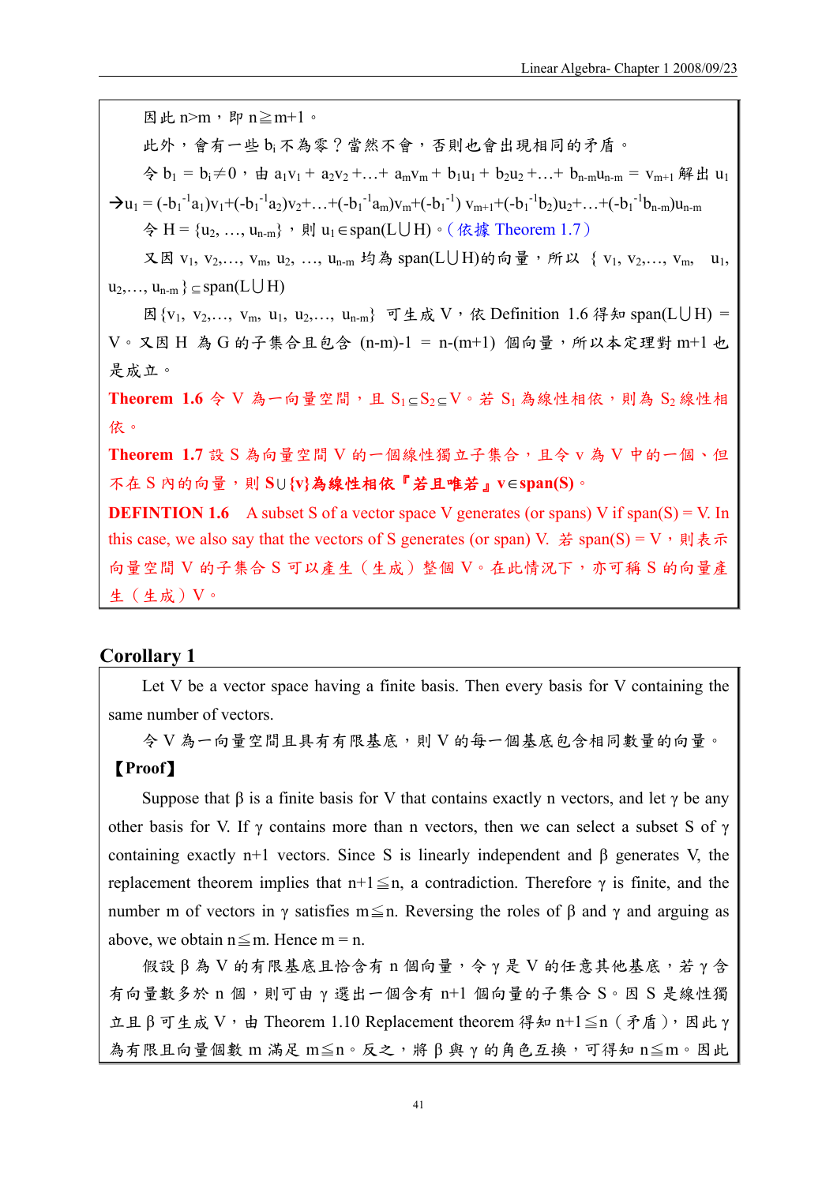因此 $n>m$，即 $n \geqq m+1$。

此外，會有一些 $b_i$ 不為零？當然不會，否則也會出現相同的矛盾。

令 $b_1 = b_i \neq 0$，由 $a_1v_1 + a_2v_2 + \ldots + a_mv_m + b_1u_1 + b_2u_2 + \ldots + b_{n-m}u_{n-m} = v_{m+1}$ 解出 $u_1$

$\rightarrow u_1 = (-b_1^{-1}a_1)v_1 + (-b_1^{-1}a_2)v_2 + \ldots + (-b_1^{-1}a_m)v_m + (-b_1^{-1})v_{m+1} + (-b_1^{-1}b_2)u_2 + \ldots + (-b_1^{-1}b_{n-m})u_{n-m}$

令 $H = \{u_2, \ldots, u_{n-m}\}$，則 $u_1 \in span(L \cup H)$。（依據 Theorem 1.7）

又因 $v_1, v_2, \ldots, v_m, u_2, \ldots, u_{n-m}$ 均為 $span(L \cup H)$ 的向量，所以 $\{v_1, v_2, \ldots, v_m, u_1, u_2, \ldots, u_{n-m}\} \subseteq span(L \cup H)$

因 $\{v_1, v_2, \ldots, v_m, u_1, u_2, \ldots, u_{n-m}\}$ 可生成 V，依 Definition 1.6 得知 $span(L \cup H) = V$。又因 H 為 G 的子集合且包含 $(n-m)-1 = n-(m+1)$ 個向量，所以本定理對 $m+1$ 也是成立。

**Theorem 1.6** 令 V 為一向量空間，且 $S_1 \subseteq S_2 \subseteq V$。若 $S_1$ 為線性相依，則為 $S_2$ 線性相依。

**Theorem 1.7** 設 S 為向量空間 V 的一個線性獨立子集合，且令 v 為 V 中的一個、但不在 S 內的向量，則 **$S \cup \{v\}$ 為線性相依『若且唯若』$v \in span(S)$**。

**DEFINTION 1.6** A subset S of a vector space V generates (or spans) V if span(S) = V. In this case, we also say that the vectors of S generates (or span) V. 若 span(S) = V，則表示向量空間 V 的子集合 S 可以產生（生成）整個 V。在此情況下，亦可稱 S 的向量產生（生成）V。

## Corollary 1

Let V be a vector space having a finite basis. Then every basis for V containing the same number of vectors.

令 V 為一向量空間且具有有限基底，則 V 的每一個基底包含相同數量的向量。

**【Proof】**

Suppose that β is a finite basis for V that contains exactly n vectors, and let γ be any other basis for V. If γ contains more than n vectors, then we can select a subset S of γ containing exactly n+1 vectors. Since S is linearly independent and β generates V, the replacement theorem implies that $n+1 \leqq n$, a contradiction. Therefore γ is finite, and the number m of vectors in γ satisfies $m \leqq n$. Reversing the roles of β and γ and arguing as above, we obtain $n \leqq m$. Hence $m = n$.

假設 β 為 V 的有限基底且恰含有 n 個向量，令 γ 是 V 的任意其他基底，若 γ 含有向量數多於 n 個，則可由 γ 選出一個含有 n+1 個向量的子集合 S。因 S 是線性獨立且 β 可生成 V，由 Theorem 1.10 Replacement theorem 得知 $n+1 \leqq n$（矛盾），因此 γ 為有限且向量個數 m 滿足 $m \leqq n$。反之，將 β 與 γ 的角色互換，可得知 $n \leqq m$。因此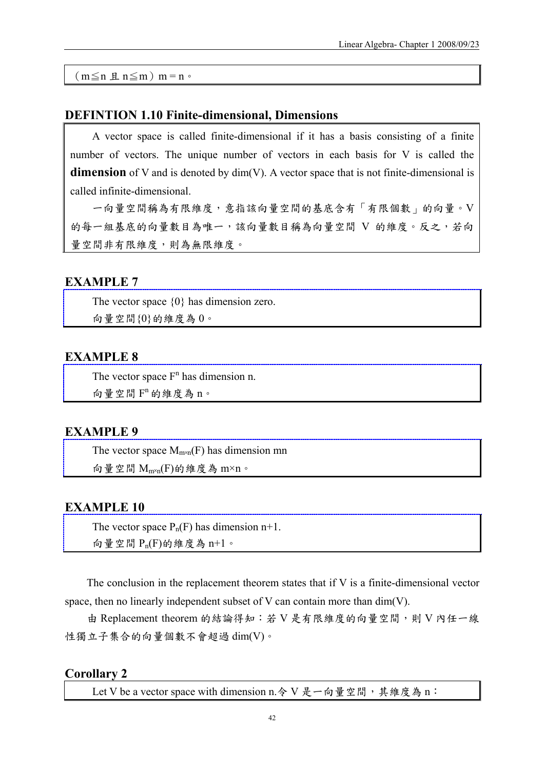（$m \leq n$ 且 $n \leq m$）$m = n$。

## DEFINTION 1.10 Finite-dimensional, Dimensions

A vector space is called finite-dimensional if it has a basis consisting of a finite number of vectors. The unique number of vectors in each basis for V is called the **dimension** of V and is denoted by dim(V). A vector space that is not finite-dimensional is called infinite-dimensional.

一向量空間稱為有限維度，意指該向量空間的基底含有「有限個數」的向量。V 的每一組基底的向量數目為唯一，該向量數目稱為向量空間 V 的維度。反之，若向量空間非有限維度，則為無限維度。

## EXAMPLE 7

The vector space $\{0\}$ has dimension zero.

向量空間$\{0\}$的維度為 0。

## EXAMPLE 8

The vector space $F^n$ has dimension n.

向量空間 $F^n$ 的維度為 n。

## EXAMPLE 9

The vector space $M_{m\times n}(F)$ has dimension mn

向量空間 $M_{m\times n}(F)$的維度為 $m\times n$。

## EXAMPLE 10

The vector space $P_n(F)$ has dimension n+1.

向量空間 $P_n(F)$的維度為 n+1。

The conclusion in the replacement theorem states that if V is a finite-dimensional vector space, then no linearly independent subset of V can contain more than dim(V).

由 Replacement theorem 的結論得知：若 V 是有限維度的向量空間，則 V 內任一線性獨立子集合的向量個數不會超過 dim(V)。

## Corollary 2

Let V be a vector space with dimension n.令 V 是一向量空間，其維度為 n：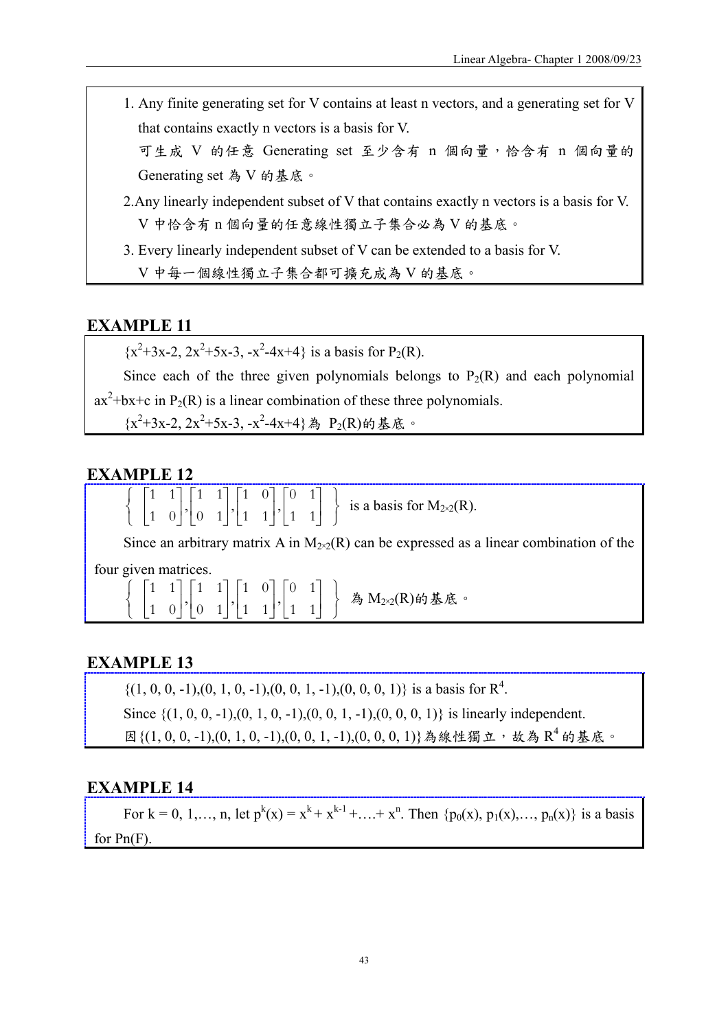1. Any finite generating set for V contains at least n vectors, and a generating set for V that contains exactly n vectors is a basis for V.
   可生成 V 的任意 Generating set 至少含有 n 個向量，恰含有 n 個向量的 Generating set 為 V 的基底。
2. Any linearly independent subset of V that contains exactly n vectors is a basis for V.
   V 中恰含有 n 個向量的任意線性獨立子集合必為 V 的基底。
3. Every linearly independent subset of V can be extended to a basis for V.
   V 中每一個線性獨立子集合都可擴充成為 V 的基底。

## EXAMPLE 11

$\{x^2+3x-2, 2x^2+5x-3, -x^2-4x+4\}$ is a basis for $P_2(R)$.

Since each of the three given polynomials belongs to $P_2(R)$ and each polynomial $ax^2+bx+c$ in $P_2(R)$ is a linear combination of these three polynomials.

$\{x^2+3x-2, 2x^2+5x-3, -x^2-4x+4\}$ 為 $P_2(R)$的基底。

## EXAMPLE 12

$\left\{ \begin{bmatrix} 1 & 1 \\ 1 & 0 \end{bmatrix}, \begin{bmatrix} 1 & 1 \\ 0 & 1 \end{bmatrix}, \begin{bmatrix} 1 & 0 \\ 1 & 1 \end{bmatrix}, \begin{bmatrix} 0 & 1 \\ 1 & 1 \end{bmatrix} \right\}$ is a basis for $M_{2\times2}(R)$.

Since an arbitrary matrix A in $M_{2\times2}(R)$ can be expressed as a linear combination of the four given matrices.

$\left\{ \begin{bmatrix} 1 & 1 \\ 1 & 0 \end{bmatrix}, \begin{bmatrix} 1 & 1 \\ 0 & 1 \end{bmatrix}, \begin{bmatrix} 1 & 0 \\ 1 & 1 \end{bmatrix}, \begin{bmatrix} 0 & 1 \\ 1 & 1 \end{bmatrix} \right\}$ 為 $M_{2\times2}(R)$的基底。

## EXAMPLE 13

$\{(1, 0, 0, -1),(0, 1, 0, -1),(0, 0, 1, -1),(0, 0, 0, 1)\}$ is a basis for $R^4$.

Since $\{(1, 0, 0, -1),(0, 1, 0, -1),(0, 0, 1, -1),(0, 0, 0, 1)\}$ is linearly independent.

因$\{(1, 0, 0, -1),(0, 1, 0, -1),(0, 0, 1, -1),(0, 0, 0, 1)\}$為線性獨立，故為 $R^4$ 的基底。

## EXAMPLE 14

For $k = 0, 1,\ldots, n$, let $p^k(x) = x^k + x^{k-1} + \ldots + x^n$. Then $\{p_0(x), p_1(x),\ldots, p_n(x)\}$ is a basis for Pn(F).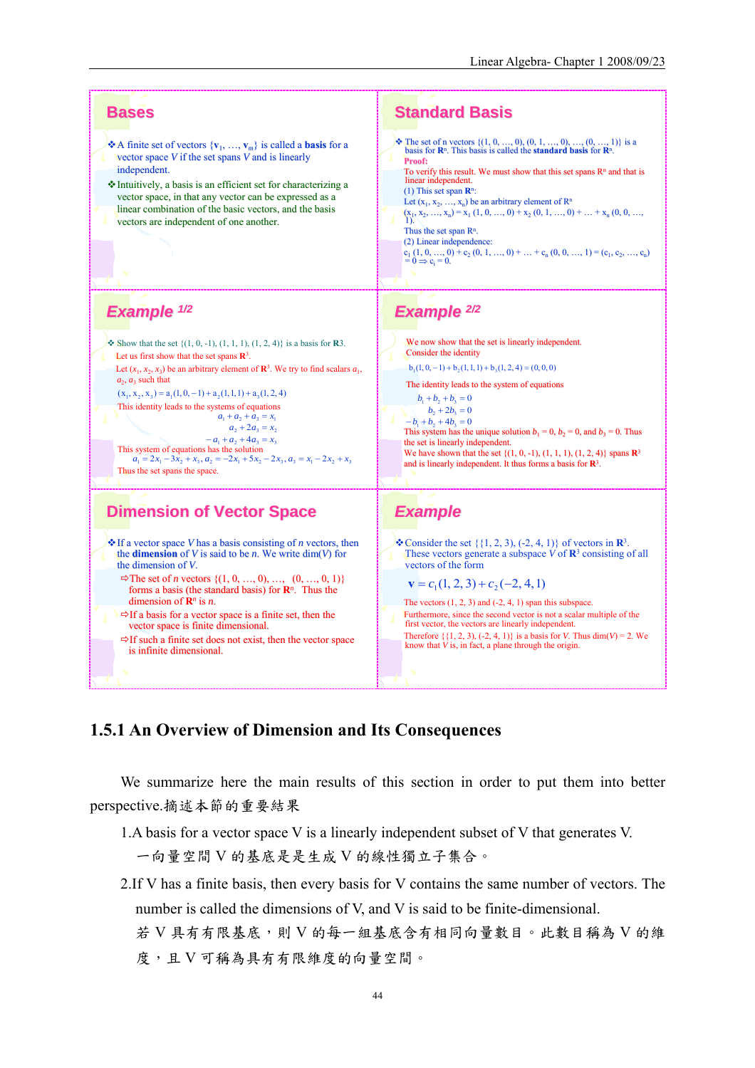## Bases

- A finite set of vectors $\{\mathbf{v}_1, \ldots, \mathbf{v}_m\}$ is called a **basis** for a vector space $V$ if the set spans $V$ and is linearly independent.
- Intuitively, a basis is an efficient set for characterizing a vector space, in that any vector can be expressed as a linear combination of the basic vectors, and the basis vectors are independent of one another.

## Standard Basis

- The set of n vectors $\{(1, 0, \ldots, 0), (0, 1, \ldots, 0), \ldots, (0, \ldots, 1)\}$ is a basis for $\mathbf{R}^n$. This basis is called the **standard basis** for $\mathbf{R}^n$.

**Proof:**

To verify this result. We must show that this set spans $\mathbf{R}^n$ and that is linear independent.

(1) This set span $\mathbf{R}^n$:

Let $(x_1, x_2, \ldots, x_n)$ be an arbitrary element of $\mathbf{R}^n$

$(x_1, x_2, \ldots, x_n) = x_1 (1, 0, \ldots, 0) + x_2 (0, 1, \ldots, 0) + \ldots + x_n (0, 0, \ldots, 1)$.

Thus the set span $\mathbf{R}^n$.

(2) Linear independence:

$c_1 (1, 0, \ldots, 0) + c_2 (0, 1, \ldots, 0) + \ldots + c_n (0, 0, \ldots, 1) = (c_1, c_2, \ldots, c_n) = 0 \Rightarrow c_i = 0$.

## Example 1/2

- Show that the set $\{(1, 0, -1), (1, 1, 1), (1, 2, 4)\}$ is a basis for $\mathbf{R}3$.

Let us first show that the set spans $\mathbf{R}^3$.

Let $(x_1, x_2, x_3)$ be an arbitrary element of $\mathbf{R}^3$. We try to find scalars $a_1, a_2, a_3$ such that

$$(x_1, x_2, x_3) = a_1(1, 0, -1) + a_2(1, 1, 1) + a_3(1, 2, 4)$$

This identity leads to the systems of equations

$$a_1 + a_2 + a_3 = x_1$$
$$a_2 + 2a_3 = x_2$$
$$-a_1 + a_2 + 4a_3 = x_3$$

This system of equations has the solution

$$a_1 = 2x_1 - 3x_2 + x_3,\ a_2 = -2x_1 + 5x_2 - 2x_3,\ a_3 = x_1 - 2x_2 + x_3$$

Thus the set spans the space.

## Example 2/2

We now show that the set is linearly independent. Consider the identity

$$b_1(1, 0, -1) + b_2(1, 1, 1) + b_3(1, 2, 4) = (0, 0, 0)$$

The identity leads to the system of equations

$$b_1 + b_2 + b_3 = 0$$
$$b_2 + 2b_3 = 0$$
$$-b_1 + b_2 + 4b_3 = 0$$

This system has the unique solution $b_1 = 0$, $b_2 = 0$, and $b_3 = 0$. Thus the set is linearly independent.

We have shown that the set $\{(1, 0, -1), (1, 1, 1), (1, 2, 4)\}$ spans $\mathbf{R}^3$ and is linearly independent. It thus forms a basis for $\mathbf{R}^3$.

## Dimension of Vector Space

- If a vector space $V$ has a basis consisting of $n$ vectors, then the **dimension** of $V$ is said to be $n$. We write $\dim(V)$ for the dimension of $V$.
  - The set of $n$ vectors $\{(1, 0, \ldots, 0), \ldots, (0, \ldots, 0, 1)\}$ forms a basis (the standard basis) for $\mathbf{R}^n$. Thus the dimension of $\mathbf{R}^n$ is $n$.
  - If a basis for a vector space is a finite set, then the vector space is finite dimensional.
  - If such a finite set does not exist, then the vector space is infinite dimensional.

## Example

- Consider the set $\{(1, 2, 3), (-2, 4, 1)\}$ of vectors in $\mathbf{R}^3$. These vectors generate a subspace $V$ of $\mathbf{R}^3$ consisting of all vectors of the form

$$\mathbf{v} = c_1(1, 2, 3) + c_2(-2, 4, 1)$$

The vectors $(1, 2, 3)$ and $(-2, 4, 1)$ span this subspace.

Furthermore, since the second vector is not a scalar multiple of the first vector, the vectors are linearly independent.

Therefore $\{(1, 2, 3), (-2, 4, 1)\}$ is a basis for $V$. Thus $\dim(V) = 2$. We know that $V$ is, in fact, a plane through the origin.

### 1.5.1 An Overview of Dimension and Its Consequences

We summarize here the main results of this section in order to put them into better perspective.摘述本節的重要結果

1. A basis for a vector space V is a linearly independent subset of V that generates V.
   一向量空間 V 的基底是是生成 V 的線性獨立子集合。
2. If V has a finite basis, then every basis for V contains the same number of vectors. The number is called the dimensions of V, and V is said to be finite-dimensional.
   若 V 具有有限基底，則 V 的每一組基底含有相同向量數目。此數目稱為 V 的維度，且 V 可稱為具有有限維度的向量空間。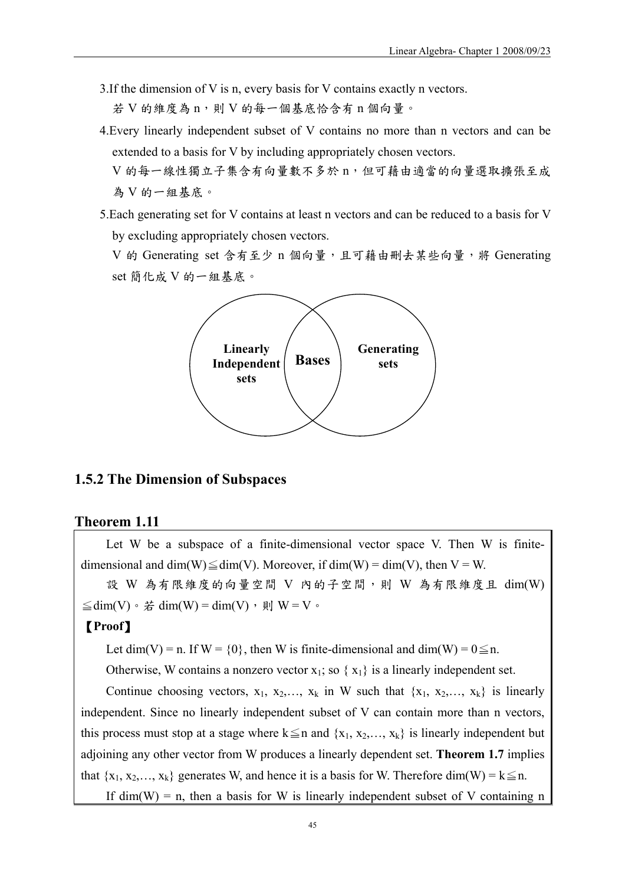3.If the dimension of V is n, every basis for V contains exactly n vectors.

若 V 的維度為 n，則 V 的每一個基底恰含有 n 個向量。

4.Every linearly independent subset of V contains no more than n vectors and can be extended to a basis for V by including appropriately chosen vectors.

V 的每一線性獨立子集合有向量數不多於 n，但可藉由適當的向量選取擴張至成為 V 的一組基底。

5.Each generating set for V contains at least n vectors and can be reduced to a basis for V by excluding appropriately chosen vectors.

V 的 Generating set 含有至少 n 個向量，且可藉由刪去某些向量，將 Generating set 簡化成 V 的一組基底。

Linearly Independent sets | Bases | Generating sets

### 1.5.2 The Dimension of Subspaces

#### Theorem 1.11

Let W be a subspace of a finite-dimensional vector space V. Then W is finite-dimensional and $\dim(W) \leqq \dim(V)$. Moreover, if $\dim(W) = \dim(V)$, then $V = W$.

設 W 為有限維度的向量空間 V 內的子空間，則 W 為有限維度且 $\dim(W) \leqq \dim(V)$。若 $\dim(W) = \dim(V)$，則 $W = V$。

**【Proof】**

Let $\dim(V) = n$. If $W = \{0\}$, then W is finite-dimensional and $\dim(W) = 0 \leqq n$.

Otherwise, W contains a nonzero vector $x_1$; so $\{x_1\}$ is a linearly independent set.

Continue choosing vectors, $x_1, x_2, \ldots, x_k$ in W such that $\{x_1, x_2, \ldots, x_k\}$ is linearly independent. Since no linearly independent subset of V can contain more than n vectors, this process must stop at a stage where $k \leqq n$ and $\{x_1, x_2, \ldots, x_k\}$ is linearly independent but adjoining any other vector from W produces a linearly dependent set. **Theorem 1.7** implies that $\{x_1, x_2, \ldots, x_k\}$ generates W, and hence it is a basis for W. Therefore $\dim(W) = k \leqq n$.

If $\dim(W) = n$, then a basis for W is linearly independent subset of V containing n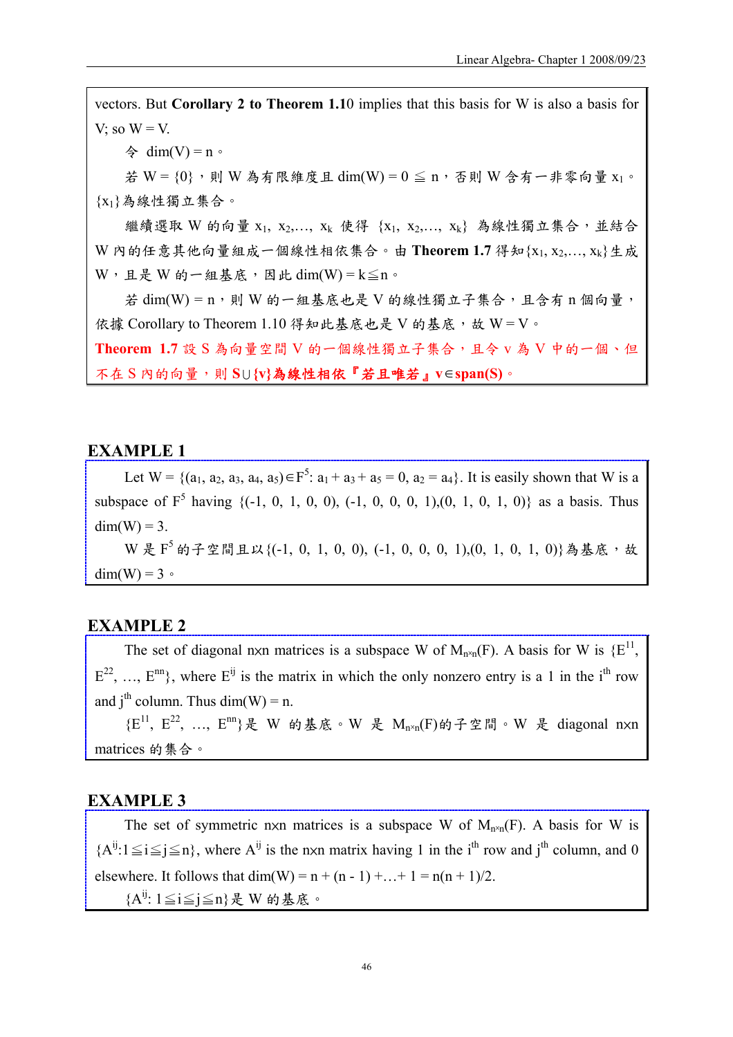vectors. But **Corollary 2 to Theorem 1.1**0 implies that this basis for W is also a basis for V; so W = V.

令 dim(V) = n。

若 W = {0}，則 W 為有限維度且 dim(W) = 0 ≦ n，否則 W 含有一非零向量 $x_1$。$\{x_1\}$為線性獨立集合。

繼續選取 W 的向量 $x_1, x_2, \ldots, x_k$ 使得 $\{x_1, x_2, \ldots, x_k\}$ 為線性獨立集合，並結合 W 內的任意其他向量組成一個線性相依集合。由 **Theorem 1.7** 得知$\{x_1, x_2, \ldots, x_k\}$生成 W，且是 W 的一組基底，因此 dim(W) = k≦n。

若 dim(W) = n，則 W 的一組基底也是 V 的線性獨立子集合，且含有 n 個向量，依據 Corollary to Theorem 1.10 得知此基底也是 V 的基底，故 W = V。

**Theorem 1.7** 設 S 為向量空間 V 的一個線性獨立子集合，且令 v 為 V 中的一個、但不在 S 內的向量，則 **S∪{v}為線性相依『若且唯若』v∈span(S)**。

## EXAMPLE 1

Let W = $\{(a_1, a_2, a_3, a_4, a_5)\in F^5: a_1 + a_3 + a_5 = 0, a_2 = a_4\}$. It is easily shown that W is a subspace of $F^5$ having {(-1, 0, 1, 0, 0), (-1, 0, 0, 0, 1),(0, 1, 0, 1, 0)} as a basis. Thus dim(W) = 3.

W 是 $F^5$ 的子空間且以{(-1, 0, 1, 0, 0), (-1, 0, 0, 0, 1),(0, 1, 0, 1, 0)}為基底，故 dim(W) = 3。

## EXAMPLE 2

The set of diagonal nxn matrices is a subspace W of $M_{n\times n}(F)$. A basis for W is $\{E^{11}, E^{22}, \ldots, E^{nn}\}$, where $E^{ij}$ is the matrix in which the only nonzero entry is a 1 in the $i^{th}$ row and $j^{th}$ column. Thus dim(W) = n.

$\{E^{11}, E^{22}, \ldots, E^{nn}\}$是 W 的基底。W 是 $M_{n\times n}(F)$的子空間。W 是 diagonal nxn matrices 的集合。

## EXAMPLE 3

The set of symmetric nxn matrices is a subspace W of $M_{n\times n}(F)$. A basis for W is $\{A^{ij}: 1\leq i\leq j\leq n\}$, where $A^{ij}$ is the nxn matrix having 1 in the $i^{th}$ row and $j^{th}$ column, and 0 elsewhere. It follows that dim(W) = n + (n - 1) +…+ 1 = n(n + 1)/2.

$\{A^{ij}: 1\leq i\leq j\leq n\}$是 W 的基底。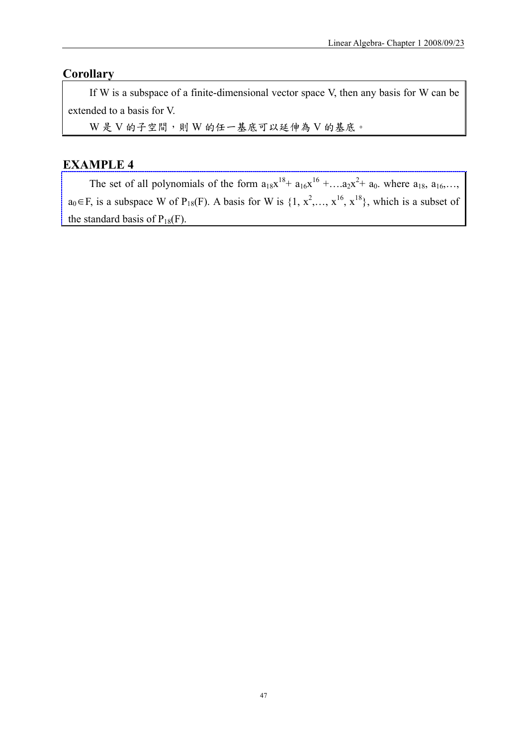## Corollary

If W is a subspace of a finite-dimensional vector space V, then any basis for W can be extended to a basis for V.

W 是 V 的子空間，則 W 的任一基底可以延伸為 V 的基底。

## EXAMPLE 4

The set of all polynomials of the form $a_{18}x^{18}+ a_{16}x^{16} +\ldots a_2x^2+ a_0$. where $a_{18}, a_{16},\ldots, a_0\in F$, is a subspace W of $P_{18}(F)$. A basis for W is $\{1, x^2,\ldots, x^{16}, x^{18}\}$, which is a subset of the standard basis of $P_{18}(F)$.